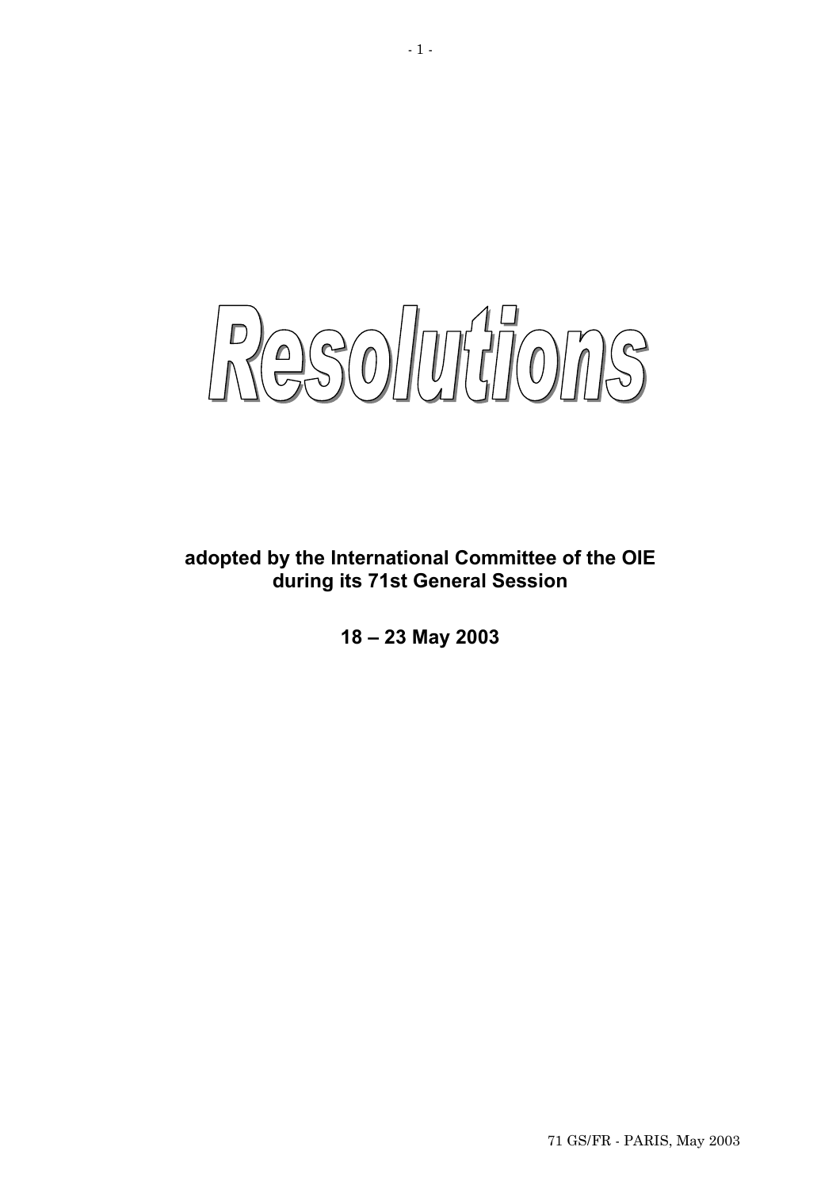# Resolutions

**adopted by the International Committee of the OIE during its 71st General Session**

**18 – 23 May 2003**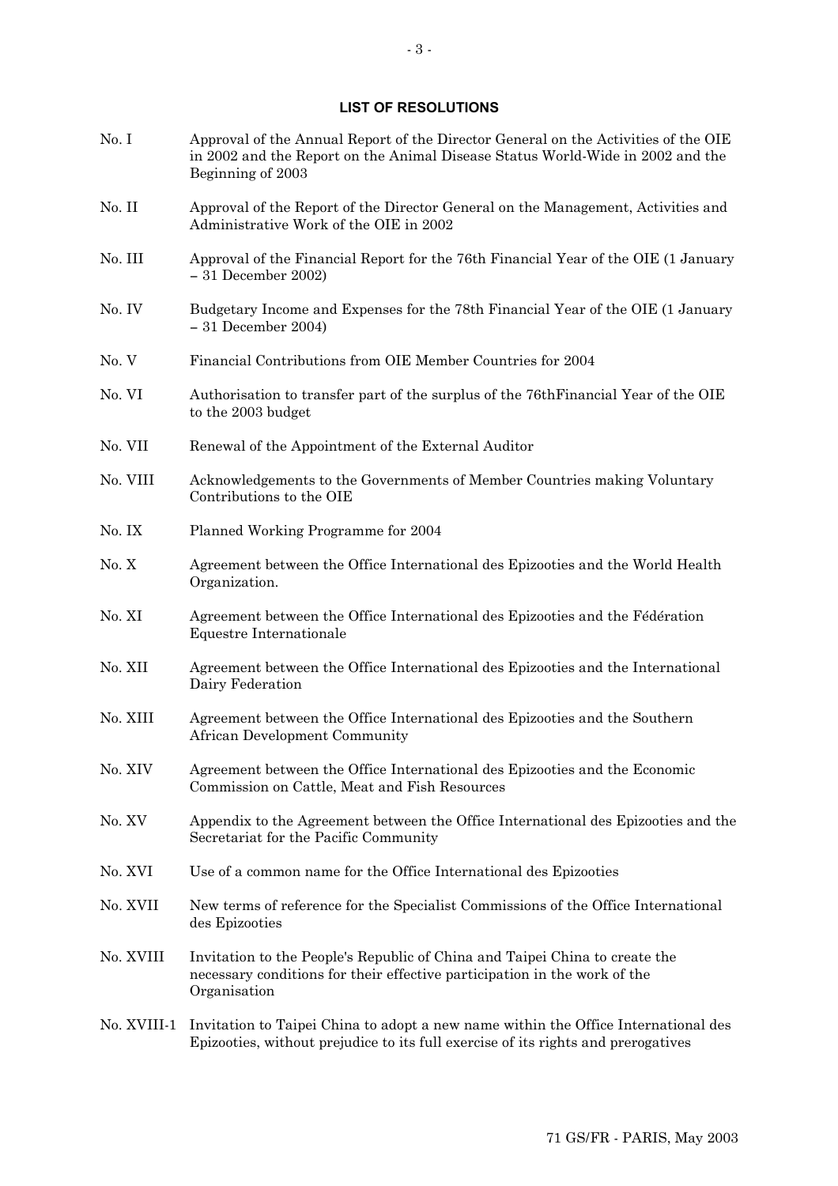## LIST OF RESOLUTIONS

| | |
|---|---|
| No. I | Approval of the Annual Report of the Director General on the Activities of the OIE in 2002 and the Report on the Animal Disease Status World-Wide in 2002 and the Beginning of 2003 |
| No. II | Approval of the Report of the Director General on the Management, Activities and Administrative Work of the OIE in 2002 |
| No. III | Approval of the Financial Report for the 76th Financial Year of the OIE (1 January – 31 December 2002) |
| No. IV | Budgetary Income and Expenses for the 78th Financial Year of the OIE (1 January – 31 December 2004) |
| No. V | Financial Contributions from OIE Member Countries for 2004 |
| No. VI | Authorisation to transfer part of the surplus of the 76thFinancial Year of the OIE to the 2003 budget |
| No. VII | Renewal of the Appointment of the External Auditor |
| No. VIII | Acknowledgements to the Governments of Member Countries making Voluntary Contributions to the OIE |
| No. IX | Planned Working Programme for 2004 |
| No. X | Agreement between the Office International des Epizooties and the World Health Organization. |
| No. XI | Agreement between the Office International des Epizooties and the Fédération Equestre Internationale |
| No. XII | Agreement between the Office International des Epizooties and the International Dairy Federation |
| No. XIII | Agreement between the Office International des Epizooties and the Southern African Development Community |
| No. XIV | Agreement between the Office International des Epizooties and the Economic Commission on Cattle, Meat and Fish Resources |
| No. XV | Appendix to the Agreement between the Office International des Epizooties and the Secretariat for the Pacific Community |
| No. XVI | Use of a common name for the Office International des Epizooties |
| No. XVII | New terms of reference for the Specialist Commissions of the Office International des Epizooties |
| No. XVIII | Invitation to the People's Republic of China and Taipei China to create the necessary conditions for their effective participation in the work of the Organisation |
| No. XVIII-1 | Invitation to Taipei China to adopt a new name within the Office International des Epizooties, without prejudice to its full exercise of its rights and prerogatives |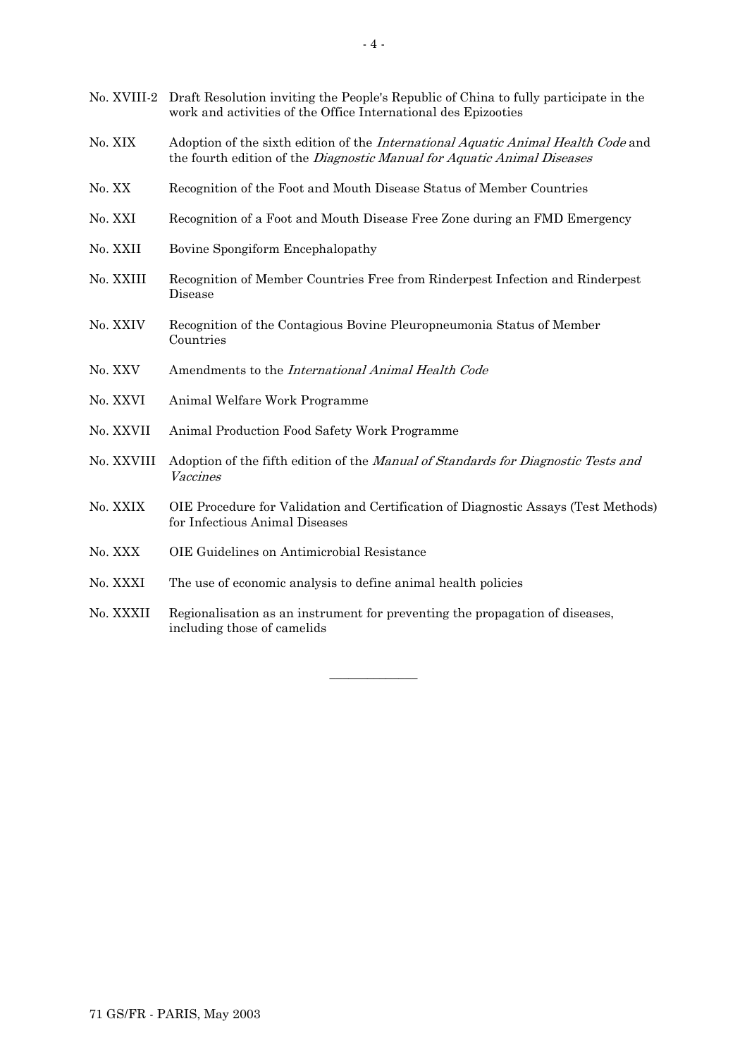No. XVIII-2 Draft Resolution inviting the People's Republic of China to fully participate in the work and activities of the Office International des Epizooties

No. XIX Adoption of the sixth edition of the *International Aquatic Animal Health Code* and the fourth edition of the *Diagnostic Manual for Aquatic Animal Diseases*

No. XX Recognition of the Foot and Mouth Disease Status of Member Countries

No. XXI Recognition of a Foot and Mouth Disease Free Zone during an FMD Emergency

No. XXII Bovine Spongiform Encephalopathy

No. XXIII Recognition of Member Countries Free from Rinderpest Infection and Rinderpest Disease

No. XXIV Recognition of the Contagious Bovine Pleuropneumonia Status of Member Countries

No. XXV Amendments to the *International Animal Health Code*

No. XXVI Animal Welfare Work Programme

No. XXVII Animal Production Food Safety Work Programme

No. XXVIII Adoption of the fifth edition of the *Manual of Standards for Diagnostic Tests and Vaccines*

No. XXIX OIE Procedure for Validation and Certification of Diagnostic Assays (Test Methods) for Infectious Animal Diseases

No. XXX OIE Guidelines on Antimicrobial Resistance

No. XXXI The use of economic analysis to define animal health policies

No. XXXII Regionalisation as an instrument for preventing the propagation of diseases, including those of camelids

_______________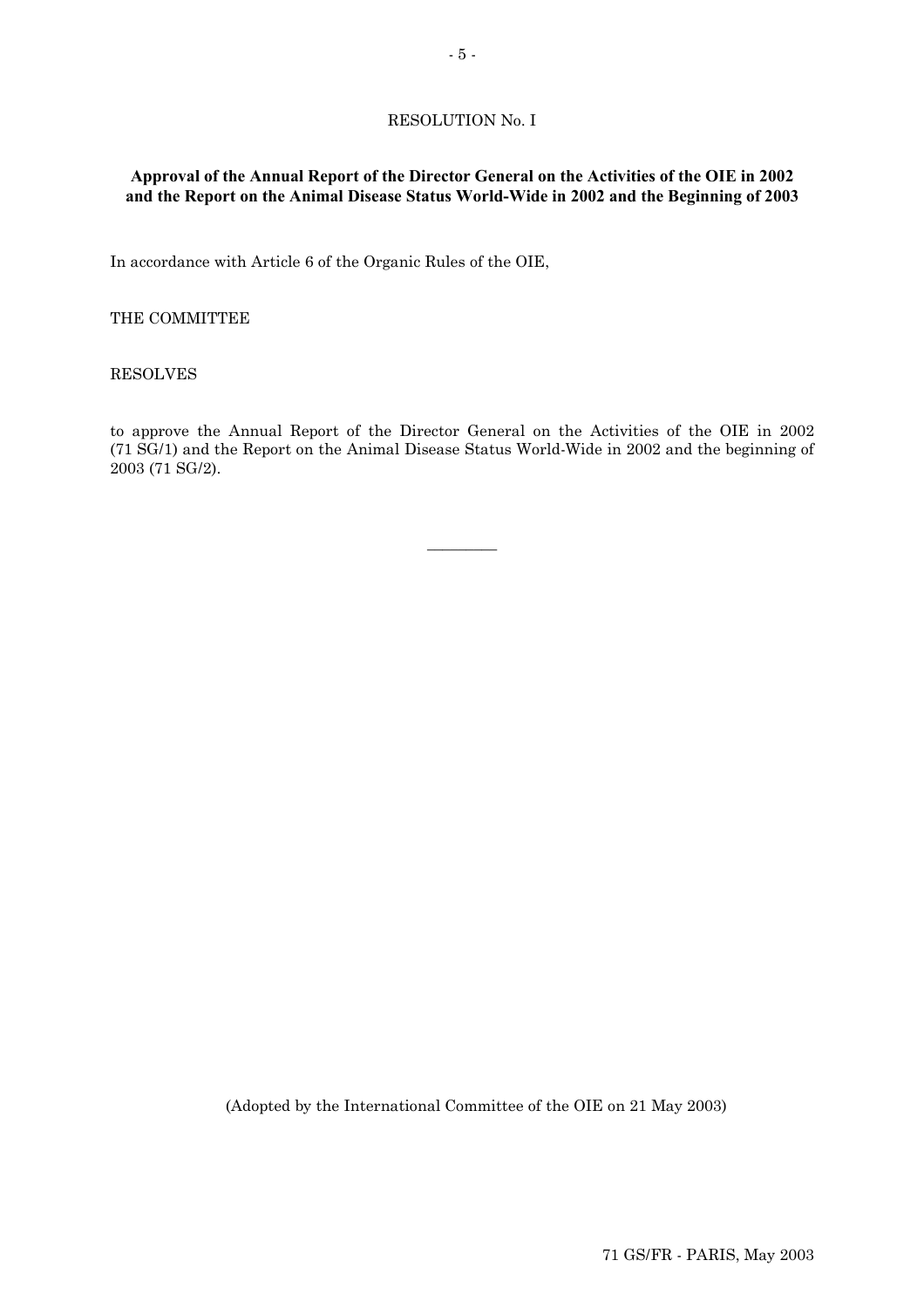RESOLUTION No. I

**Approval of the Annual Report of the Director General on the Activities of the OIE in 2002 and the Report on the Animal Disease Status World-Wide in 2002 and the Beginning of 2003**

In accordance with Article 6 of the Organic Rules of the OIE,

THE COMMITTEE

RESOLVES

to approve the Annual Report of the Director General on the Activities of the OIE in 2002 (71 SG/1) and the Report on the Animal Disease Status World-Wide in 2002 and the beginning of 2003 (71 SG/2).

---

(Adopted by the International Committee of the OIE on 21 May 2003)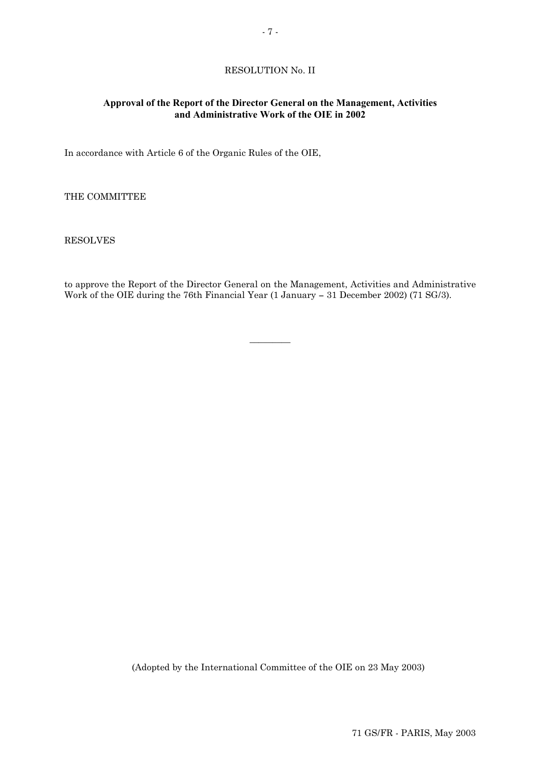RESOLUTION No. II

**Approval of the Report of the Director General on the Management, Activities and Administrative Work of the OIE in 2002**

In accordance with Article 6 of the Organic Rules of the OIE,

THE COMMITTEE

RESOLVES

to approve the Report of the Director General on the Management, Activities and Administrative Work of the OIE during the 76th Financial Year (1 January – 31 December 2002) (71 SG/3).

________

(Adopted by the International Committee of the OIE on 23 May 2003)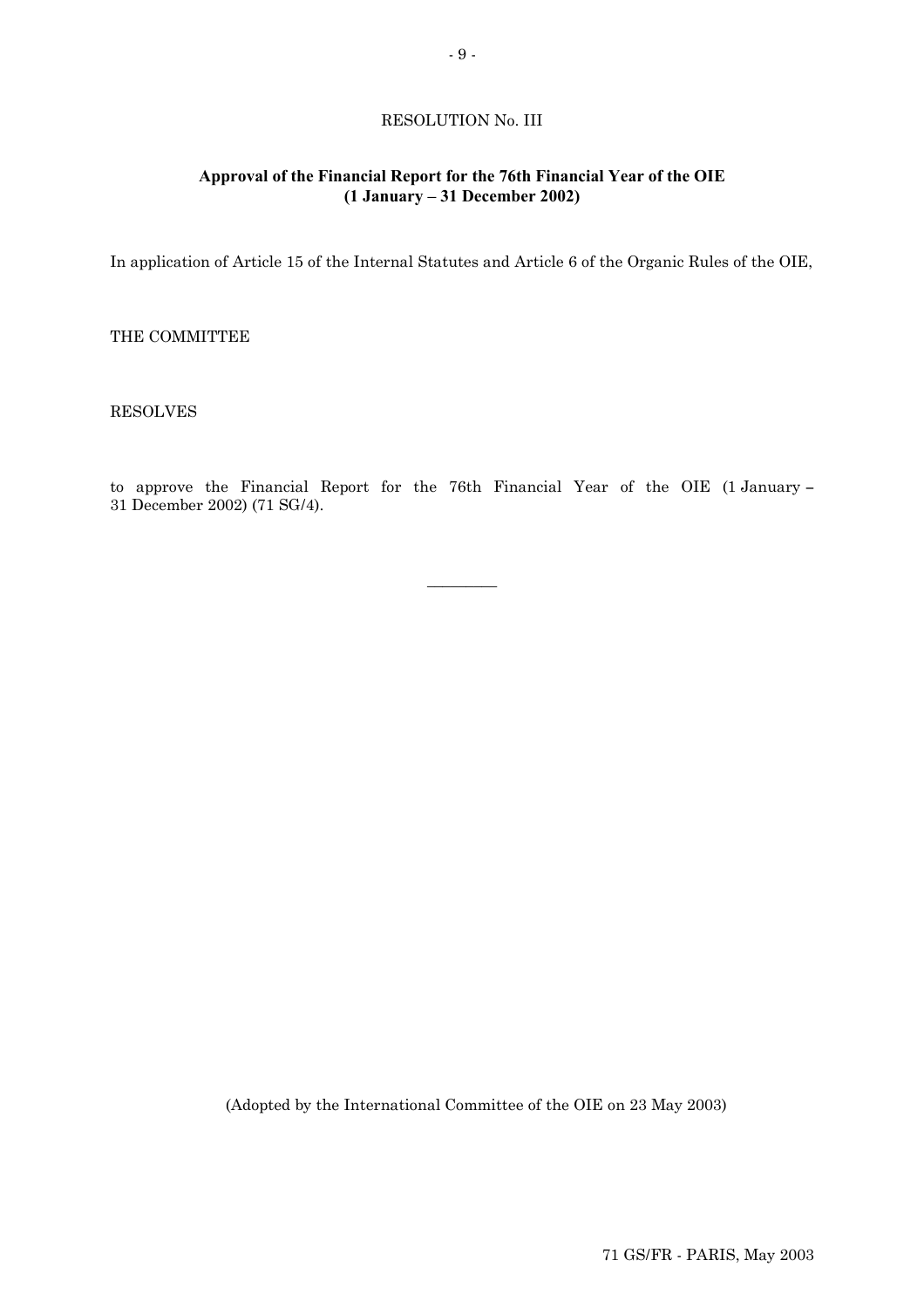RESOLUTION No. III

**Approval of the Financial Report for the 76th Financial Year of the OIE (1 January – 31 December 2002)**

In application of Article 15 of the Internal Statutes and Article 6 of the Organic Rules of the OIE,

THE COMMITTEE

RESOLVES

to approve the Financial Report for the 76th Financial Year of the OIE (1 January – 31 December 2002) (71 SG/4).

---

(Adopted by the International Committee of the OIE on 23 May 2003)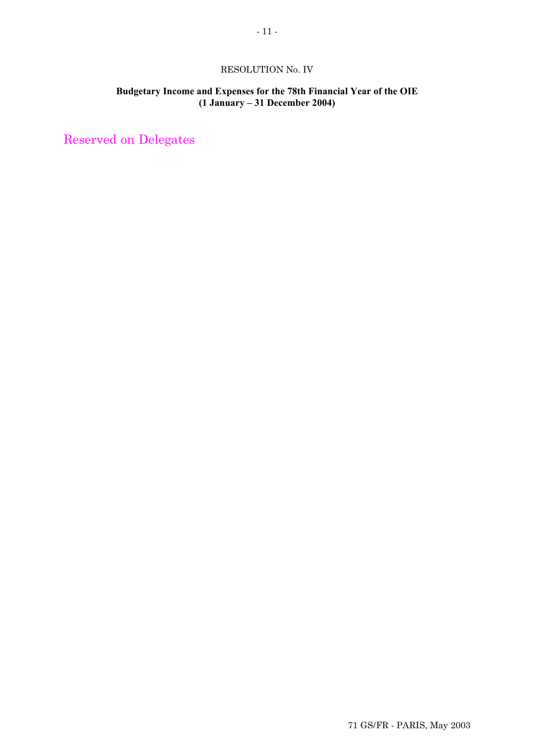RESOLUTION No. IV

**Budgetary Income and Expenses for the 78th Financial Year of the OIE (1 January – 31 December 2004)**

Reserved on Delegates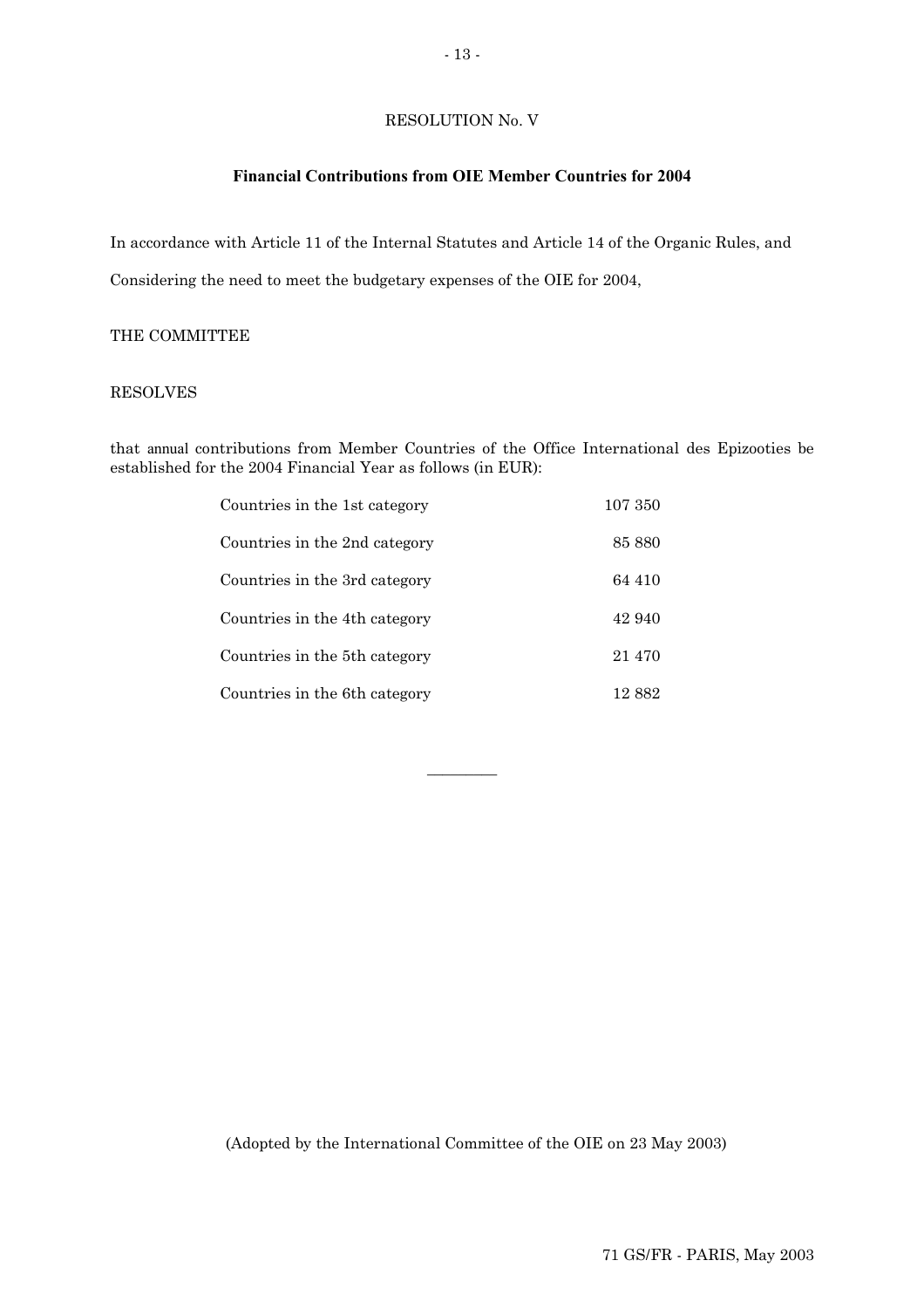RESOLUTION No. V

**Financial Contributions from OIE Member Countries for 2004**

In accordance with Article 11 of the Internal Statutes and Article 14 of the Organic Rules, and

Considering the need to meet the budgetary expenses of the OIE for 2004,

THE COMMITTEE

RESOLVES

that annual contributions from Member Countries of the Office International des Epizooties be established for the 2004 Financial Year as follows (in EUR):

| | |
|---|---|
| Countries in the 1st category | 107 350 |
| Countries in the 2nd category | 85 880 |
| Countries in the 3rd category | 64 410 |
| Countries in the 4th category | 42 940 |
| Countries in the 5th category | 21 470 |
| Countries in the 6th category | 12 882 |

---

(Adopted by the International Committee of the OIE on 23 May 2003)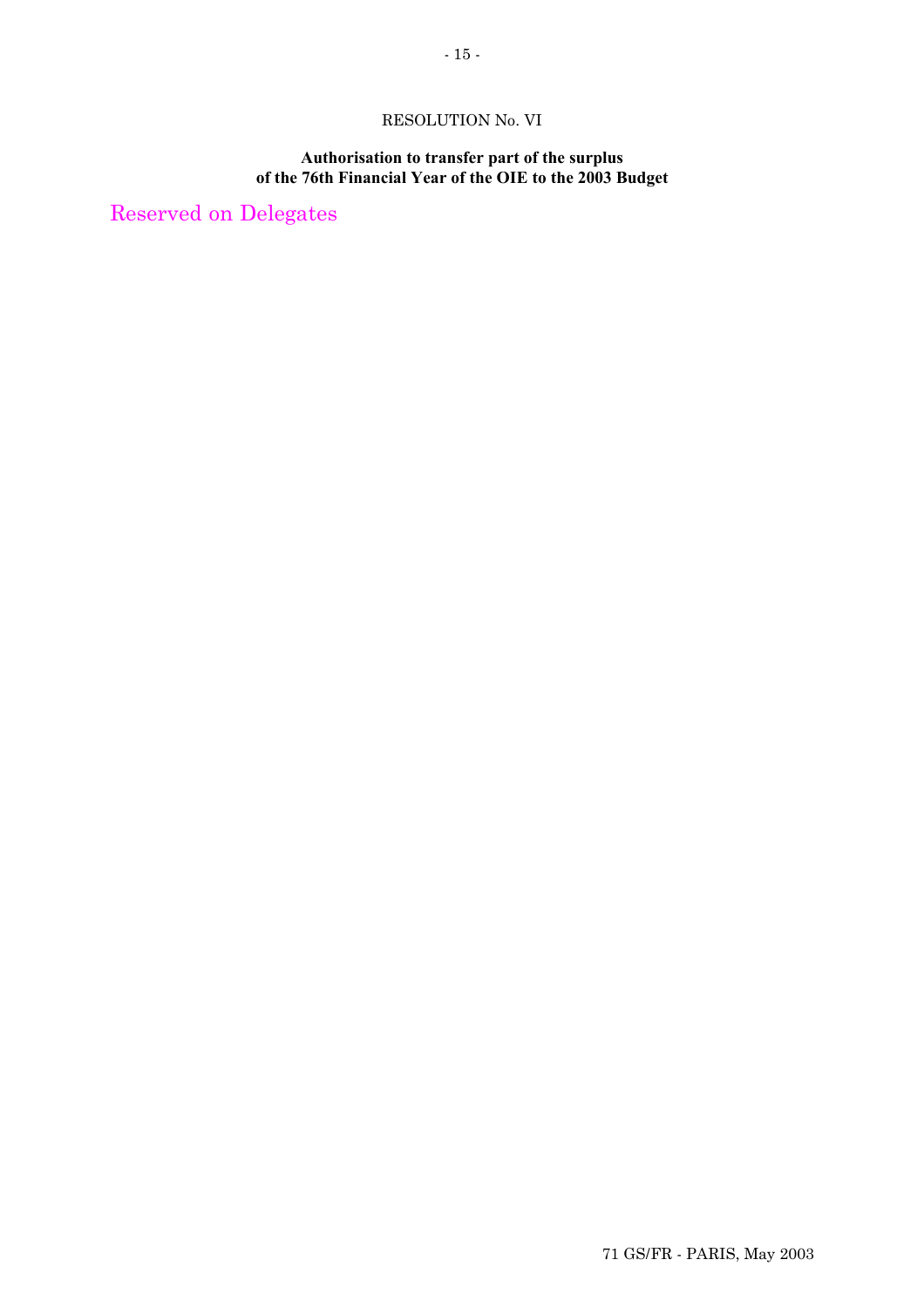RESOLUTION No. VI

**Authorisation to transfer part of the surplus of the 76th Financial Year of the OIE to the 2003 Budget**

Reserved on Delegates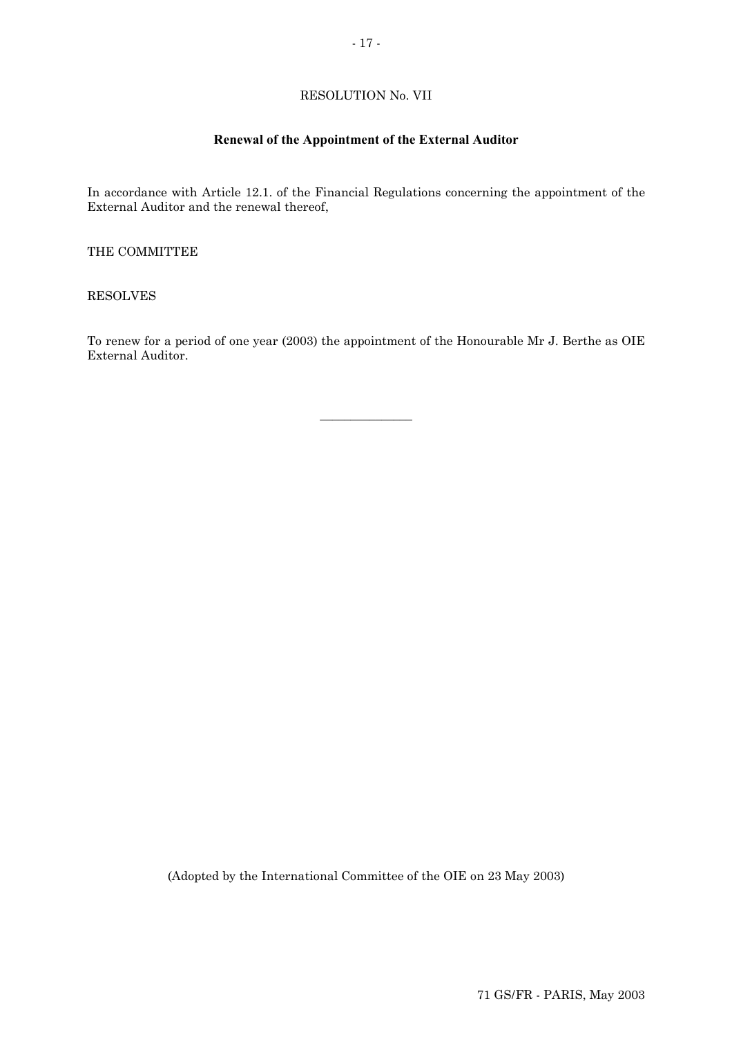RESOLUTION No. VII

## Renewal of the Appointment of the External Auditor

In accordance with Article 12.1. of the Financial Regulations concerning the appointment of the External Auditor and the renewal thereof,

THE COMMITTEE

RESOLVES

To renew for a period of one year (2003) the appointment of the Honourable Mr J. Berthe as OIE External Auditor.

---

(Adopted by the International Committee of the OIE on 23 May 2003)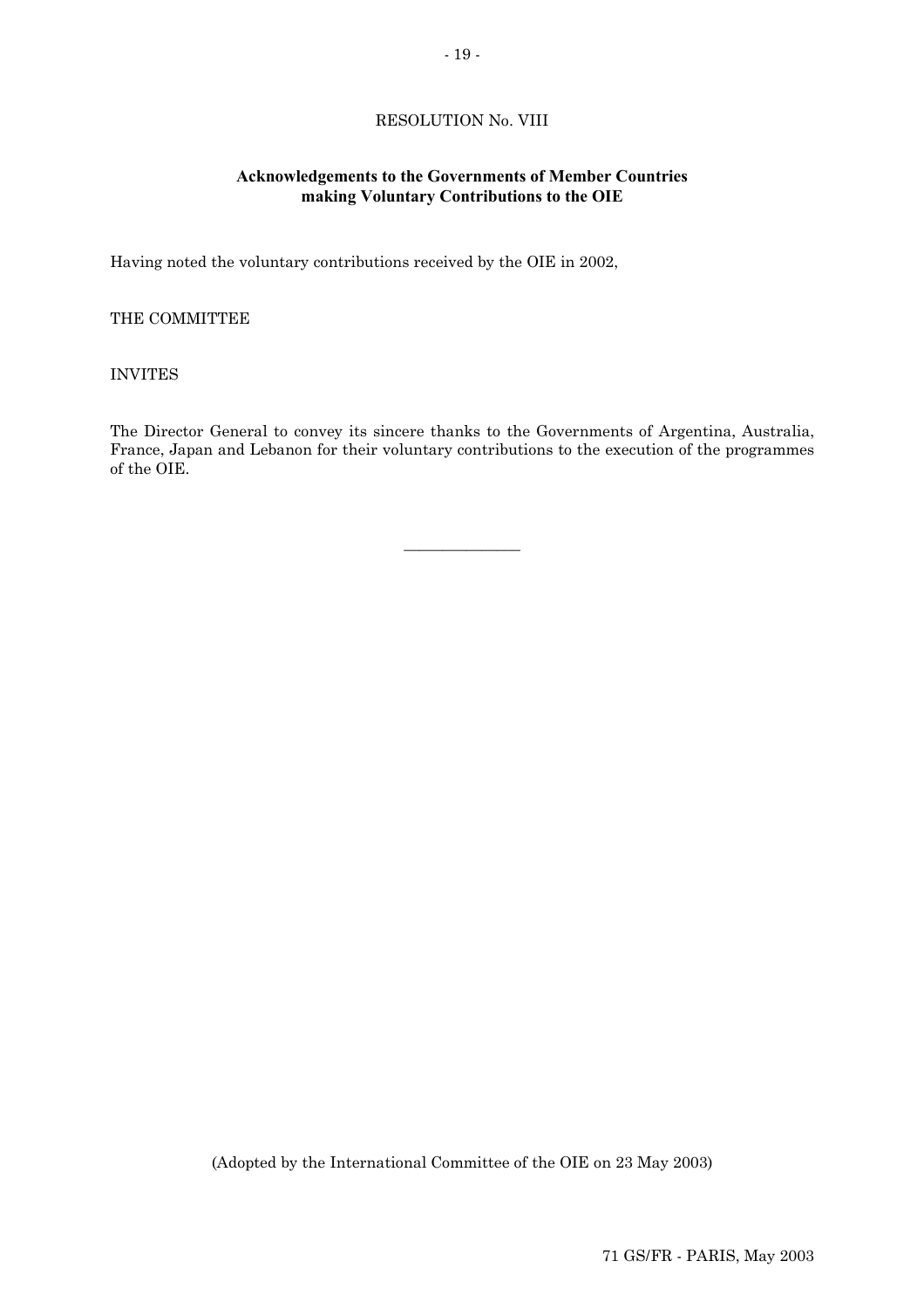# RESOLUTION No. VIII

## Acknowledgements to the Governments of Member Countries making Voluntary Contributions to the OIE

Having noted the voluntary contributions received by the OIE in 2002,

THE COMMITTEE

INVITES

The Director General to convey its sincere thanks to the Governments of Argentina, Australia, France, Japan and Lebanon for their voluntary contributions to the execution of the programmes of the OIE.

---

(Adopted by the International Committee of the OIE on 23 May 2003)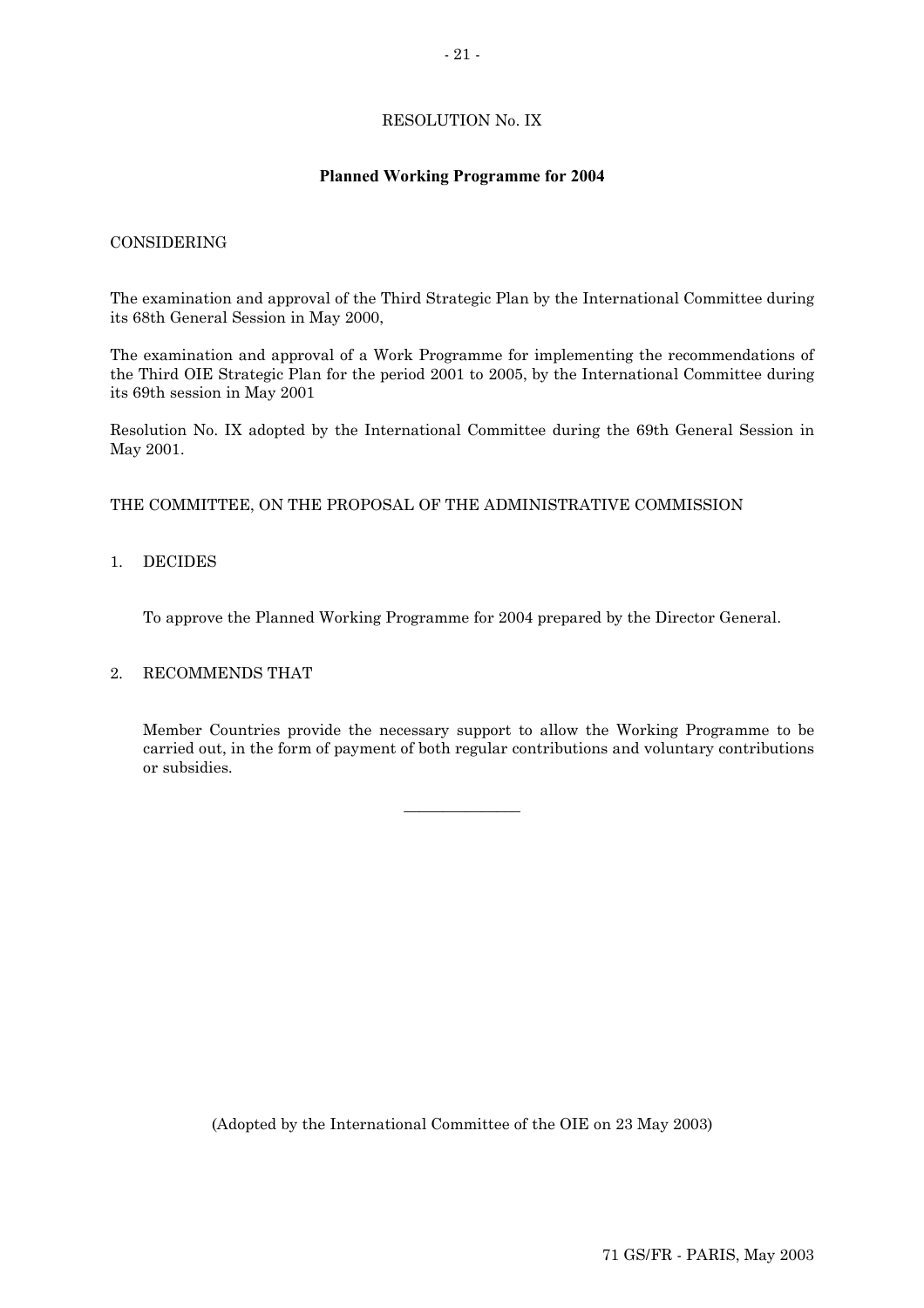RESOLUTION No. IX

**Planned Working Programme for 2004**

CONSIDERING

The examination and approval of the Third Strategic Plan by the International Committee during its 68th General Session in May 2000,

The examination and approval of a Work Programme for implementing the recommendations of the Third OIE Strategic Plan for the period 2001 to 2005, by the International Committee during its 69th session in May 2001

Resolution No. IX adopted by the International Committee during the 69th General Session in May 2001.

THE COMMITTEE, ON THE PROPOSAL OF THE ADMINISTRATIVE COMMISSION

1. DECIDES

   To approve the Planned Working Programme for 2004 prepared by the Director General.

2. RECOMMENDS THAT

   Member Countries provide the necessary support to allow the Working Programme to be carried out, in the form of payment of both regular contributions and voluntary contributions or subsidies.

_______________

(Adopted by the International Committee of the OIE on 23 May 2003)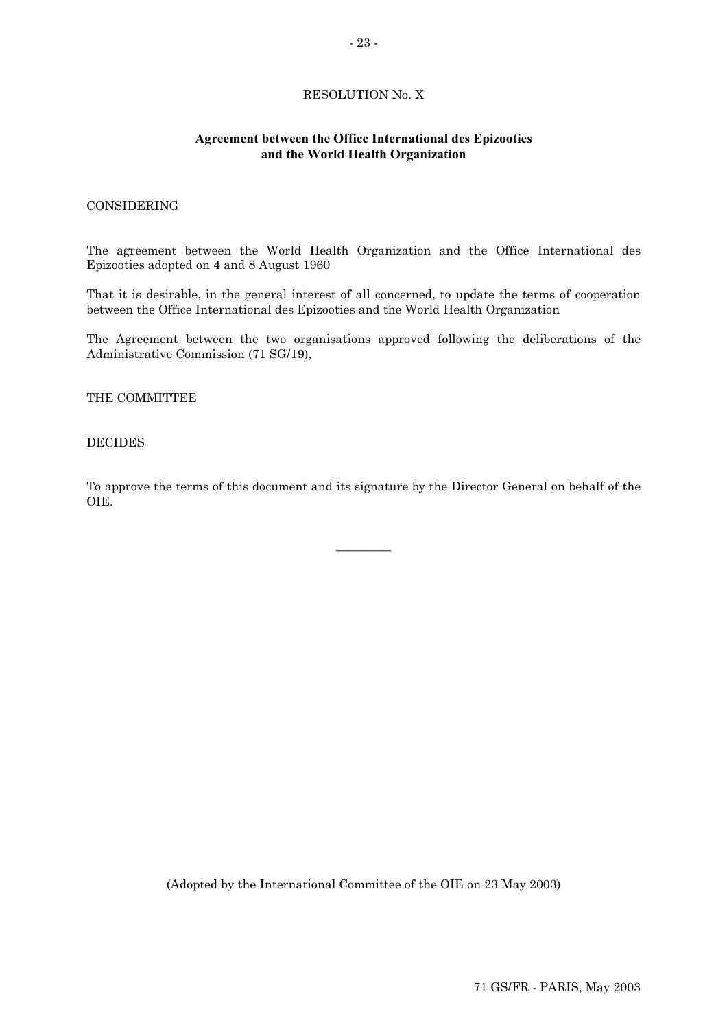RESOLUTION No. X

**Agreement between the Office International des Epizooties and the World Health Organization**

CONSIDERING

The agreement between the World Health Organization and the Office International des Epizooties adopted on 4 and 8 August 1960

That it is desirable, in the general interest of all concerned, to update the terms of cooperation between the Office International des Epizooties and the World Health Organization

The Agreement between the two organisations approved following the deliberations of the Administrative Commission (71 SG/19),

THE COMMITTEE

DECIDES

To approve the terms of this document and its signature by the Director General on behalf of the OIE.

---

(Adopted by the International Committee of the OIE on 23 May 2003)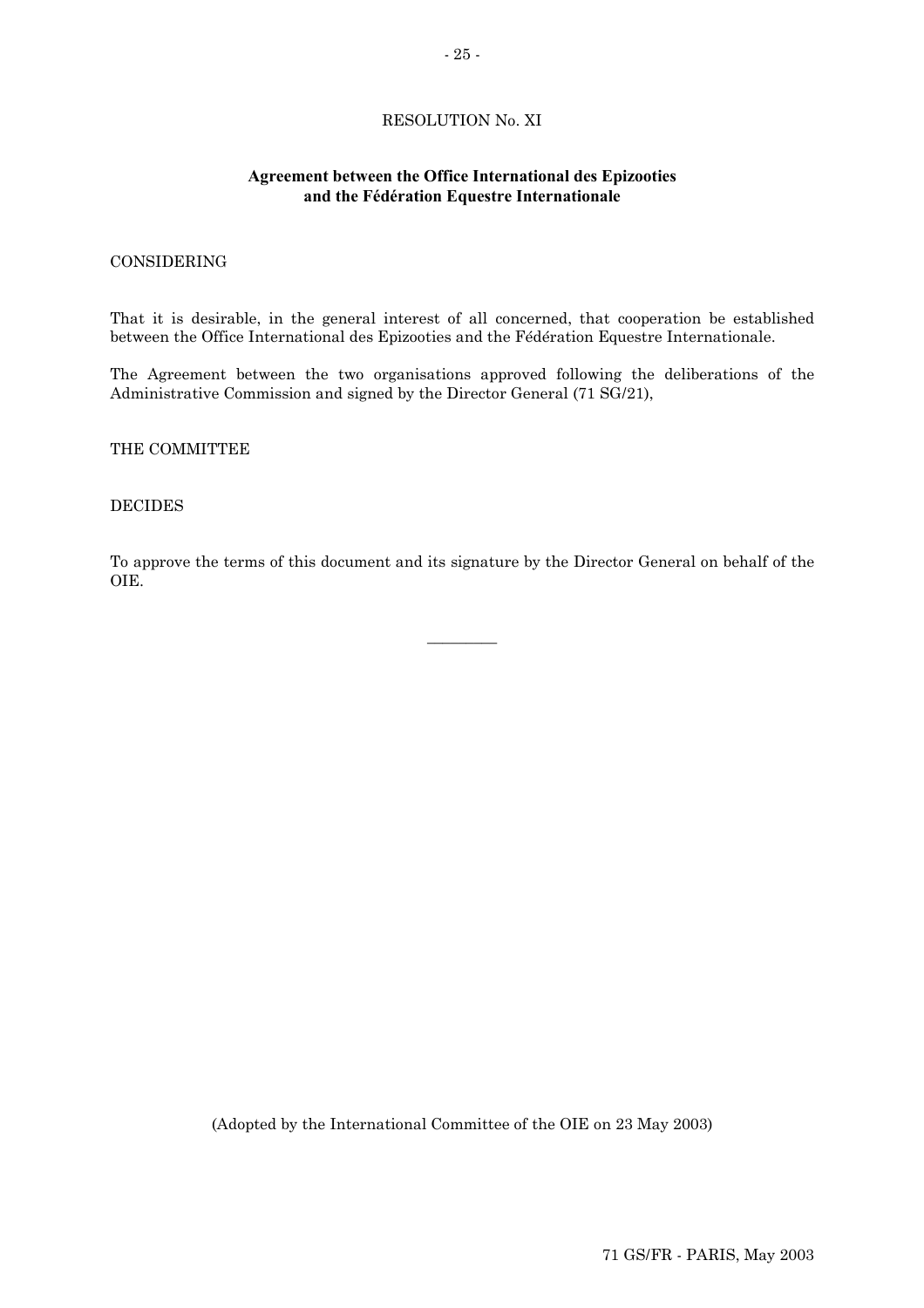RESOLUTION No. XI

**Agreement between the Office International des Epizooties and the Fédération Equestre Internationale**

CONSIDERING

That it is desirable, in the general interest of all concerned, that cooperation be established between the Office International des Epizooties and the Fédération Equestre Internationale.

The Agreement between the two organisations approved following the deliberations of the Administrative Commission and signed by the Director General (71 SG/21),

THE COMMITTEE

DECIDES

To approve the terms of this document and its signature by the Director General on behalf of the OIE.

---

(Adopted by the International Committee of the OIE on 23 May 2003)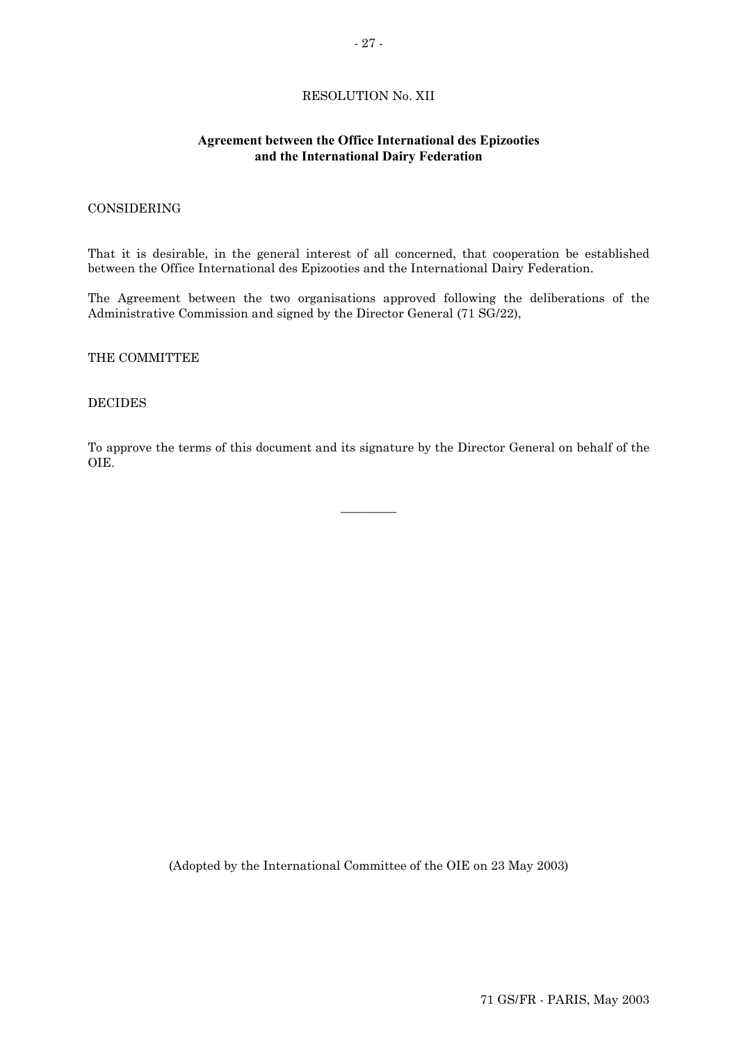RESOLUTION No. XII

**Agreement between the Office International des Epizooties and the International Dairy Federation**

CONSIDERING

That it is desirable, in the general interest of all concerned, that cooperation be established between the Office International des Epizooties and the International Dairy Federation.

The Agreement between the two organisations approved following the deliberations of the Administrative Commission and signed by the Director General (71 SG/22),

THE COMMITTEE

DECIDES

To approve the terms of this document and its signature by the Director General on behalf of the OIE.

---

(Adopted by the International Committee of the OIE on 23 May 2003)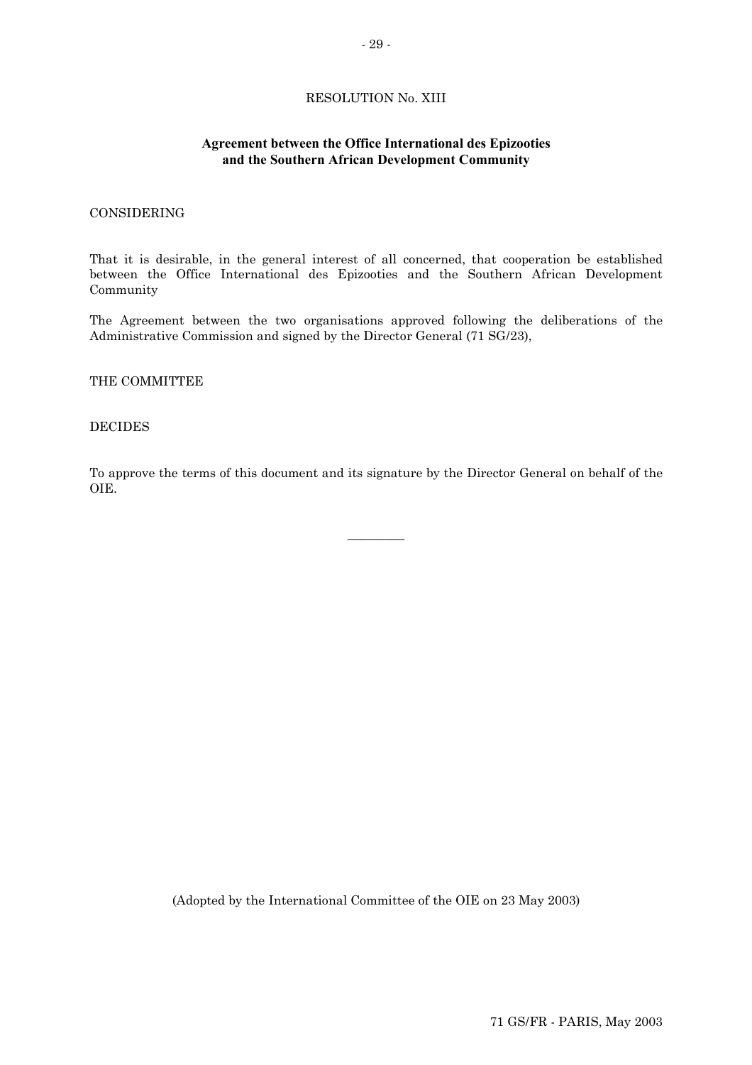RESOLUTION No. XIII

**Agreement between the Office International des Epizooties and the Southern African Development Community**

CONSIDERING

That it is desirable, in the general interest of all concerned, that cooperation be established between the Office International des Epizooties and the Southern African Development Community

The Agreement between the two organisations approved following the deliberations of the Administrative Commission and signed by the Director General (71 SG/23),

THE COMMITTEE

DECIDES

To approve the terms of this document and its signature by the Director General on behalf of the OIE.

---

(Adopted by the International Committee of the OIE on 23 May 2003)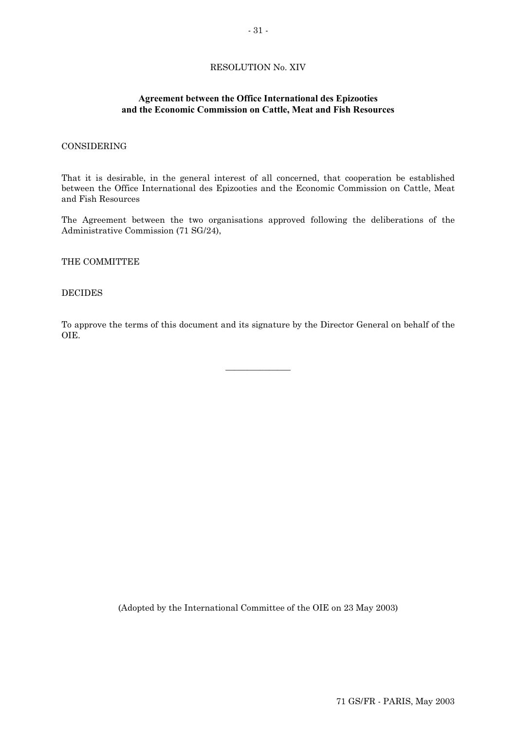RESOLUTION No. XIV

**Agreement between the Office International des Epizooties and the Economic Commission on Cattle, Meat and Fish Resources**

CONSIDERING

That it is desirable, in the general interest of all concerned, that cooperation be established between the Office International des Epizooties and the Economic Commission on Cattle, Meat and Fish Resources

The Agreement between the two organisations approved following the deliberations of the Administrative Commission (71 SG/24),

THE COMMITTEE

DECIDES

To approve the terms of this document and its signature by the Director General on behalf of the OIE.

---

(Adopted by the International Committee of the OIE on 23 May 2003)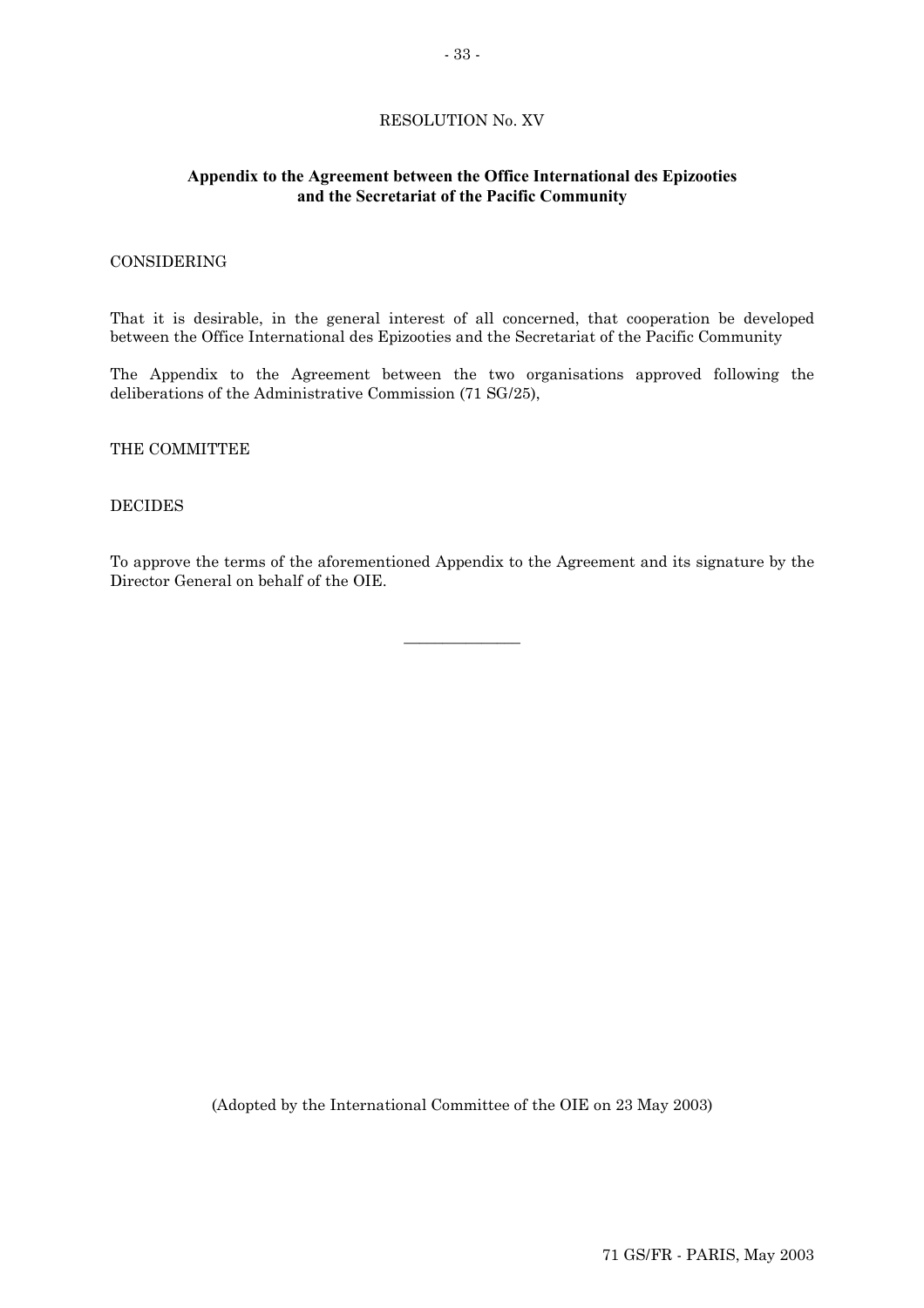RESOLUTION No. XV

**Appendix to the Agreement between the Office International des Epizooties and the Secretariat of the Pacific Community**

CONSIDERING

That it is desirable, in the general interest of all concerned, that cooperation be developed between the Office International des Epizooties and the Secretariat of the Pacific Community

The Appendix to the Agreement between the two organisations approved following the deliberations of the Administrative Commission (71 SG/25),

THE COMMITTEE

DECIDES

To approve the terms of the aforementioned Appendix to the Agreement and its signature by the Director General on behalf of the OIE.

---

(Adopted by the International Committee of the OIE on 23 May 2003)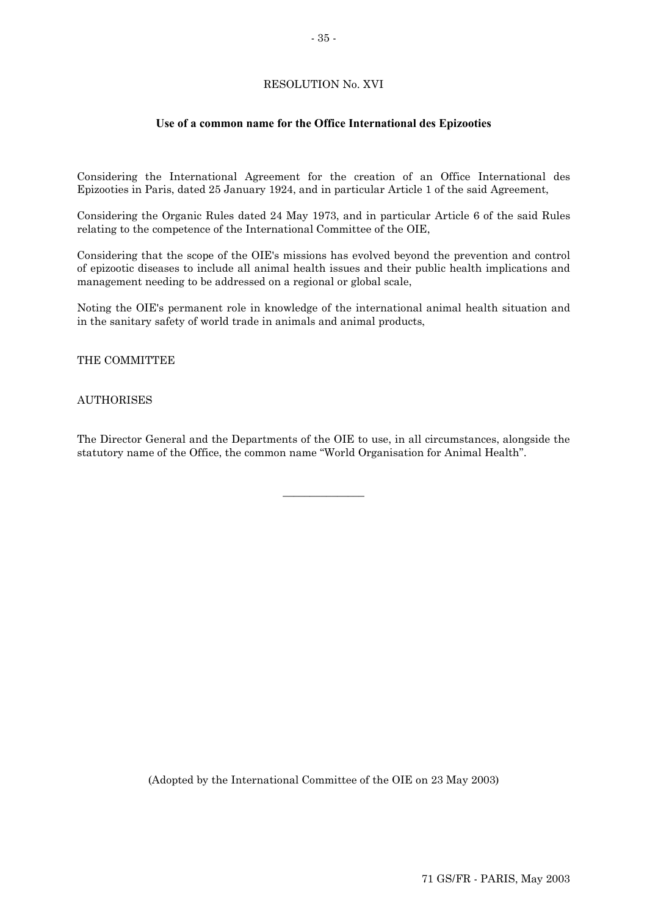# RESOLUTION No. XVI

## Use of a common name for the Office International des Epizooties

Considering the International Agreement for the creation of an Office International des Epizooties in Paris, dated 25 January 1924, and in particular Article 1 of the said Agreement,

Considering the Organic Rules dated 24 May 1973, and in particular Article 6 of the said Rules relating to the competence of the International Committee of the OIE,

Considering that the scope of the OIE's missions has evolved beyond the prevention and control of epizootic diseases to include all animal health issues and their public health implications and management needing to be addressed on a regional or global scale,

Noting the OIE's permanent role in knowledge of the international animal health situation and in the sanitary safety of world trade in animals and animal products,

THE COMMITTEE

AUTHORISES

The Director General and the Departments of the OIE to use, in all circumstances, alongside the statutory name of the Office, the common name “World Organisation for Animal Health”.

---

(Adopted by the International Committee of the OIE on 23 May 2003)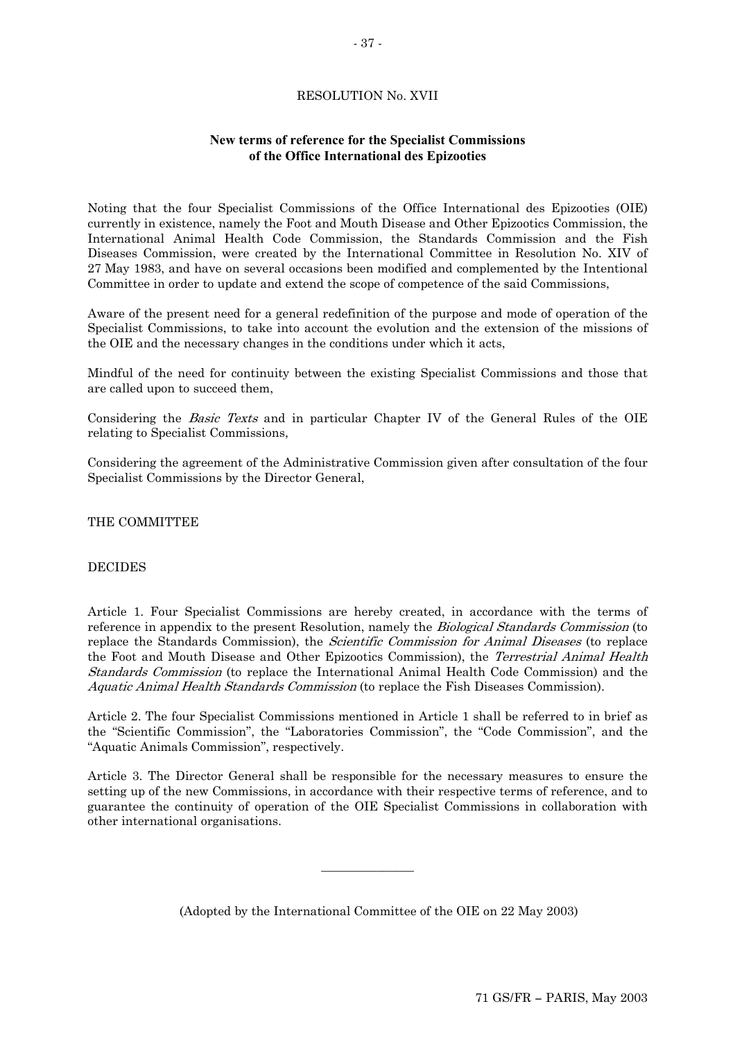RESOLUTION No. XVII

**New terms of reference for the Specialist Commissions of the Office International des Epizooties**

Noting that the four Specialist Commissions of the Office International des Epizooties (OIE) currently in existence, namely the Foot and Mouth Disease and Other Epizootics Commission, the International Animal Health Code Commission, the Standards Commission and the Fish Diseases Commission, were created by the International Committee in Resolution No. XIV of 27 May 1983, and have on several occasions been modified and complemented by the Intentional Committee in order to update and extend the scope of competence of the said Commissions,

Aware of the present need for a general redefinition of the purpose and mode of operation of the Specialist Commissions, to take into account the evolution and the extension of the missions of the OIE and the necessary changes in the conditions under which it acts,

Mindful of the need for continuity between the existing Specialist Commissions and those that are called upon to succeed them,

Considering the *Basic Texts* and in particular Chapter IV of the General Rules of the OIE relating to Specialist Commissions,

Considering the agreement of the Administrative Commission given after consultation of the four Specialist Commissions by the Director General,

THE COMMITTEE

DECIDES

Article 1. Four Specialist Commissions are hereby created, in accordance with the terms of reference in appendix to the present Resolution, namely the *Biological Standards Commission* (to replace the Standards Commission), the *Scientific Commission for Animal Diseases* (to replace the Foot and Mouth Disease and Other Epizootics Commission), the *Terrestrial Animal Health Standards Commission* (to replace the International Animal Health Code Commission) and the *Aquatic Animal Health Standards Commission* (to replace the Fish Diseases Commission).

Article 2. The four Specialist Commissions mentioned in Article 1 shall be referred to in brief as the "Scientific Commission", the "Laboratories Commission", the "Code Commission", and the "Aquatic Animals Commission", respectively.

Article 3. The Director General shall be responsible for the necessary measures to ensure the setting up of the new Commissions, in accordance with their respective terms of reference, and to guarantee the continuity of operation of the OIE Specialist Commissions in collaboration with other international organisations.

---

(Adopted by the International Committee of the OIE on 22 May 2003)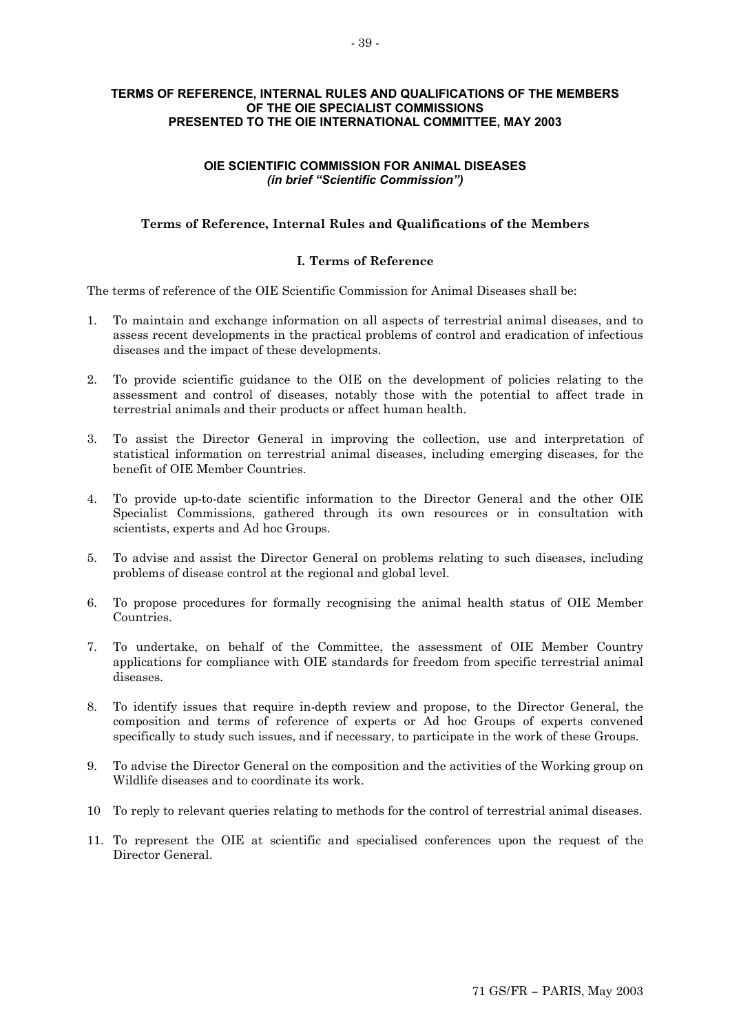# TERMS OF REFERENCE, INTERNAL RULES AND QUALIFICATIONS OF THE MEMBERS OF THE OIE SPECIALIST COMMISSIONS PRESENTED TO THE OIE INTERNATIONAL COMMITTEE, MAY 2003

## OIE SCIENTIFIC COMMISSION FOR ANIMAL DISEASES
***(in brief "Scientific Commission")***

### Terms of Reference, Internal Rules and Qualifications of the Members

#### I. Terms of Reference

The terms of reference of the OIE Scientific Commission for Animal Diseases shall be:

1. To maintain and exchange information on all aspects of terrestrial animal diseases, and to assess recent developments in the practical problems of control and eradication of infectious diseases and the impact of these developments.

2. To provide scientific guidance to the OIE on the development of policies relating to the assessment and control of diseases, notably those with the potential to affect trade in terrestrial animals and their products or affect human health.

3. To assist the Director General in improving the collection, use and interpretation of statistical information on terrestrial animal diseases, including emerging diseases, for the benefit of OIE Member Countries.

4. To provide up-to-date scientific information to the Director General and the other OIE Specialist Commissions, gathered through its own resources or in consultation with scientists, experts and Ad hoc Groups.

5. To advise and assist the Director General on problems relating to such diseases, including problems of disease control at the regional and global level.

6. To propose procedures for formally recognising the animal health status of OIE Member Countries.

7. To undertake, on behalf of the Committee, the assessment of OIE Member Country applications for compliance with OIE standards for freedom from specific terrestrial animal diseases.

8. To identify issues that require in-depth review and propose, to the Director General, the composition and terms of reference of experts or Ad hoc Groups of experts convened specifically to study such issues, and if necessary, to participate in the work of these Groups.

9. To advise the Director General on the composition and the activities of the Working group on Wildlife diseases and to coordinate its work.

10 To reply to relevant queries relating to methods for the control of terrestrial animal diseases.

11. To represent the OIE at scientific and specialised conferences upon the request of the Director General.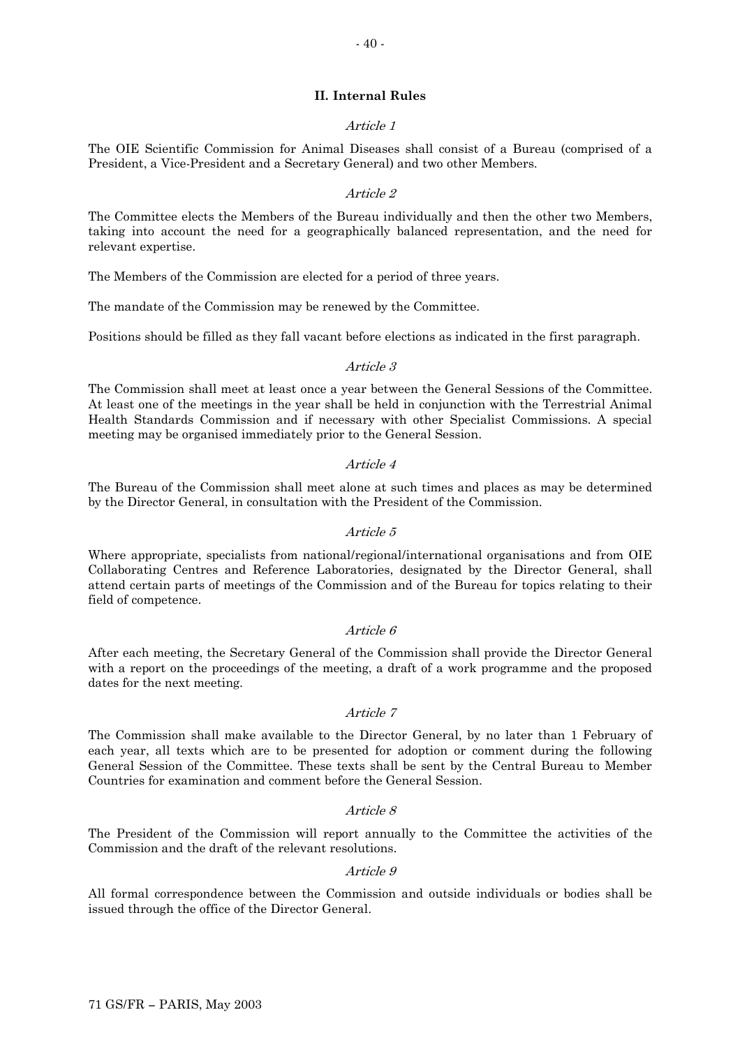## II. Internal Rules

*Article 1*

The OIE Scientific Commission for Animal Diseases shall consist of a Bureau (comprised of a President, a Vice-President and a Secretary General) and two other Members.

*Article 2*

The Committee elects the Members of the Bureau individually and then the other two Members, taking into account the need for a geographically balanced representation, and the need for relevant expertise.

The Members of the Commission are elected for a period of three years.

The mandate of the Commission may be renewed by the Committee.

Positions should be filled as they fall vacant before elections as indicated in the first paragraph.

*Article 3*

The Commission shall meet at least once a year between the General Sessions of the Committee. At least one of the meetings in the year shall be held in conjunction with the Terrestrial Animal Health Standards Commission and if necessary with other Specialist Commissions. A special meeting may be organised immediately prior to the General Session.

*Article 4*

The Bureau of the Commission shall meet alone at such times and places as may be determined by the Director General, in consultation with the President of the Commission.

*Article 5*

Where appropriate, specialists from national/regional/international organisations and from OIE Collaborating Centres and Reference Laboratories, designated by the Director General, shall attend certain parts of meetings of the Commission and of the Bureau for topics relating to their field of competence.

*Article 6*

After each meeting, the Secretary General of the Commission shall provide the Director General with a report on the proceedings of the meeting, a draft of a work programme and the proposed dates for the next meeting.

*Article 7*

The Commission shall make available to the Director General, by no later than 1 February of each year, all texts which are to be presented for adoption or comment during the following General Session of the Committee. These texts shall be sent by the Central Bureau to Member Countries for examination and comment before the General Session.

*Article 8*

The President of the Commission will report annually to the Committee the activities of the Commission and the draft of the relevant resolutions.

*Article 9*

All formal correspondence between the Commission and outside individuals or bodies shall be issued through the office of the Director General.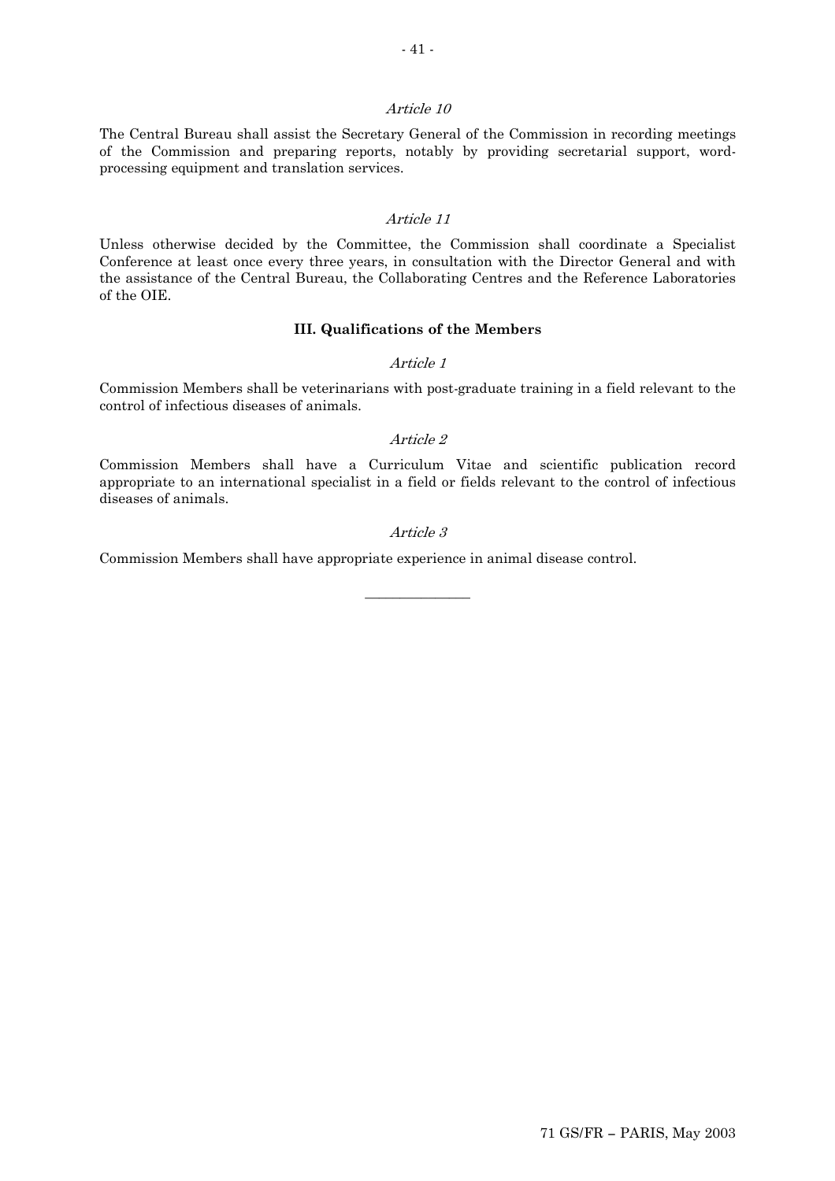*Article 10*

The Central Bureau shall assist the Secretary General of the Commission in recording meetings of the Commission and preparing reports, notably by providing secretarial support, word-processing equipment and translation services.

*Article 11*

Unless otherwise decided by the Committee, the Commission shall coordinate a Specialist Conference at least once every three years, in consultation with the Director General and with the assistance of the Central Bureau, the Collaborating Centres and the Reference Laboratories of the OIE.

**III. Qualifications of the Members**

*Article 1*

Commission Members shall be veterinarians with post-graduate training in a field relevant to the control of infectious diseases of animals.

*Article 2*

Commission Members shall have a Curriculum Vitae and scientific publication record appropriate to an international specialist in a field or fields relevant to the control of infectious diseases of animals.

*Article 3*

Commission Members shall have appropriate experience in animal disease control.

---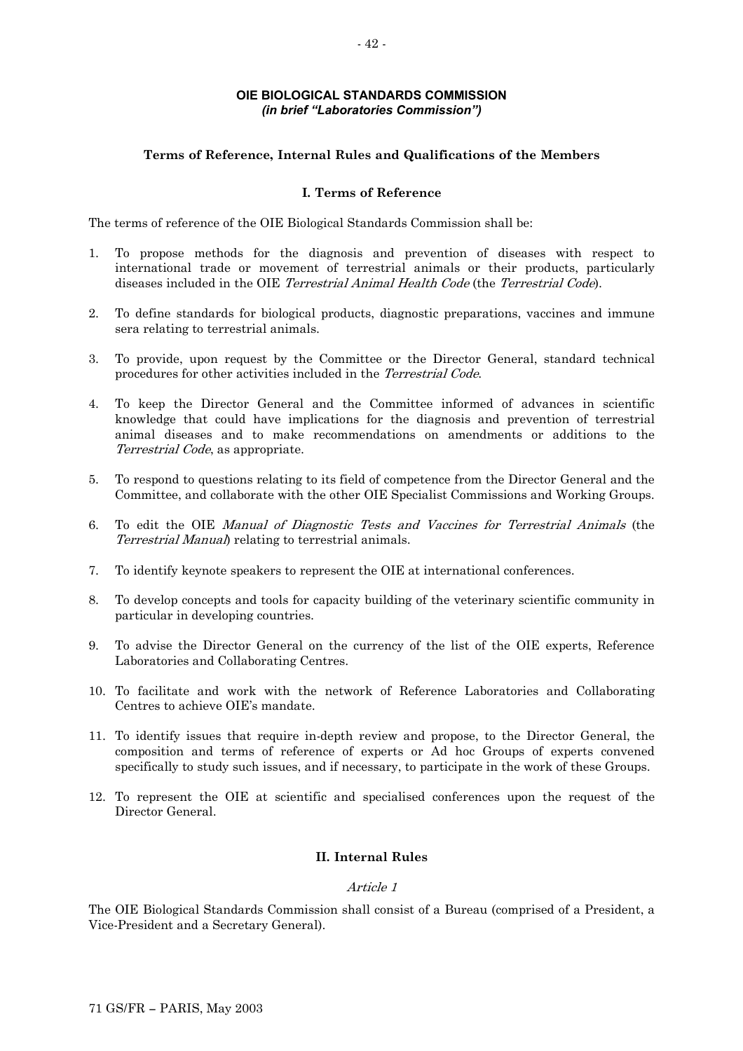## OIE BIOLOGICAL STANDARDS COMMISSION
### *(in brief "Laboratories Commission")*

### Terms of Reference, Internal Rules and Qualifications of the Members

#### I. Terms of Reference

The terms of reference of the OIE Biological Standards Commission shall be:

1. To propose methods for the diagnosis and prevention of diseases with respect to international trade or movement of terrestrial animals or their products, particularly diseases included in the OIE *Terrestrial Animal Health Code* (the *Terrestrial Code*).

2. To define standards for biological products, diagnostic preparations, vaccines and immune sera relating to terrestrial animals.

3. To provide, upon request by the Committee or the Director General, standard technical procedures for other activities included in the *Terrestrial Code*.

4. To keep the Director General and the Committee informed of advances in scientific knowledge that could have implications for the diagnosis and prevention of terrestrial animal diseases and to make recommendations on amendments or additions to the *Terrestrial Code*, as appropriate.

5. To respond to questions relating to its field of competence from the Director General and the Committee, and collaborate with the other OIE Specialist Commissions and Working Groups.

6. To edit the OIE *Manual of Diagnostic Tests and Vaccines for Terrestrial Animals* (the *Terrestrial Manual*) relating to terrestrial animals.

7. To identify keynote speakers to represent the OIE at international conferences.

8. To develop concepts and tools for capacity building of the veterinary scientific community in particular in developing countries.

9. To advise the Director General on the currency of the list of the OIE experts, Reference Laboratories and Collaborating Centres.

10. To facilitate and work with the network of Reference Laboratories and Collaborating Centres to achieve OIE's mandate.

11. To identify issues that require in-depth review and propose, to the Director General, the composition and terms of reference of experts or Ad hoc Groups of experts convened specifically to study such issues, and if necessary, to participate in the work of these Groups.

12. To represent the OIE at scientific and specialised conferences upon the request of the Director General.

#### II. Internal Rules

*Article 1*

The OIE Biological Standards Commission shall consist of a Bureau (comprised of a President, a Vice-President and a Secretary General).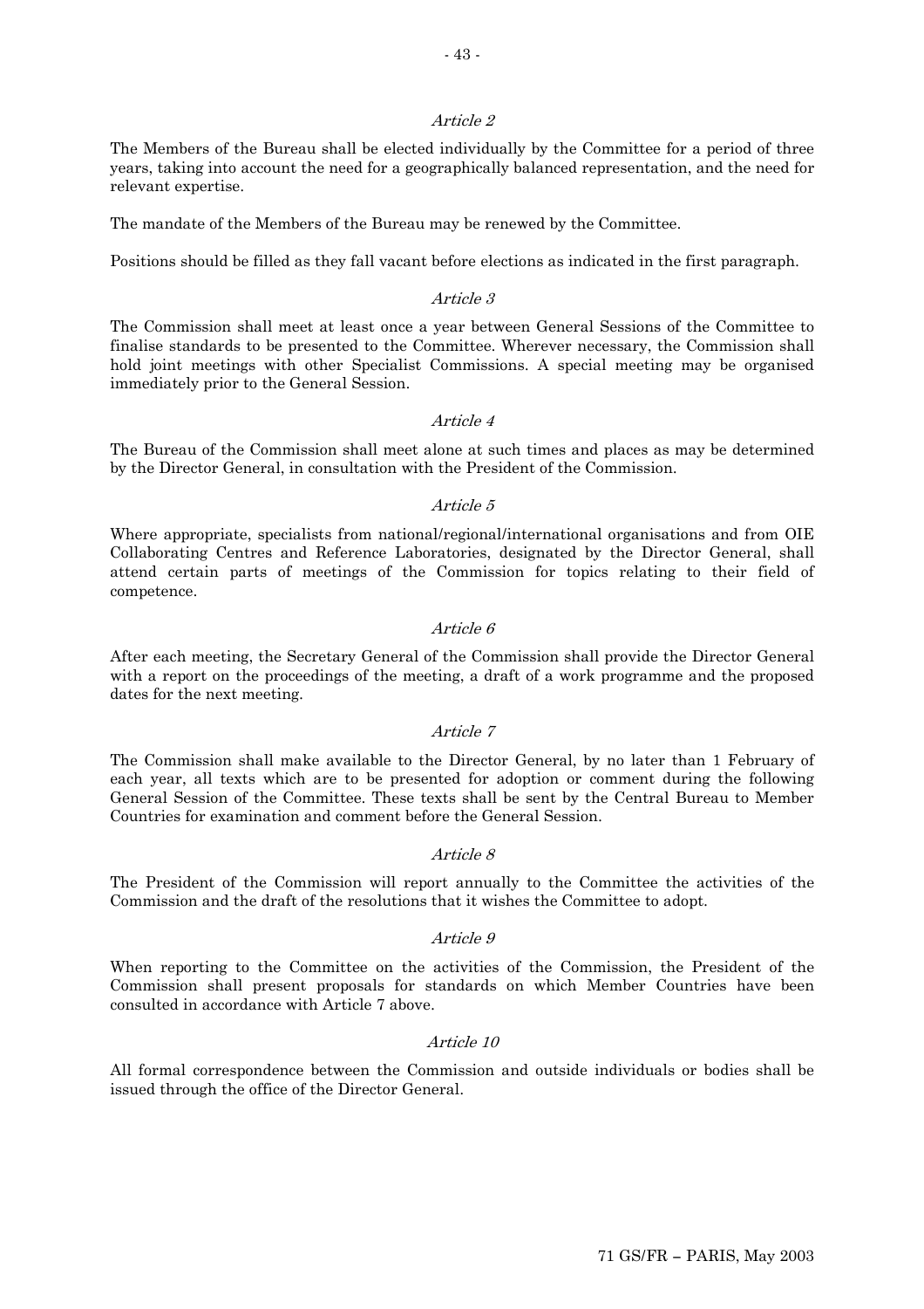*Article 2*

The Members of the Bureau shall be elected individually by the Committee for a period of three years, taking into account the need for a geographically balanced representation, and the need for relevant expertise.

The mandate of the Members of the Bureau may be renewed by the Committee.

Positions should be filled as they fall vacant before elections as indicated in the first paragraph.

*Article 3*

The Commission shall meet at least once a year between General Sessions of the Committee to finalise standards to be presented to the Committee. Wherever necessary, the Commission shall hold joint meetings with other Specialist Commissions. A special meeting may be organised immediately prior to the General Session.

*Article 4*

The Bureau of the Commission shall meet alone at such times and places as may be determined by the Director General, in consultation with the President of the Commission.

*Article 5*

Where appropriate, specialists from national/regional/international organisations and from OIE Collaborating Centres and Reference Laboratories, designated by the Director General, shall attend certain parts of meetings of the Commission for topics relating to their field of competence.

*Article 6*

After each meeting, the Secretary General of the Commission shall provide the Director General with a report on the proceedings of the meeting, a draft of a work programme and the proposed dates for the next meeting.

*Article 7*

The Commission shall make available to the Director General, by no later than 1 February of each year, all texts which are to be presented for adoption or comment during the following General Session of the Committee. These texts shall be sent by the Central Bureau to Member Countries for examination and comment before the General Session.

*Article 8*

The President of the Commission will report annually to the Committee the activities of the Commission and the draft of the resolutions that it wishes the Committee to adopt.

*Article 9*

When reporting to the Committee on the activities of the Commission, the President of the Commission shall present proposals for standards on which Member Countries have been consulted in accordance with Article 7 above.

*Article 10*

All formal correspondence between the Commission and outside individuals or bodies shall be issued through the office of the Director General.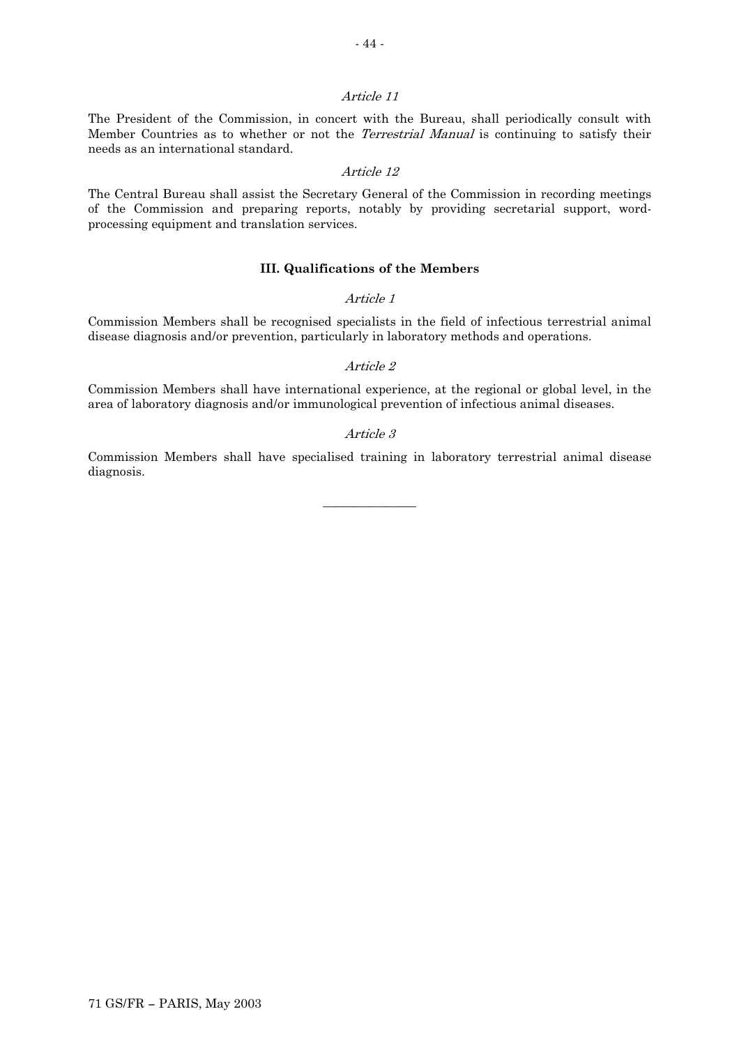*Article 11*

The President of the Commission, in concert with the Bureau, shall periodically consult with Member Countries as to whether or not the *Terrestrial Manual* is continuing to satisfy their needs as an international standard.

*Article 12*

The Central Bureau shall assist the Secretary General of the Commission in recording meetings of the Commission and preparing reports, notably by providing secretarial support, word-processing equipment and translation services.

**III. Qualifications of the Members**

*Article 1*

Commission Members shall be recognised specialists in the field of infectious terrestrial animal disease diagnosis and/or prevention, particularly in laboratory methods and operations.

*Article 2*

Commission Members shall have international experience, at the regional or global level, in the area of laboratory diagnosis and/or immunological prevention of infectious animal diseases.

*Article 3*

Commission Members shall have specialised training in laboratory terrestrial animal disease diagnosis.

---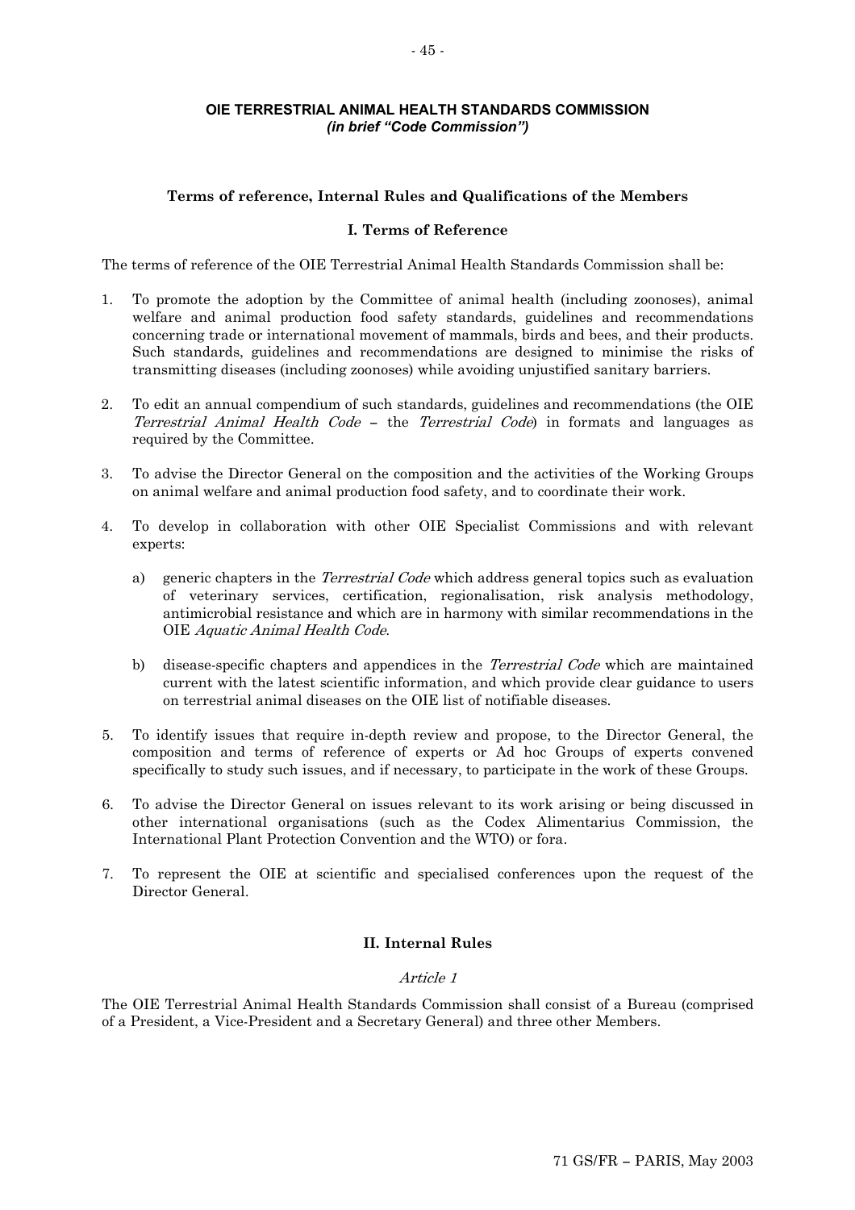**OIE TERRESTRIAL ANIMAL HEALTH STANDARDS COMMISSION**
***(in brief "Code Commission")***

## Terms of reference, Internal Rules and Qualifications of the Members

### I. Terms of Reference

The terms of reference of the OIE Terrestrial Animal Health Standards Commission shall be:

1. To promote the adoption by the Committee of animal health (including zoonoses), animal welfare and animal production food safety standards, guidelines and recommendations concerning trade or international movement of mammals, birds and bees, and their products. Such standards, guidelines and recommendations are designed to minimise the risks of transmitting diseases (including zoonoses) while avoiding unjustified sanitary barriers.

2. To edit an annual compendium of such standards, guidelines and recommendations (the OIE *Terrestrial Animal Health Code* – the *Terrestrial Code*) in formats and languages as required by the Committee.

3. To advise the Director General on the composition and the activities of the Working Groups on animal welfare and animal production food safety, and to coordinate their work.

4. To develop in collaboration with other OIE Specialist Commissions and with relevant experts:

   a) generic chapters in the *Terrestrial Code* which address general topics such as evaluation of veterinary services, certification, regionalisation, risk analysis methodology, antimicrobial resistance and which are in harmony with similar recommendations in the OIE *Aquatic Animal Health Code*.

   b) disease-specific chapters and appendices in the *Terrestrial Code* which are maintained current with the latest scientific information, and which provide clear guidance to users on terrestrial animal diseases on the OIE list of notifiable diseases.

5. To identify issues that require in-depth review and propose, to the Director General, the composition and terms of reference of experts or Ad hoc Groups of experts convened specifically to study such issues, and if necessary, to participate in the work of these Groups.

6. To advise the Director General on issues relevant to its work arising or being discussed in other international organisations (such as the Codex Alimentarius Commission, the International Plant Protection Convention and the WTO) or fora.

7. To represent the OIE at scientific and specialised conferences upon the request of the Director General.

### II. Internal Rules

*Article 1*

The OIE Terrestrial Animal Health Standards Commission shall consist of a Bureau (comprised of a President, a Vice-President and a Secretary General) and three other Members.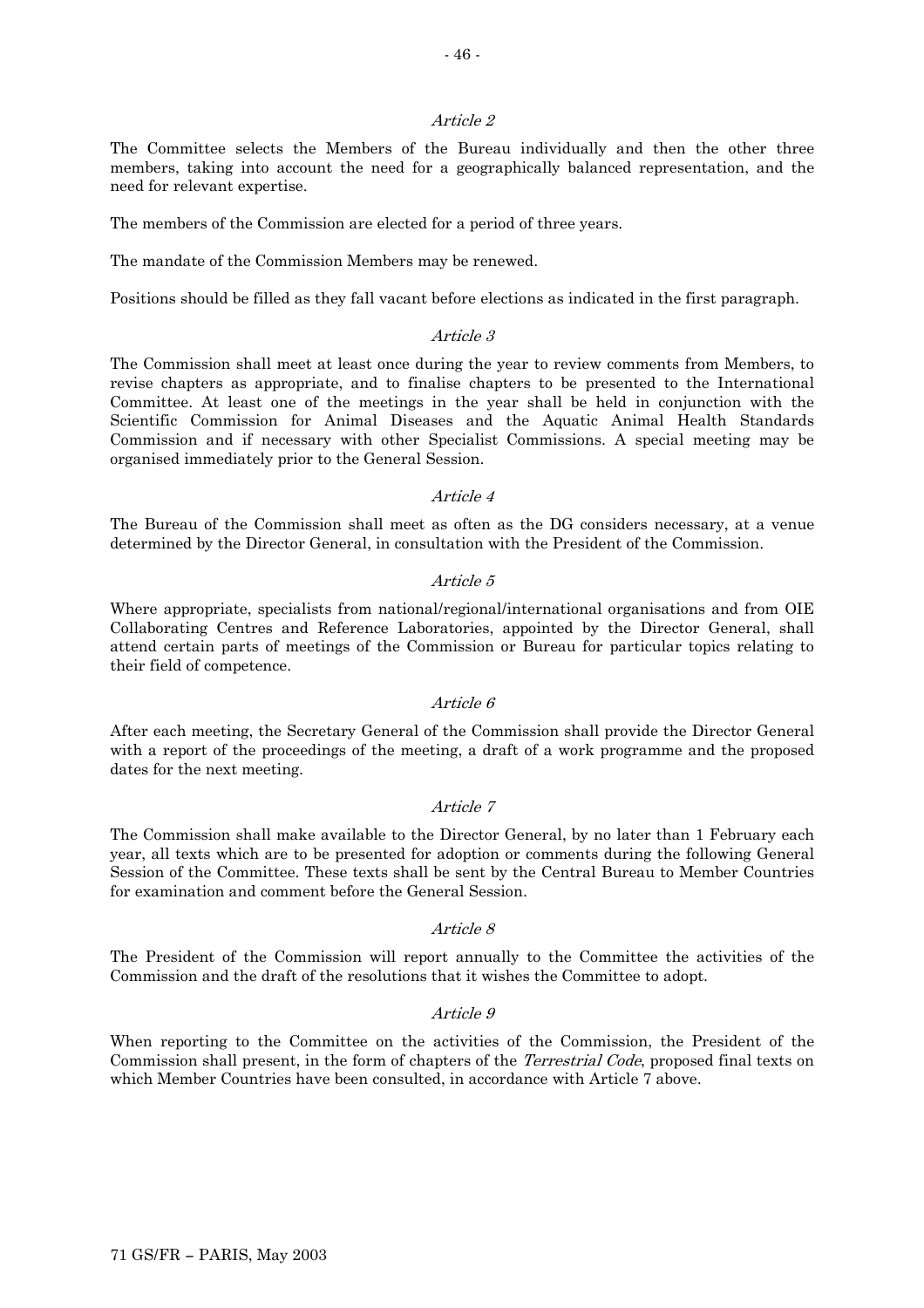*Article 2*

The Committee selects the Members of the Bureau individually and then the other three members, taking into account the need for a geographically balanced representation, and the need for relevant expertise.

The members of the Commission are elected for a period of three years.

The mandate of the Commission Members may be renewed.

Positions should be filled as they fall vacant before elections as indicated in the first paragraph.

*Article 3*

The Commission shall meet at least once during the year to review comments from Members, to revise chapters as appropriate, and to finalise chapters to be presented to the International Committee. At least one of the meetings in the year shall be held in conjunction with the Scientific Commission for Animal Diseases and the Aquatic Animal Health Standards Commission and if necessary with other Specialist Commissions. A special meeting may be organised immediately prior to the General Session.

*Article 4*

The Bureau of the Commission shall meet as often as the DG considers necessary, at a venue determined by the Director General, in consultation with the President of the Commission.

*Article 5*

Where appropriate, specialists from national/regional/international organisations and from OIE Collaborating Centres and Reference Laboratories, appointed by the Director General, shall attend certain parts of meetings of the Commission or Bureau for particular topics relating to their field of competence.

*Article 6*

After each meeting, the Secretary General of the Commission shall provide the Director General with a report of the proceedings of the meeting, a draft of a work programme and the proposed dates for the next meeting.

*Article 7*

The Commission shall make available to the Director General, by no later than 1 February each year, all texts which are to be presented for adoption or comments during the following General Session of the Committee. These texts shall be sent by the Central Bureau to Member Countries for examination and comment before the General Session.

*Article 8*

The President of the Commission will report annually to the Committee the activities of the Commission and the draft of the resolutions that it wishes the Committee to adopt.

*Article 9*

When reporting to the Committee on the activities of the Commission, the President of the Commission shall present, in the form of chapters of the *Terrestrial Code*, proposed final texts on which Member Countries have been consulted, in accordance with Article 7 above.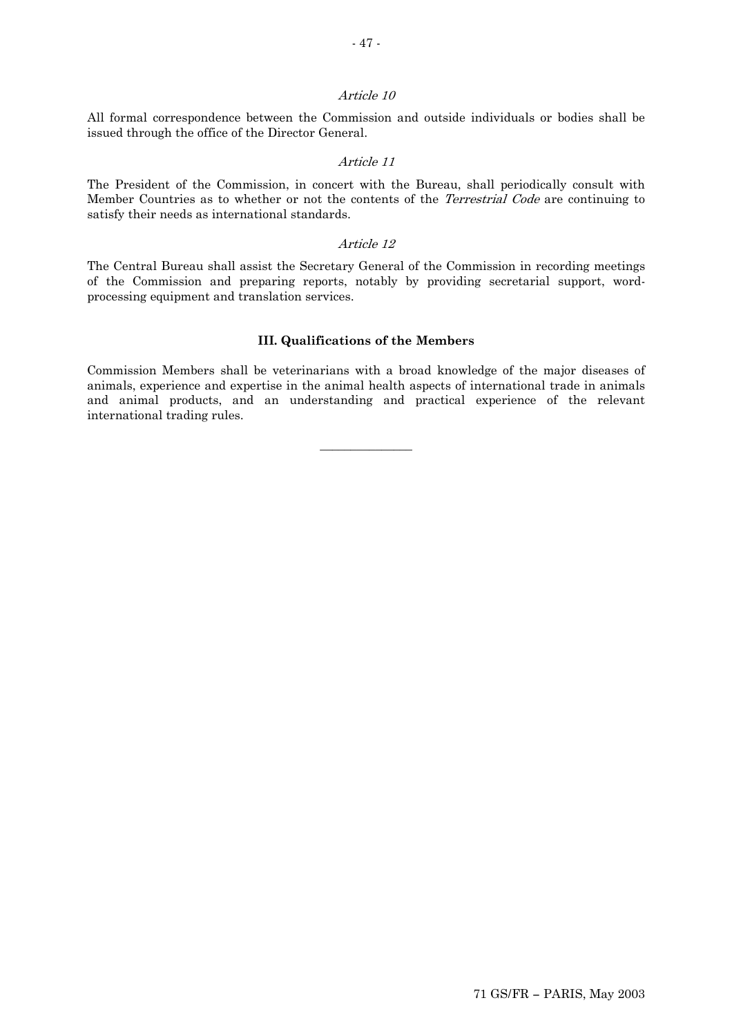*Article 10*

All formal correspondence between the Commission and outside individuals or bodies shall be issued through the office of the Director General.

*Article 11*

The President of the Commission, in concert with the Bureau, shall periodically consult with Member Countries as to whether or not the contents of the *Terrestrial Code* are continuing to satisfy their needs as international standards.

*Article 12*

The Central Bureau shall assist the Secretary General of the Commission in recording meetings of the Commission and preparing reports, notably by providing secretarial support, word-processing equipment and translation services.

**III. Qualifications of the Members**

Commission Members shall be veterinarians with a broad knowledge of the major diseases of animals, experience and expertise in the animal health aspects of international trade in animals and animal products, and an understanding and practical experience of the relevant international trading rules.

______________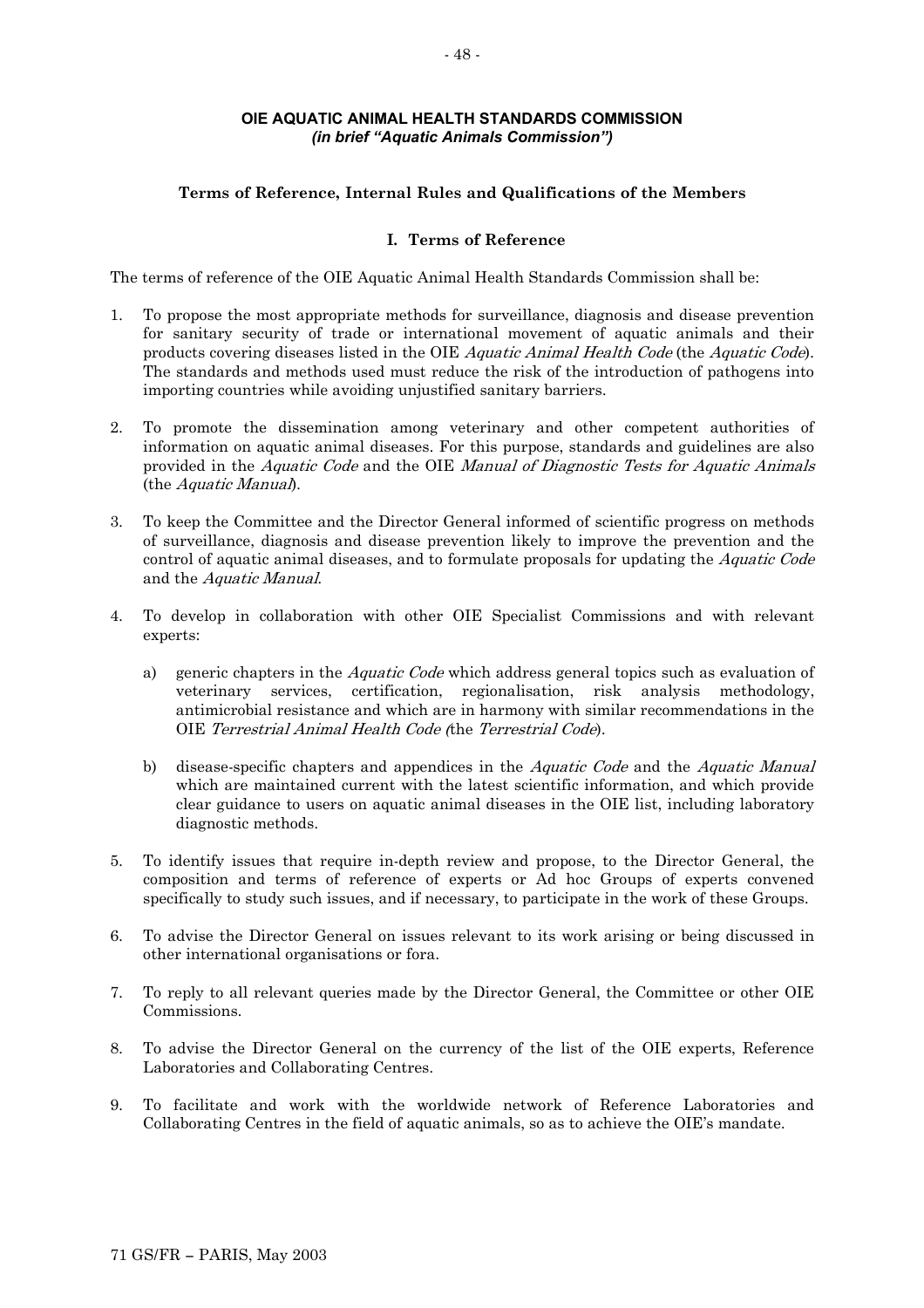**OIE AQUATIC ANIMAL HEALTH STANDARDS COMMISSION**
***(in brief "Aquatic Animals Commission")***

## Terms of Reference, Internal Rules and Qualifications of the Members

### I. Terms of Reference

The terms of reference of the OIE Aquatic Animal Health Standards Commission shall be:

1. To propose the most appropriate methods for surveillance, diagnosis and disease prevention for sanitary security of trade or international movement of aquatic animals and their products covering diseases listed in the OIE *Aquatic Animal Health Code* (the *Aquatic Code*). The standards and methods used must reduce the risk of the introduction of pathogens into importing countries while avoiding unjustified sanitary barriers.

2. To promote the dissemination among veterinary and other competent authorities of information on aquatic animal diseases. For this purpose, standards and guidelines are also provided in the *Aquatic Code* and the OIE *Manual of Diagnostic Tests for Aquatic Animals* (the *Aquatic Manual*).

3. To keep the Committee and the Director General informed of scientific progress on methods of surveillance, diagnosis and disease prevention likely to improve the prevention and the control of aquatic animal diseases, and to formulate proposals for updating the *Aquatic Code* and the *Aquatic Manual*.

4. To develop in collaboration with other OIE Specialist Commissions and with relevant experts:

   a) generic chapters in the *Aquatic Code* which address general topics such as evaluation of veterinary services, certification, regionalisation, risk analysis methodology, antimicrobial resistance and which are in harmony with similar recommendations in the OIE *Terrestrial Animal Health Code (*the *Terrestrial Code*).

   b) disease-specific chapters and appendices in the *Aquatic Code* and the *Aquatic Manual* which are maintained current with the latest scientific information, and which provide clear guidance to users on aquatic animal diseases in the OIE list, including laboratory diagnostic methods.

5. To identify issues that require in-depth review and propose, to the Director General, the composition and terms of reference of experts or Ad hoc Groups of experts convened specifically to study such issues, and if necessary, to participate in the work of these Groups.

6. To advise the Director General on issues relevant to its work arising or being discussed in other international organisations or fora.

7. To reply to all relevant queries made by the Director General, the Committee or other OIE Commissions.

8. To advise the Director General on the currency of the list of the OIE experts, Reference Laboratories and Collaborating Centres.

9. To facilitate and work with the worldwide network of Reference Laboratories and Collaborating Centres in the field of aquatic animals, so as to achieve the OIE's mandate.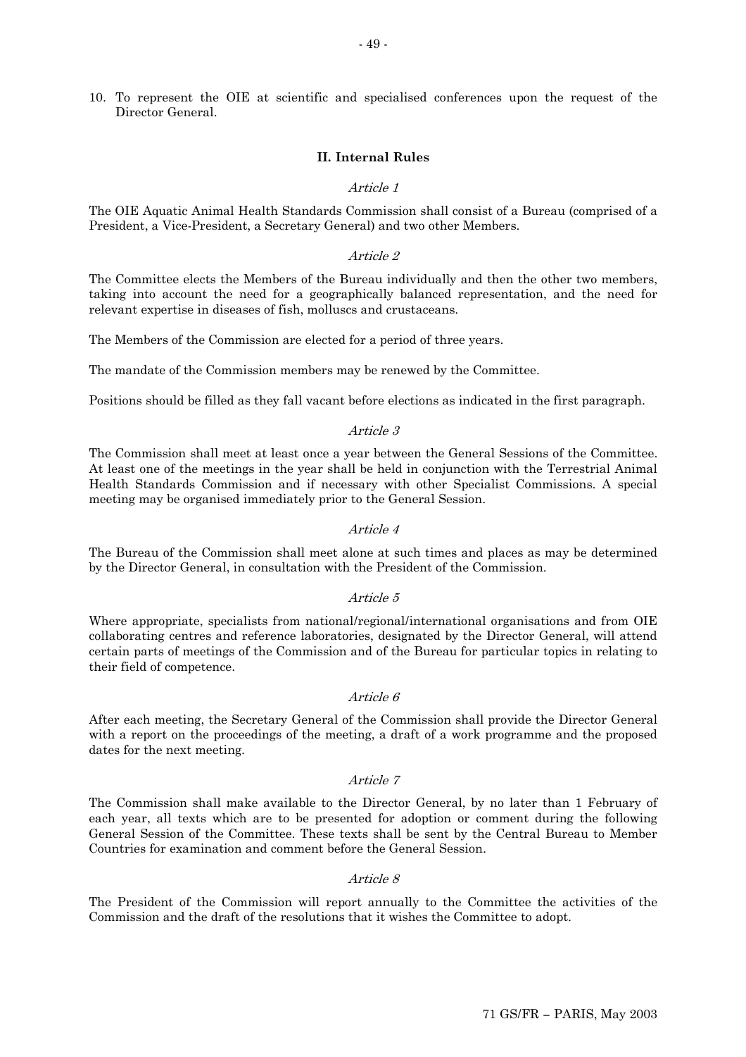10. To represent the OIE at scientific and specialised conferences upon the request of the Director General.

## II. Internal Rules

*Article 1*

The OIE Aquatic Animal Health Standards Commission shall consist of a Bureau (comprised of a President, a Vice-President, a Secretary General) and two other Members.

*Article 2*

The Committee elects the Members of the Bureau individually and then the other two members, taking into account the need for a geographically balanced representation, and the need for relevant expertise in diseases of fish, molluscs and crustaceans.

The Members of the Commission are elected for a period of three years.

The mandate of the Commission members may be renewed by the Committee.

Positions should be filled as they fall vacant before elections as indicated in the first paragraph.

*Article 3*

The Commission shall meet at least once a year between the General Sessions of the Committee. At least one of the meetings in the year shall be held in conjunction with the Terrestrial Animal Health Standards Commission and if necessary with other Specialist Commissions. A special meeting may be organised immediately prior to the General Session.

*Article 4*

The Bureau of the Commission shall meet alone at such times and places as may be determined by the Director General, in consultation with the President of the Commission.

*Article 5*

Where appropriate, specialists from national/regional/international organisations and from OIE collaborating centres and reference laboratories, designated by the Director General, will attend certain parts of meetings of the Commission and of the Bureau for particular topics in relating to their field of competence.

*Article 6*

After each meeting, the Secretary General of the Commission shall provide the Director General with a report on the proceedings of the meeting, a draft of a work programme and the proposed dates for the next meeting.

*Article 7*

The Commission shall make available to the Director General, by no later than 1 February of each year, all texts which are to be presented for adoption or comment during the following General Session of the Committee. These texts shall be sent by the Central Bureau to Member Countries for examination and comment before the General Session.

*Article 8*

The President of the Commission will report annually to the Committee the activities of the Commission and the draft of the resolutions that it wishes the Committee to adopt.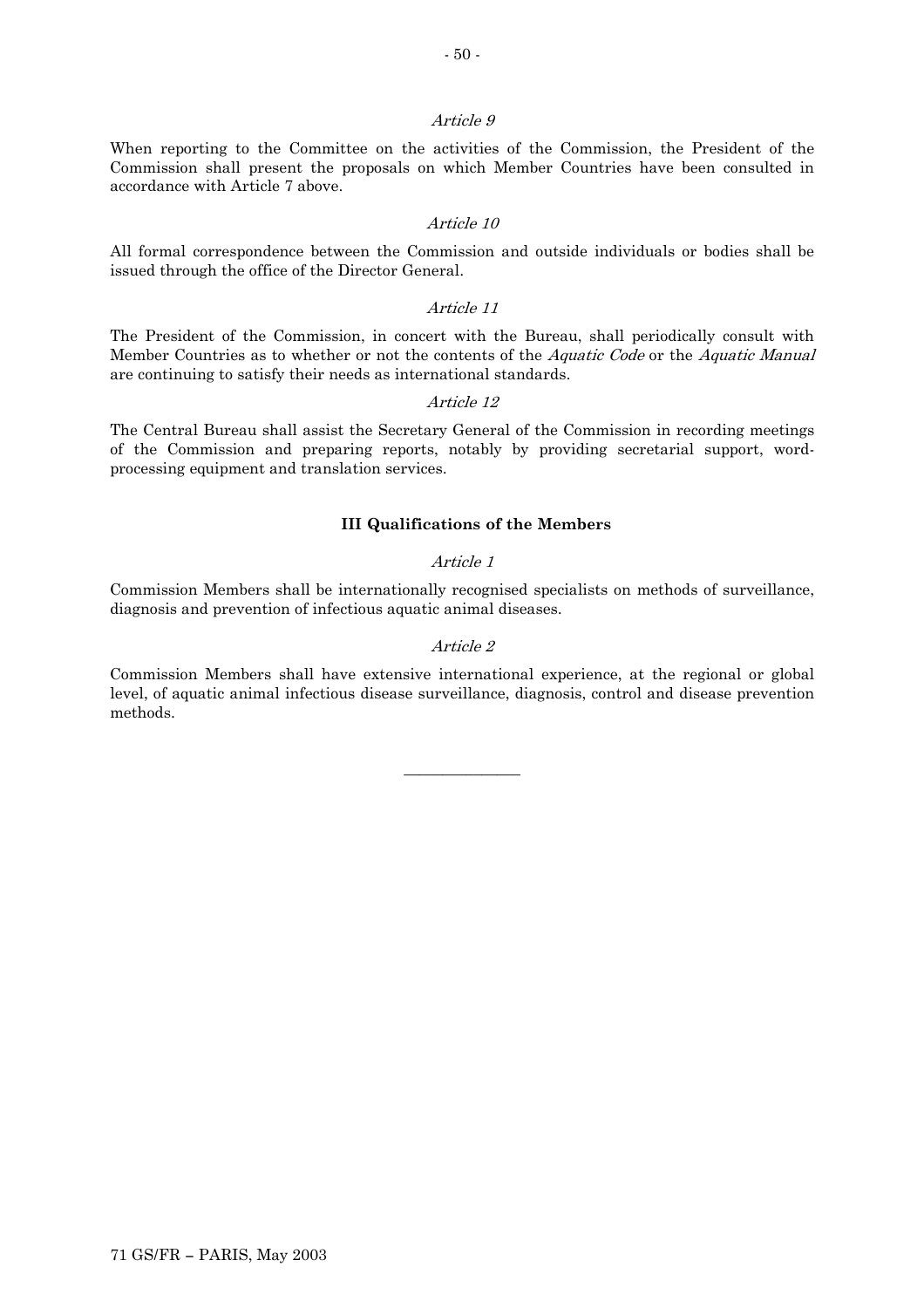*Article 9*

When reporting to the Committee on the activities of the Commission, the President of the Commission shall present the proposals on which Member Countries have been consulted in accordance with Article 7 above.

*Article 10*

All formal correspondence between the Commission and outside individuals or bodies shall be issued through the office of the Director General.

*Article 11*

The President of the Commission, in concert with the Bureau, shall periodically consult with Member Countries as to whether or not the contents of the *Aquatic Code* or the *Aquatic Manual* are continuing to satisfy their needs as international standards.

*Article 12*

The Central Bureau shall assist the Secretary General of the Commission in recording meetings of the Commission and preparing reports, notably by providing secretarial support, word-processing equipment and translation services.

**III Qualifications of the Members**

*Article 1*

Commission Members shall be internationally recognised specialists on methods of surveillance, diagnosis and prevention of infectious aquatic animal diseases.

*Article 2*

Commission Members shall have extensive international experience, at the regional or global level, of aquatic animal infectious disease surveillance, diagnosis, control and disease prevention methods.

---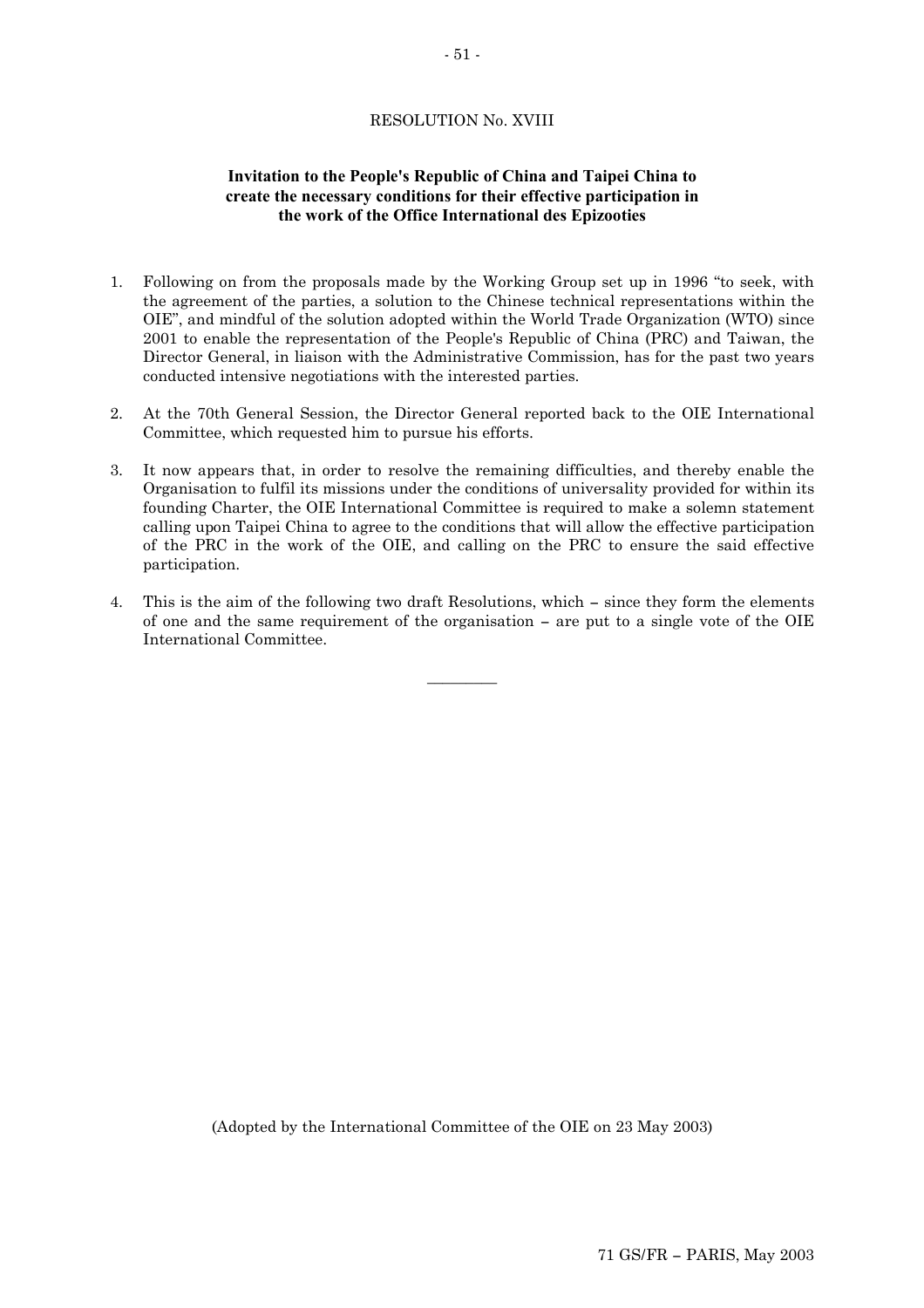RESOLUTION No. XVIII

**Invitation to the People's Republic of China and Taipei China to create the necessary conditions for their effective participation in the work of the Office International des Epizooties**

1. Following on from the proposals made by the Working Group set up in 1996 "to seek, with the agreement of the parties, a solution to the Chinese technical representations within the OIE", and mindful of the solution adopted within the World Trade Organization (WTO) since 2001 to enable the representation of the People's Republic of China (PRC) and Taiwan, the Director General, in liaison with the Administrative Commission, has for the past two years conducted intensive negotiations with the interested parties.

2. At the 70th General Session, the Director General reported back to the OIE International Committee, which requested him to pursue his efforts.

3. It now appears that, in order to resolve the remaining difficulties, and thereby enable the Organisation to fulfil its missions under the conditions of universality provided for within its founding Charter, the OIE International Committee is required to make a solemn statement calling upon Taipei China to agree to the conditions that will allow the effective participation of the PRC in the work of the OIE, and calling on the PRC to ensure the said effective participation.

4. This is the aim of the following two draft Resolutions, which – since they form the elements of one and the same requirement of the organisation – are put to a single vote of the OIE International Committee.

---

(Adopted by the International Committee of the OIE on 23 May 2003)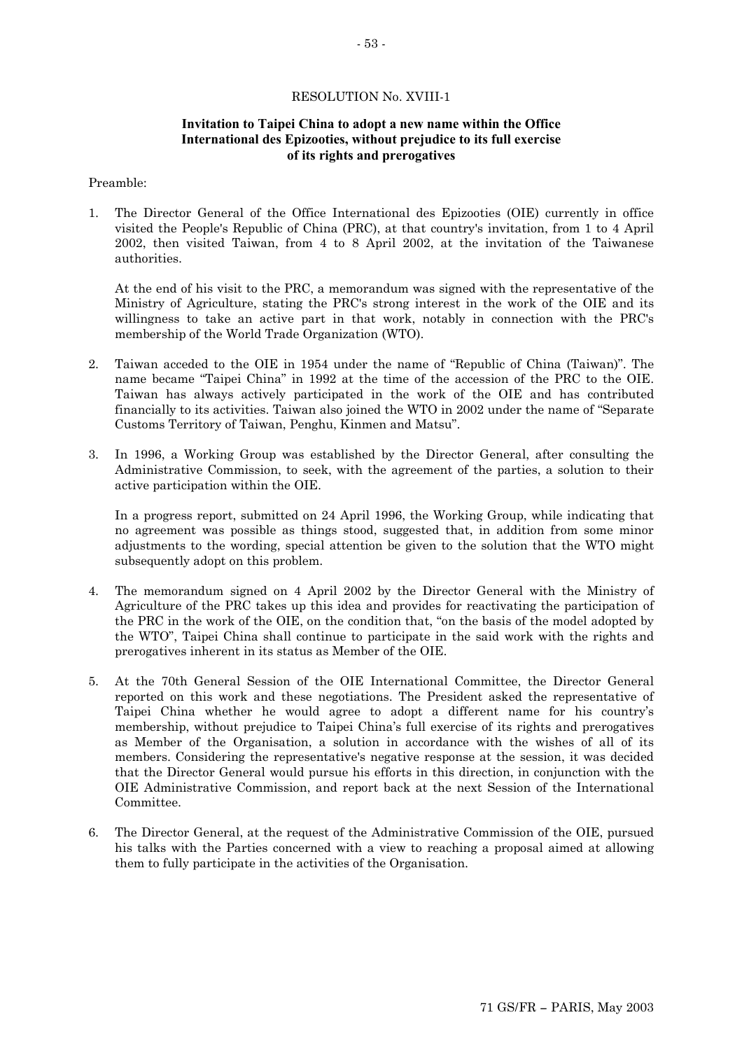RESOLUTION No. XVIII-1

**Invitation to Taipei China to adopt a new name within the Office International des Epizooties, without prejudice to its full exercise of its rights and prerogatives**

Preamble:

1. The Director General of the Office International des Epizooties (OIE) currently in office visited the People's Republic of China (PRC), at that country's invitation, from 1 to 4 April 2002, then visited Taiwan, from 4 to 8 April 2002, at the invitation of the Taiwanese authorities.

   At the end of his visit to the PRC, a memorandum was signed with the representative of the Ministry of Agriculture, stating the PRC's strong interest in the work of the OIE and its willingness to take an active part in that work, notably in connection with the PRC's membership of the World Trade Organization (WTO).

2. Taiwan acceded to the OIE in 1954 under the name of "Republic of China (Taiwan)". The name became "Taipei China" in 1992 at the time of the accession of the PRC to the OIE. Taiwan has always actively participated in the work of the OIE and has contributed financially to its activities. Taiwan also joined the WTO in 2002 under the name of "Separate Customs Territory of Taiwan, Penghu, Kinmen and Matsu".

3. In 1996, a Working Group was established by the Director General, after consulting the Administrative Commission, to seek, with the agreement of the parties, a solution to their active participation within the OIE.

   In a progress report, submitted on 24 April 1996, the Working Group, while indicating that no agreement was possible as things stood, suggested that, in addition from some minor adjustments to the wording, special attention be given to the solution that the WTO might subsequently adopt on this problem.

4. The memorandum signed on 4 April 2002 by the Director General with the Ministry of Agriculture of the PRC takes up this idea and provides for reactivating the participation of the PRC in the work of the OIE, on the condition that, "on the basis of the model adopted by the WTO", Taipei China shall continue to participate in the said work with the rights and prerogatives inherent in its status as Member of the OIE.

5. At the 70th General Session of the OIE International Committee, the Director General reported on this work and these negotiations. The President asked the representative of Taipei China whether he would agree to adopt a different name for his country's membership, without prejudice to Taipei China's full exercise of its rights and prerogatives as Member of the Organisation, a solution in accordance with the wishes of all of its members. Considering the representative's negative response at the session, it was decided that the Director General would pursue his efforts in this direction, in conjunction with the OIE Administrative Commission, and report back at the next Session of the International Committee.

6. The Director General, at the request of the Administrative Commission of the OIE, pursued his talks with the Parties concerned with a view to reaching a proposal aimed at allowing them to fully participate in the activities of the Organisation.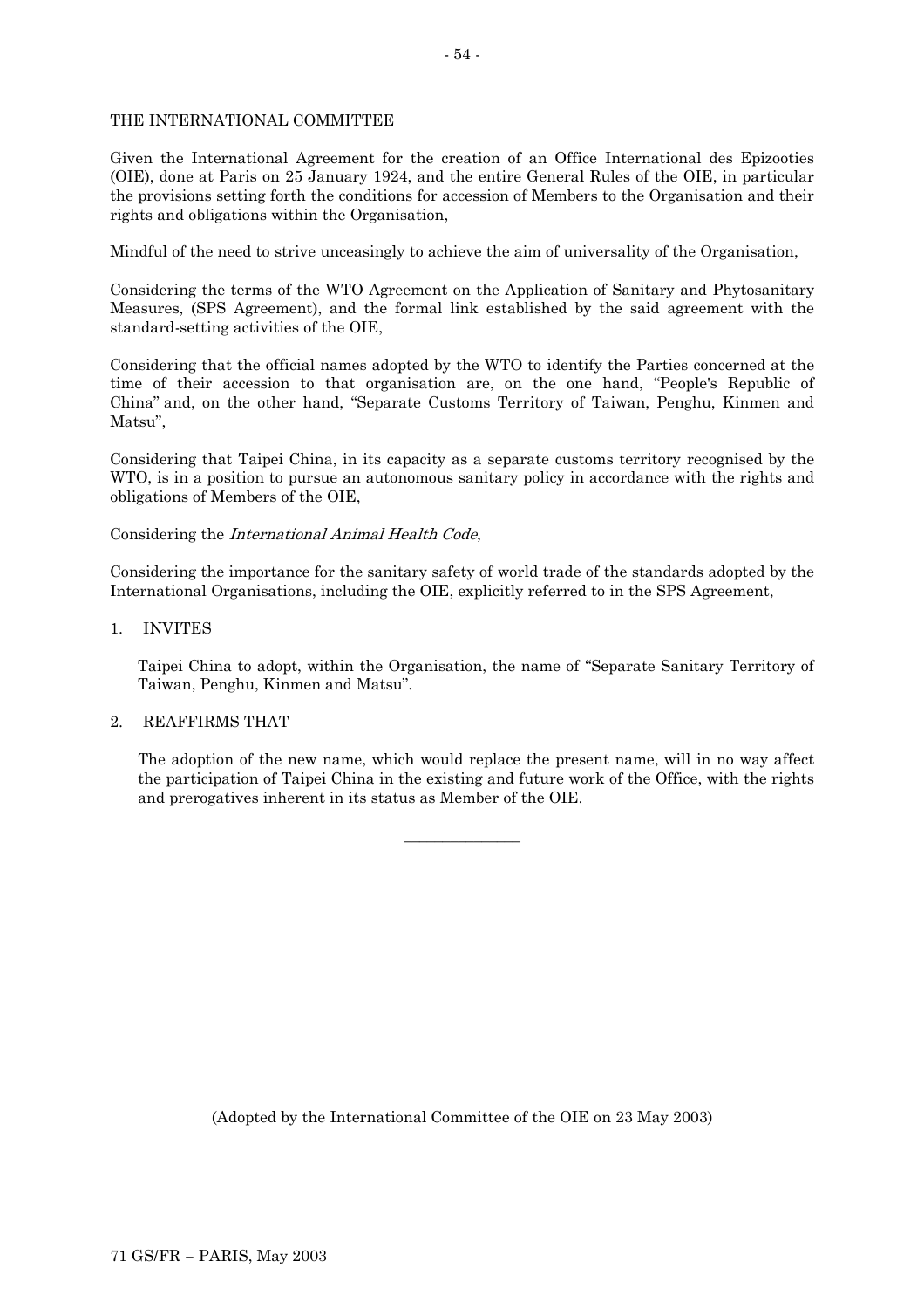THE INTERNATIONAL COMMITTEE

Given the International Agreement for the creation of an Office International des Epizooties (OIE), done at Paris on 25 January 1924, and the entire General Rules of the OIE, in particular the provisions setting forth the conditions for accession of Members to the Organisation and their rights and obligations within the Organisation,

Mindful of the need to strive unceasingly to achieve the aim of universality of the Organisation,

Considering the terms of the WTO Agreement on the Application of Sanitary and Phytosanitary Measures, (SPS Agreement), and the formal link established by the said agreement with the standard-setting activities of the OIE,

Considering that the official names adopted by the WTO to identify the Parties concerned at the time of their accession to that organisation are, on the one hand, "People's Republic of China" and, on the other hand, "Separate Customs Territory of Taiwan, Penghu, Kinmen and Matsu",

Considering that Taipei China, in its capacity as a separate customs territory recognised by the WTO, is in a position to pursue an autonomous sanitary policy in accordance with the rights and obligations of Members of the OIE,

Considering the *International Animal Health Code*,

Considering the importance for the sanitary safety of world trade of the standards adopted by the International Organisations, including the OIE, explicitly referred to in the SPS Agreement,

1. INVITES

   Taipei China to adopt, within the Organisation, the name of "Separate Sanitary Territory of Taiwan, Penghu, Kinmen and Matsu".

2. REAFFIRMS THAT

   The adoption of the new name, which would replace the present name, will in no way affect the participation of Taipei China in the existing and future work of the Office, with the rights and prerogatives inherent in its status as Member of the OIE.

---

(Adopted by the International Committee of the OIE on 23 May 2003)

71 GS/FR – PARIS, May 2003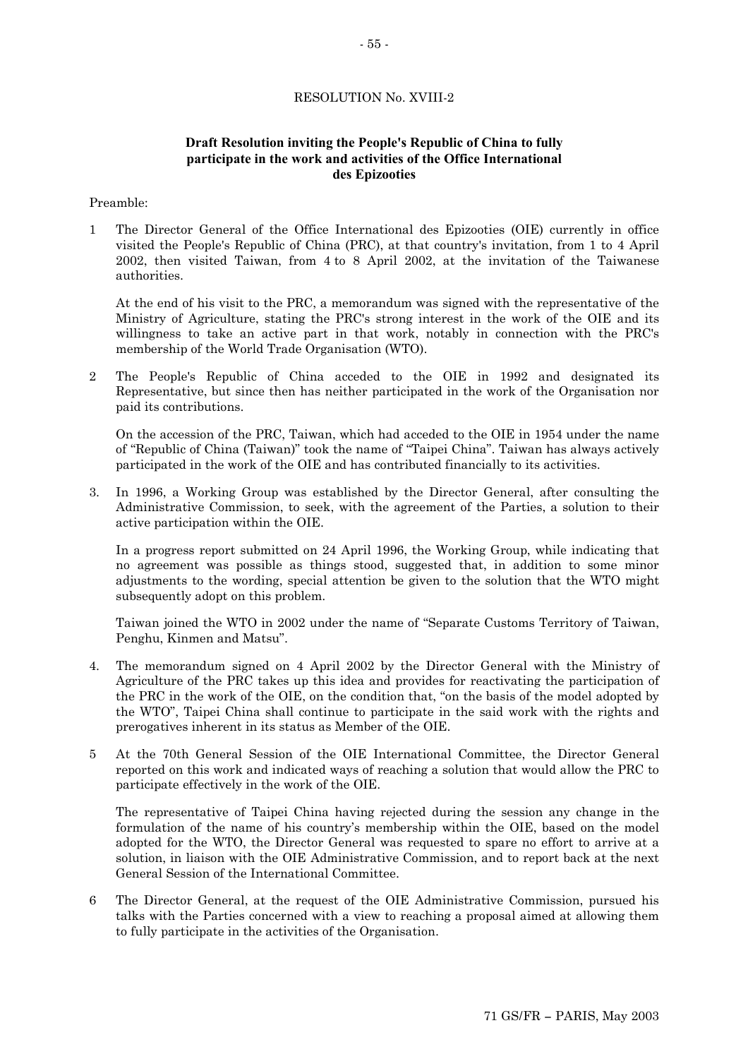RESOLUTION No. XVIII-2

**Draft Resolution inviting the People's Republic of China to fully participate in the work and activities of the Office International des Epizooties**

Preamble:

1 The Director General of the Office International des Epizooties (OIE) currently in office visited the People's Republic of China (PRC), at that country's invitation, from 1 to 4 April 2002, then visited Taiwan, from 4 to 8 April 2002, at the invitation of the Taiwanese authorities.

At the end of his visit to the PRC, a memorandum was signed with the representative of the Ministry of Agriculture, stating the PRC's strong interest in the work of the OIE and its willingness to take an active part in that work, notably in connection with the PRC's membership of the World Trade Organisation (WTO).

2 The People's Republic of China acceded to the OIE in 1992 and designated its Representative, but since then has neither participated in the work of the Organisation nor paid its contributions.

On the accession of the PRC, Taiwan, which had acceded to the OIE in 1954 under the name of "Republic of China (Taiwan)" took the name of "Taipei China". Taiwan has always actively participated in the work of the OIE and has contributed financially to its activities.

3. In 1996, a Working Group was established by the Director General, after consulting the Administrative Commission, to seek, with the agreement of the Parties, a solution to their active participation within the OIE.

In a progress report submitted on 24 April 1996, the Working Group, while indicating that no agreement was possible as things stood, suggested that, in addition to some minor adjustments to the wording, special attention be given to the solution that the WTO might subsequently adopt on this problem.

Taiwan joined the WTO in 2002 under the name of "Separate Customs Territory of Taiwan, Penghu, Kinmen and Matsu".

4. The memorandum signed on 4 April 2002 by the Director General with the Ministry of Agriculture of the PRC takes up this idea and provides for reactivating the participation of the PRC in the work of the OIE, on the condition that, "on the basis of the model adopted by the WTO", Taipei China shall continue to participate in the said work with the rights and prerogatives inherent in its status as Member of the OIE.

5 At the 70th General Session of the OIE International Committee, the Director General reported on this work and indicated ways of reaching a solution that would allow the PRC to participate effectively in the work of the OIE.

The representative of Taipei China having rejected during the session any change in the formulation of the name of his country's membership within the OIE, based on the model adopted for the WTO, the Director General was requested to spare no effort to arrive at a solution, in liaison with the OIE Administrative Commission, and to report back at the next General Session of the International Committee.

6 The Director General, at the request of the OIE Administrative Commission, pursued his talks with the Parties concerned with a view to reaching a proposal aimed at allowing them to fully participate in the activities of the Organisation.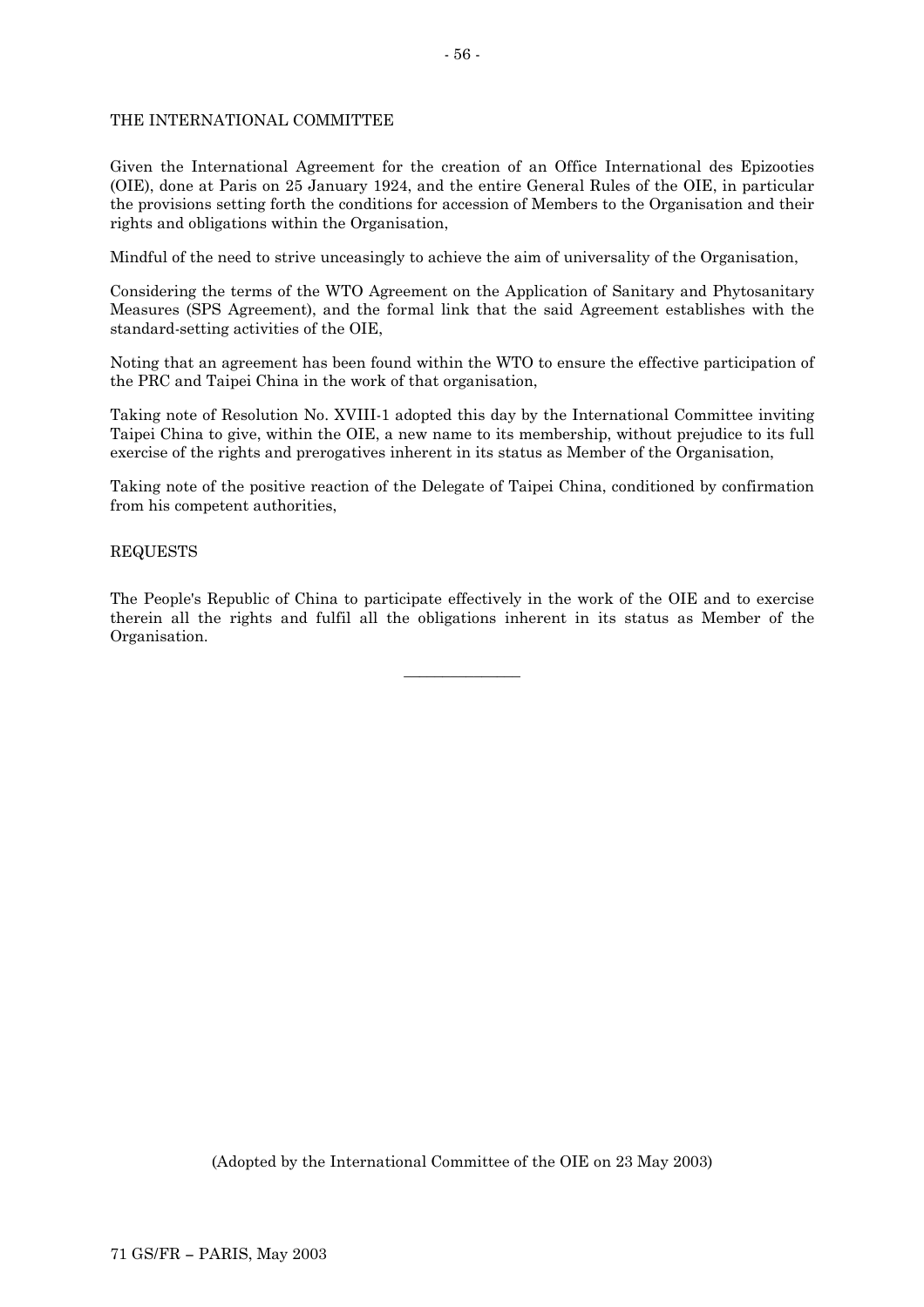THE INTERNATIONAL COMMITTEE

Given the International Agreement for the creation of an Office International des Epizooties (OIE), done at Paris on 25 January 1924, and the entire General Rules of the OIE, in particular the provisions setting forth the conditions for accession of Members to the Organisation and their rights and obligations within the Organisation,

Mindful of the need to strive unceasingly to achieve the aim of universality of the Organisation,

Considering the terms of the WTO Agreement on the Application of Sanitary and Phytosanitary Measures (SPS Agreement), and the formal link that the said Agreement establishes with the standard-setting activities of the OIE,

Noting that an agreement has been found within the WTO to ensure the effective participation of the PRC and Taipei China in the work of that organisation,

Taking note of Resolution No. XVIII-1 adopted this day by the International Committee inviting Taipei China to give, within the OIE, a new name to its membership, without prejudice to its full exercise of the rights and prerogatives inherent in its status as Member of the Organisation,

Taking note of the positive reaction of the Delegate of Taipei China, conditioned by confirmation from his competent authorities,

REQUESTS

The People's Republic of China to participate effectively in the work of the OIE and to exercise therein all the rights and fulfil all the obligations inherent in its status as Member of the Organisation.

---

(Adopted by the International Committee of the OIE on 23 May 2003)

71 GS/FR – PARIS, May 2003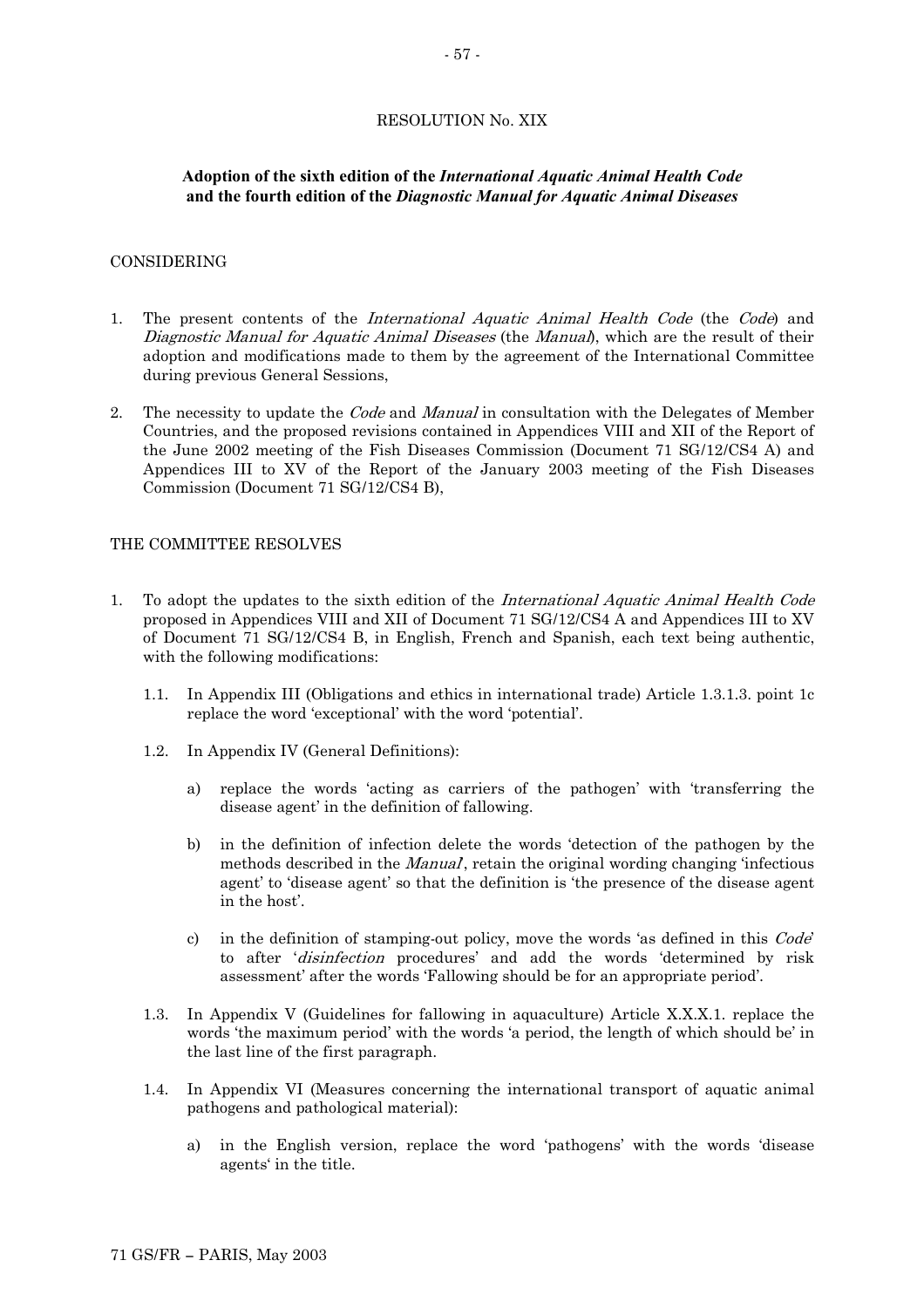# RESOLUTION No. XIX

## Adoption of the sixth edition of the *International Aquatic Animal Health Code* and the fourth edition of the *Diagnostic Manual for Aquatic Animal Diseases*

CONSIDERING

1. The present contents of the *International Aquatic Animal Health Code* (the *Code*) and *Diagnostic Manual for Aquatic Animal Diseases* (the *Manual*), which are the result of their adoption and modifications made to them by the agreement of the International Committee during previous General Sessions,
2. The necessity to update the *Code* and *Manual* in consultation with the Delegates of Member Countries, and the proposed revisions contained in Appendices VIII and XII of the Report of the June 2002 meeting of the Fish Diseases Commission (Document 71 SG/12/CS4 A) and Appendices III to XV of the Report of the January 2003 meeting of the Fish Diseases Commission (Document 71 SG/12/CS4 B),

THE COMMITTEE RESOLVES

1. To adopt the updates to the sixth edition of the *International Aquatic Animal Health Code* proposed in Appendices VIII and XII of Document 71 SG/12/CS4 A and Appendices III to XV of Document 71 SG/12/CS4 B, in English, French and Spanish, each text being authentic, with the following modifications:
   1.1. In Appendix III (Obligations and ethics in international trade) Article 1.3.1.3. point 1c replace the word 'exceptional' with the word 'potential'.
   1.2. In Appendix IV (General Definitions):
      a) replace the words 'acting as carriers of the pathogen' with 'transferring the disease agent' in the definition of fallowing.
      b) in the definition of infection delete the words 'detection of the pathogen by the methods described in the *Manual*', retain the original wording changing 'infectious agent' to 'disease agent' so that the definition is 'the presence of the disease agent in the host'.
      c) in the definition of stamping-out policy, move the words 'as defined in this *Code*' to after '*disinfection* procedures' and add the words 'determined by risk assessment' after the words 'Fallowing should be for an appropriate period'.
   1.3. In Appendix V (Guidelines for fallowing in aquaculture) Article X.X.X.1. replace the words 'the maximum period' with the words 'a period, the length of which should be' in the last line of the first paragraph.
   1.4. In Appendix VI (Measures concerning the international transport of aquatic animal pathogens and pathological material):
      a) in the English version, replace the word 'pathogens' with the words 'disease agents' in the title.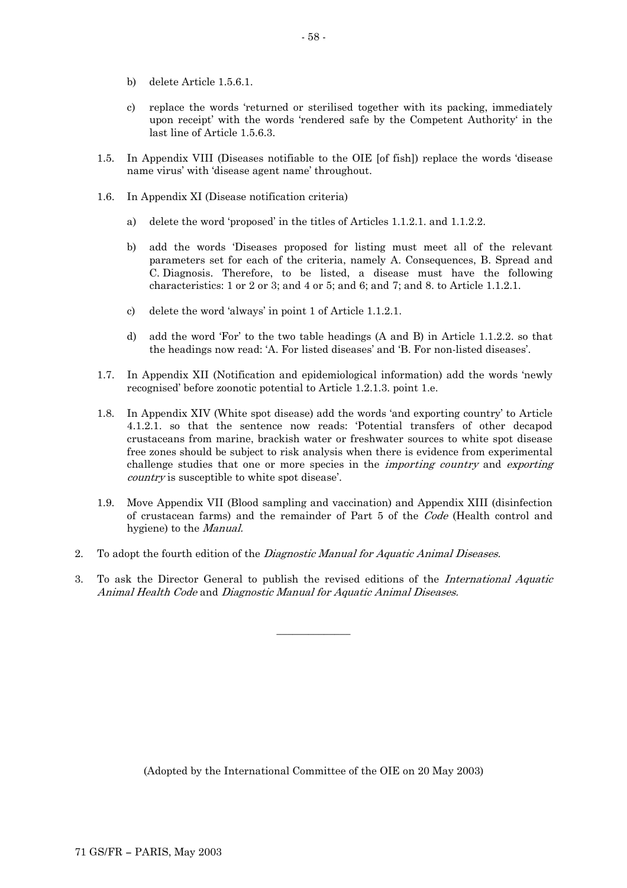b) delete Article 1.5.6.1.

c) replace the words 'returned or sterilised together with its packing, immediately upon receipt' with the words 'rendered safe by the Competent Authority' in the last line of Article 1.5.6.3.

1.5. In Appendix VIII (Diseases notifiable to the OIE [of fish]) replace the words 'disease name virus' with 'disease agent name' throughout.

1.6. In Appendix XI (Disease notification criteria)

a) delete the word 'proposed' in the titles of Articles 1.1.2.1. and 1.1.2.2.

b) add the words 'Diseases proposed for listing must meet all of the relevant parameters set for each of the criteria, namely A. Consequences, B. Spread and C. Diagnosis. Therefore, to be listed, a disease must have the following characteristics: 1 or 2 or 3; and 4 or 5; and 6; and 7; and 8. to Article 1.1.2.1.

c) delete the word 'always' in point 1 of Article 1.1.2.1.

d) add the word 'For' to the two table headings (A and B) in Article 1.1.2.2. so that the headings now read: 'A. For listed diseases' and 'B. For non-listed diseases'.

1.7. In Appendix XII (Notification and epidemiological information) add the words 'newly recognised' before zoonotic potential to Article 1.2.1.3. point 1.e.

1.8. In Appendix XIV (White spot disease) add the words 'and exporting country' to Article 4.1.2.1. so that the sentence now reads: 'Potential transfers of other decapod crustaceans from marine, brackish water or freshwater sources to white spot disease free zones should be subject to risk analysis when there is evidence from experimental challenge studies that one or more species in the *importing country* and *exporting country* is susceptible to white spot disease'.

1.9. Move Appendix VII (Blood sampling and vaccination) and Appendix XIII (disinfection of crustacean farms) and the remainder of Part 5 of the *Code* (Health control and hygiene) to the *Manual.*

2. To adopt the fourth edition of the *Diagnostic Manual for Aquatic Animal Diseases.*

3. To ask the Director General to publish the revised editions of the *International Aquatic Animal Health Code* and *Diagnostic Manual for Aquatic Animal Diseases.*

---

(Adopted by the International Committee of the OIE on 20 May 2003)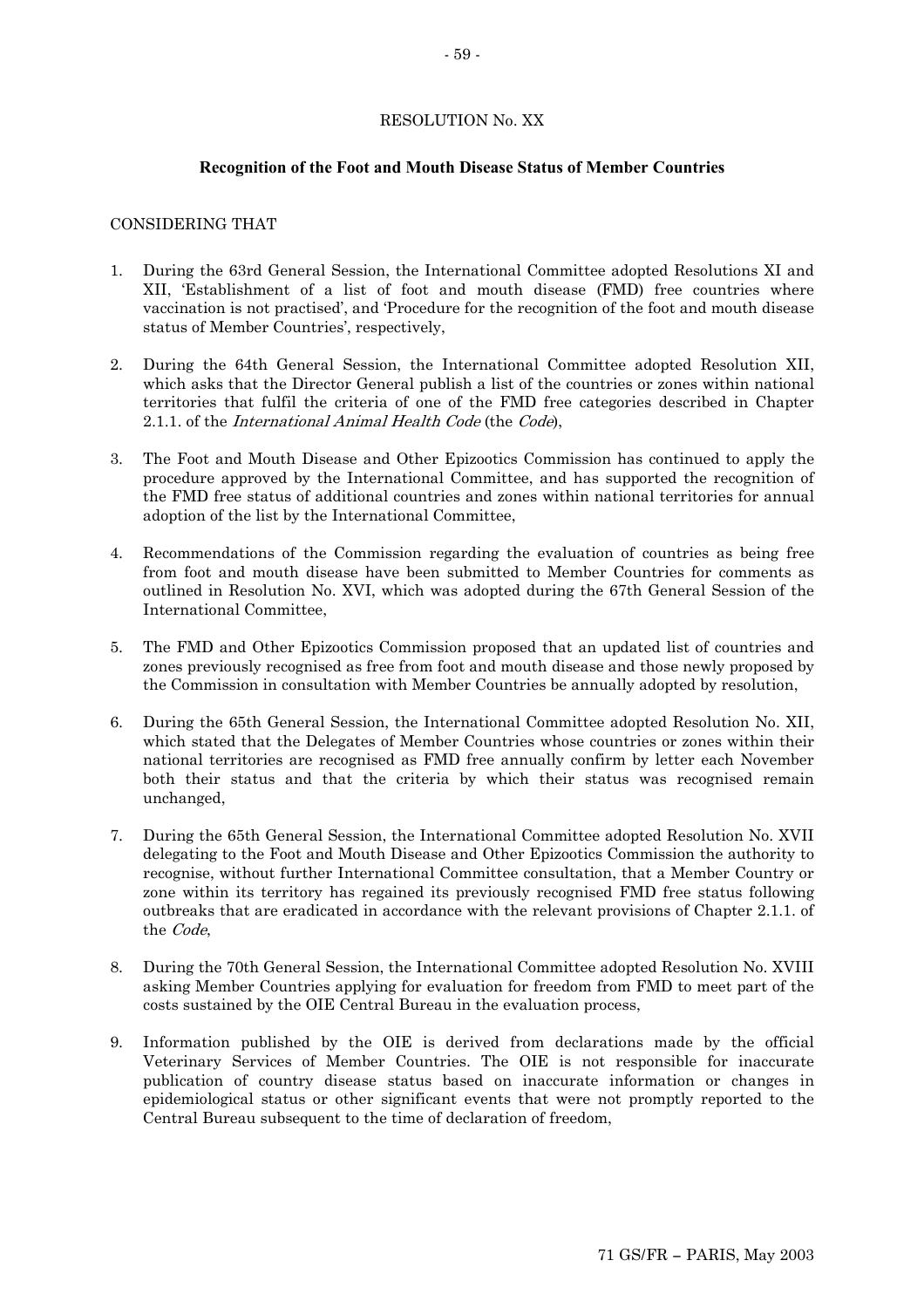RESOLUTION No. XX

**Recognition of the Foot and Mouth Disease Status of Member Countries**

CONSIDERING THAT

1. During the 63rd General Session, the International Committee adopted Resolutions XI and XII, 'Establishment of a list of foot and mouth disease (FMD) free countries where vaccination is not practised', and 'Procedure for the recognition of the foot and mouth disease status of Member Countries', respectively,

2. During the 64th General Session, the International Committee adopted Resolution XII, which asks that the Director General publish a list of the countries or zones within national territories that fulfil the criteria of one of the FMD free categories described in Chapter 2.1.1. of the *International Animal Health Code* (the *Code*),

3. The Foot and Mouth Disease and Other Epizootics Commission has continued to apply the procedure approved by the International Committee, and has supported the recognition of the FMD free status of additional countries and zones within national territories for annual adoption of the list by the International Committee,

4. Recommendations of the Commission regarding the evaluation of countries as being free from foot and mouth disease have been submitted to Member Countries for comments as outlined in Resolution No. XVI, which was adopted during the 67th General Session of the International Committee,

5. The FMD and Other Epizootics Commission proposed that an updated list of countries and zones previously recognised as free from foot and mouth disease and those newly proposed by the Commission in consultation with Member Countries be annually adopted by resolution,

6. During the 65th General Session, the International Committee adopted Resolution No. XII, which stated that the Delegates of Member Countries whose countries or zones within their national territories are recognised as FMD free annually confirm by letter each November both their status and that the criteria by which their status was recognised remain unchanged,

7. During the 65th General Session, the International Committee adopted Resolution No. XVII delegating to the Foot and Mouth Disease and Other Epizootics Commission the authority to recognise, without further International Committee consultation, that a Member Country or zone within its territory has regained its previously recognised FMD free status following outbreaks that are eradicated in accordance with the relevant provisions of Chapter 2.1.1. of the *Code*,

8. During the 70th General Session, the International Committee adopted Resolution No. XVIII asking Member Countries applying for evaluation for freedom from FMD to meet part of the costs sustained by the OIE Central Bureau in the evaluation process,

9. Information published by the OIE is derived from declarations made by the official Veterinary Services of Member Countries. The OIE is not responsible for inaccurate publication of country disease status based on inaccurate information or changes in epidemiological status or other significant events that were not promptly reported to the Central Bureau subsequent to the time of declaration of freedom,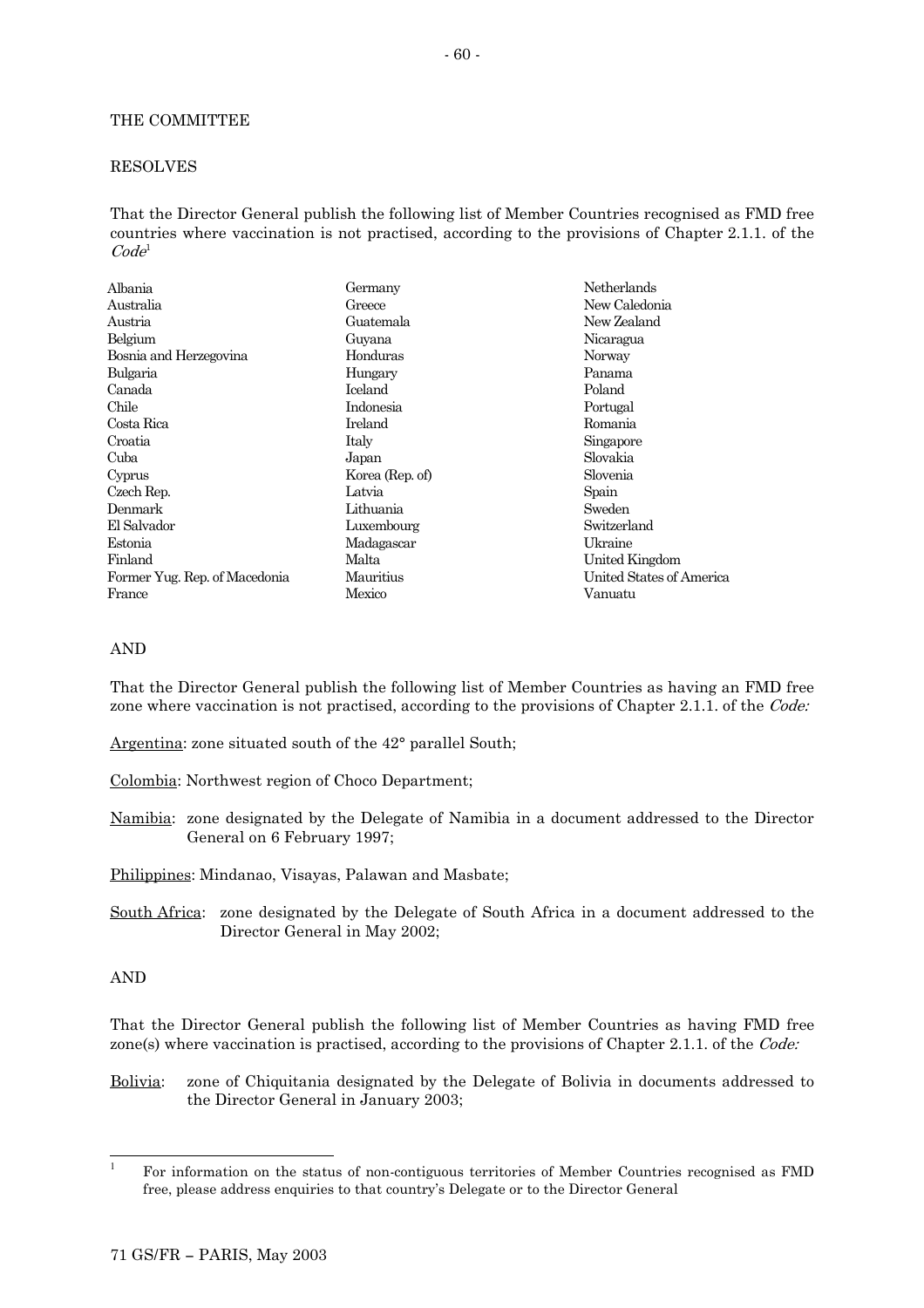THE COMMITTEE

RESOLVES

That the Director General publish the following list of Member Countries recognised as FMD free countries where vaccination is not practised, according to the provisions of Chapter 2.1.1. of the *Code*[1]

| | | |
|---|---|---|
| Albania | Germany | Netherlands |
| Australia | Greece | New Caledonia |
| Austria | Guatemala | New Zealand |
| Belgium | Guyana | Nicaragua |
| Bosnia and Herzegovina | Honduras | Norway |
| Bulgaria | Hungary | Panama |
| Canada | Iceland | Poland |
| Chile | Indonesia | Portugal |
| Costa Rica | Ireland | Romania |
| Croatia | Italy | Singapore |
| Cuba | Japan | Slovakia |
| Cyprus | Korea (Rep. of) | Slovenia |
| Czech Rep. | Latvia | Spain |
| Denmark | Lithuania | Sweden |
| El Salvador | Luxembourg | Switzerland |
| Estonia | Madagascar | Ukraine |
| Finland | Malta | United Kingdom |
| Former Yug. Rep. of Macedonia | Mauritius | United States of America |
| France | Mexico | Vanuatu |

AND

That the Director General publish the following list of Member Countries as having an FMD free zone where vaccination is not practised, according to the provisions of Chapter 2.1.1. of the *Code:*

Argentina: zone situated south of the 42° parallel South;

Colombia: Northwest region of Choco Department;

Namibia: zone designated by the Delegate of Namibia in a document addressed to the Director General on 6 February 1997;

Philippines: Mindanao, Visayas, Palawan and Masbate;

South Africa: zone designated by the Delegate of South Africa in a document addressed to the Director General in May 2002;

AND

That the Director General publish the following list of Member Countries as having FMD free zone(s) where vaccination is practised, according to the provisions of Chapter 2.1.1. of the *Code:*

Bolivia: zone of Chiquitania designated by the Delegate of Bolivia in documents addressed to the Director General in January 2003;

[1] For information on the status of non-contiguous territories of Member Countries recognised as FMD free, please address enquiries to that country's Delegate or to the Director General

71 GS/FR – PARIS, May 2003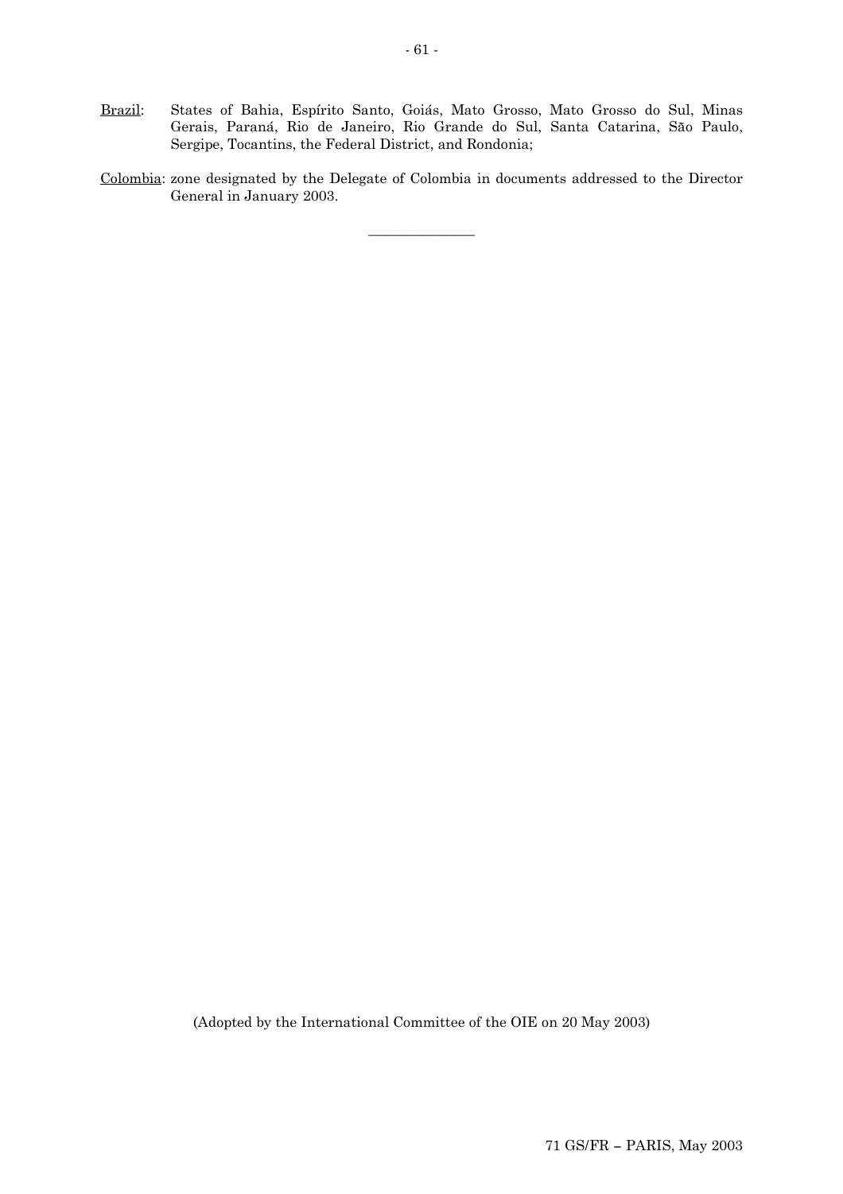Brazil: States of Bahia, Espírito Santo, Goiás, Mato Grosso, Mato Grosso do Sul, Minas Gerais, Paraná, Rio de Janeiro, Rio Grande do Sul, Santa Catarina, São Paulo, Sergipe, Tocantins, the Federal District, and Rondonia;

Colombia: zone designated by the Delegate of Colombia in documents addressed to the Director General in January 2003.

---

(Adopted by the International Committee of the OIE on 20 May 2003)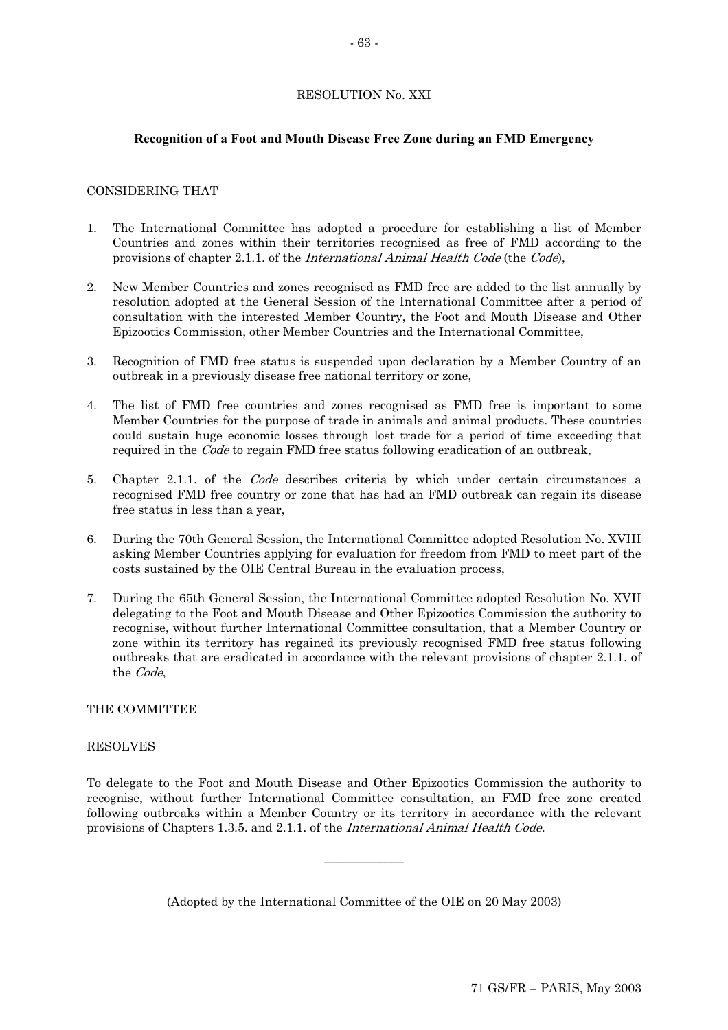RESOLUTION No. XXI

**Recognition of a Foot and Mouth Disease Free Zone during an FMD Emergency**

CONSIDERING THAT

1. The International Committee has adopted a procedure for establishing a list of Member Countries and zones within their territories recognised as free of FMD according to the provisions of chapter 2.1.1. of the *International Animal Health Code* (the *Code*),

2. New Member Countries and zones recognised as FMD free are added to the list annually by resolution adopted at the General Session of the International Committee after a period of consultation with the interested Member Country, the Foot and Mouth Disease and Other Epizootics Commission, other Member Countries and the International Committee,

3. Recognition of FMD free status is suspended upon declaration by a Member Country of an outbreak in a previously disease free national territory or zone,

4. The list of FMD free countries and zones recognised as FMD free is important to some Member Countries for the purpose of trade in animals and animal products. These countries could sustain huge economic losses through lost trade for a period of time exceeding that required in the *Code* to regain FMD free status following eradication of an outbreak,

5. Chapter 2.1.1. of the *Code* describes criteria by which under certain circumstances a recognised FMD free country or zone that has had an FMD outbreak can regain its disease free status in less than a year,

6. During the 70th General Session, the International Committee adopted Resolution No. XVIII asking Member Countries applying for evaluation for freedom from FMD to meet part of the costs sustained by the OIE Central Bureau in the evaluation process,

7. During the 65th General Session, the International Committee adopted Resolution No. XVII delegating to the Foot and Mouth Disease and Other Epizootics Commission the authority to recognise, without further International Committee consultation, that a Member Country or zone within its territory has regained its previously recognised FMD free status following outbreaks that are eradicated in accordance with the relevant provisions of chapter 2.1.1. of the *Code*,

THE COMMITTEE

RESOLVES

To delegate to the Foot and Mouth Disease and Other Epizootics Commission the authority to recognise, without further International Committee consultation, an FMD free zone created following outbreaks within a Member Country or its territory in accordance with the relevant provisions of Chapters 1.3.5. and 2.1.1. of the *International Animal Health Code.*

---

(Adopted by the International Committee of the OIE on 20 May 2003)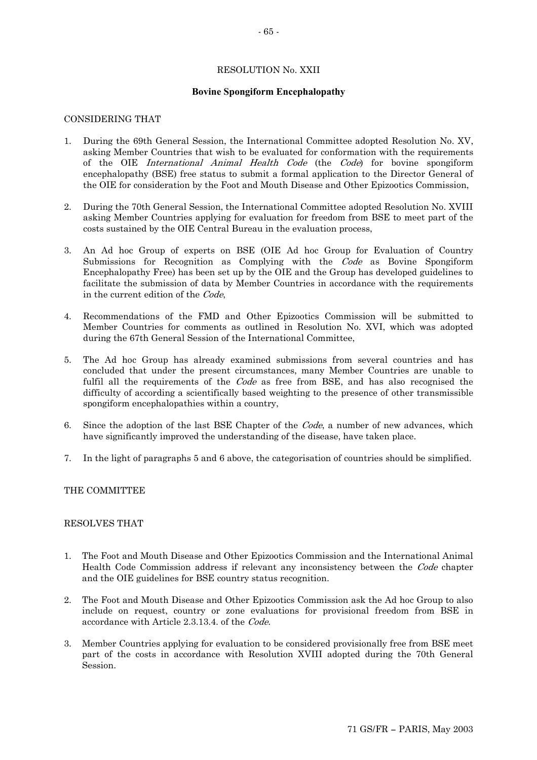# RESOLUTION No. XXII

## Bovine Spongiform Encephalopathy

CONSIDERING THAT

1. During the 69th General Session, the International Committee adopted Resolution No. XV, asking Member Countries that wish to be evaluated for conformation with the requirements of the OIE *International Animal Health Code* (the *Code*) for bovine spongiform encephalopathy (BSE) free status to submit a formal application to the Director General of the OIE for consideration by the Foot and Mouth Disease and Other Epizootics Commission,

2. During the 70th General Session, the International Committee adopted Resolution No. XVIII asking Member Countries applying for evaluation for freedom from BSE to meet part of the costs sustained by the OIE Central Bureau in the evaluation process,

3. An Ad hoc Group of experts on BSE (OIE Ad hoc Group for Evaluation of Country Submissions for Recognition as Complying with the *Code* as Bovine Spongiform Encephalopathy Free) has been set up by the OIE and the Group has developed guidelines to facilitate the submission of data by Member Countries in accordance with the requirements in the current edition of the *Code*,

4. Recommendations of the FMD and Other Epizootics Commission will be submitted to Member Countries for comments as outlined in Resolution No. XVI, which was adopted during the 67th General Session of the International Committee,

5. The Ad hoc Group has already examined submissions from several countries and has concluded that under the present circumstances, many Member Countries are unable to fulfil all the requirements of the *Code* as free from BSE, and has also recognised the difficulty of according a scientifically based weighting to the presence of other transmissible spongiform encephalopathies within a country,

6. Since the adoption of the last BSE Chapter of the *Code*, a number of new advances, which have significantly improved the understanding of the disease, have taken place.

7. In the light of paragraphs 5 and 6 above, the categorisation of countries should be simplified.

THE COMMITTEE

RESOLVES THAT

1. The Foot and Mouth Disease and Other Epizootics Commission and the International Animal Health Code Commission address if relevant any inconsistency between the *Code* chapter and the OIE guidelines for BSE country status recognition.

2. The Foot and Mouth Disease and Other Epizootics Commission ask the Ad hoc Group to also include on request, country or zone evaluations for provisional freedom from BSE in accordance with Article 2.3.13.4. of the *Code*.

3. Member Countries applying for evaluation to be considered provisionally free from BSE meet part of the costs in accordance with Resolution XVIII adopted during the 70th General Session.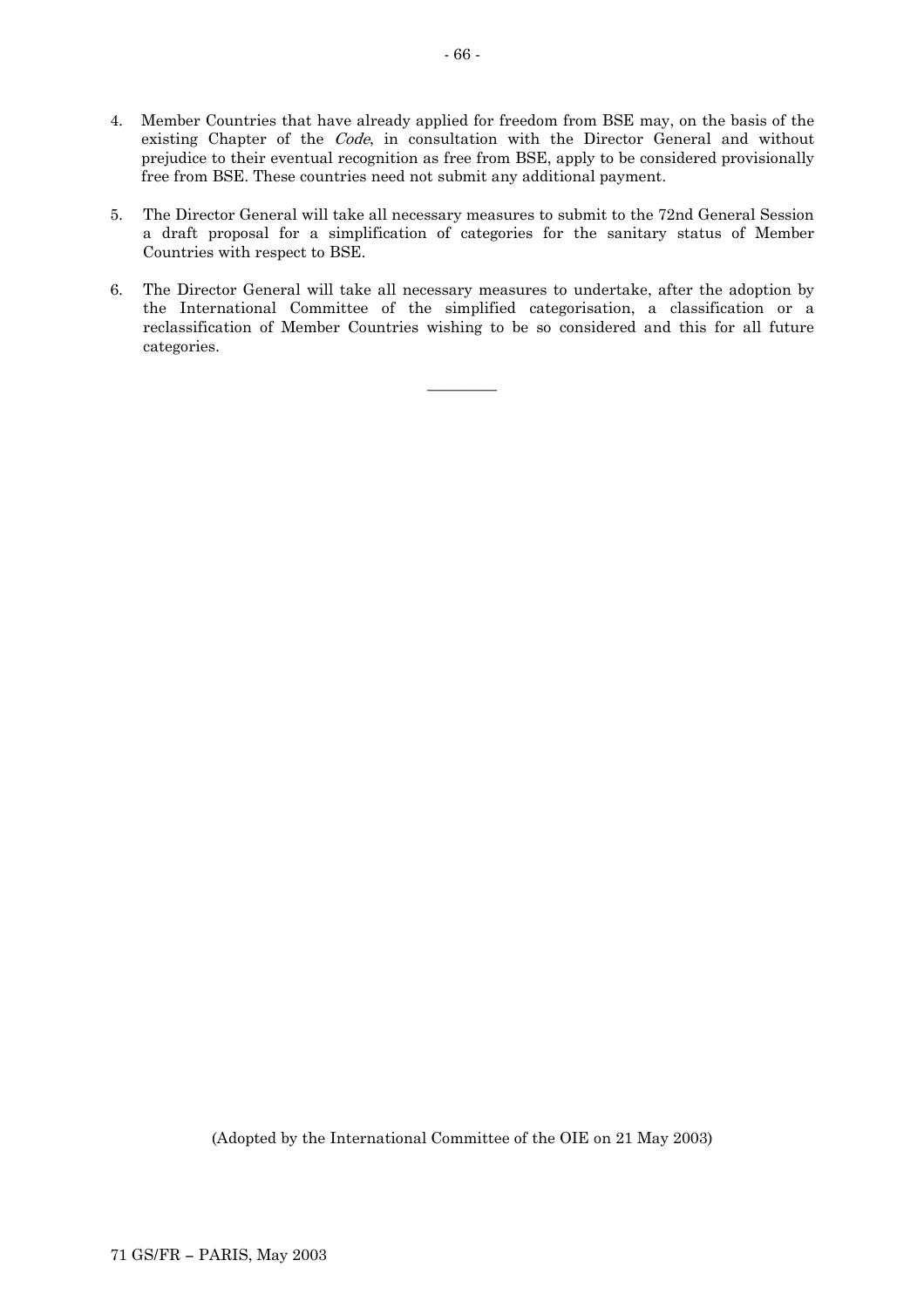4. Member Countries that have already applied for freedom from BSE may, on the basis of the existing Chapter of the *Code*, in consultation with the Director General and without prejudice to their eventual recognition as free from BSE, apply to be considered provisionally free from BSE. These countries need not submit any additional payment.

5. The Director General will take all necessary measures to submit to the 72nd General Session a draft proposal for a simplification of categories for the sanitary status of Member Countries with respect to BSE.

6. The Director General will take all necessary measures to undertake, after the adoption by the International Committee of the simplified categorisation, a classification or a reclassification of Member Countries wishing to be so considered and this for all future categories.

---

(Adopted by the International Committee of the OIE on 21 May 2003)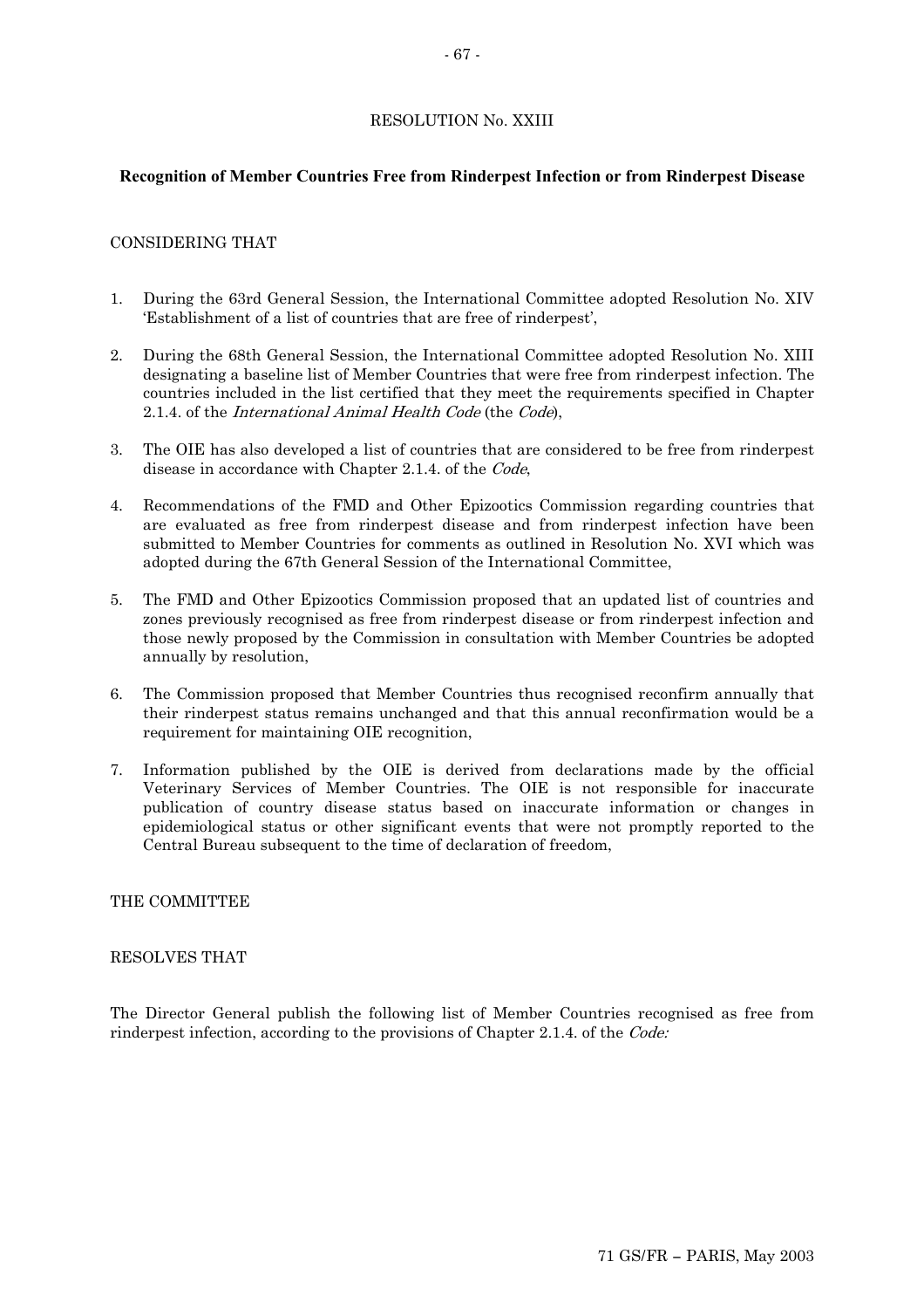# RESOLUTION No. XXIII

## Recognition of Member Countries Free from Rinderpest Infection or from Rinderpest Disease

CONSIDERING THAT

1. During the 63rd General Session, the International Committee adopted Resolution No. XIV 'Establishment of a list of countries that are free of rinderpest',
2. During the 68th General Session, the International Committee adopted Resolution No. XIII designating a baseline list of Member Countries that were free from rinderpest infection. The countries included in the list certified that they meet the requirements specified in Chapter 2.1.4. of the *International Animal Health Code* (the *Code*),
3. The OIE has also developed a list of countries that are considered to be free from rinderpest disease in accordance with Chapter 2.1.4. of the *Code*,
4. Recommendations of the FMD and Other Epizootics Commission regarding countries that are evaluated as free from rinderpest disease and from rinderpest infection have been submitted to Member Countries for comments as outlined in Resolution No. XVI which was adopted during the 67th General Session of the International Committee,
5. The FMD and Other Epizootics Commission proposed that an updated list of countries and zones previously recognised as free from rinderpest disease or from rinderpest infection and those newly proposed by the Commission in consultation with Member Countries be adopted annually by resolution,
6. The Commission proposed that Member Countries thus recognised reconfirm annually that their rinderpest status remains unchanged and that this annual reconfirmation would be a requirement for maintaining OIE recognition,
7. Information published by the OIE is derived from declarations made by the official Veterinary Services of Member Countries. The OIE is not responsible for inaccurate publication of country disease status based on inaccurate information or changes in epidemiological status or other significant events that were not promptly reported to the Central Bureau subsequent to the time of declaration of freedom,

THE COMMITTEE

RESOLVES THAT

The Director General publish the following list of Member Countries recognised as free from rinderpest infection, according to the provisions of Chapter 2.1.4. of the *Code:*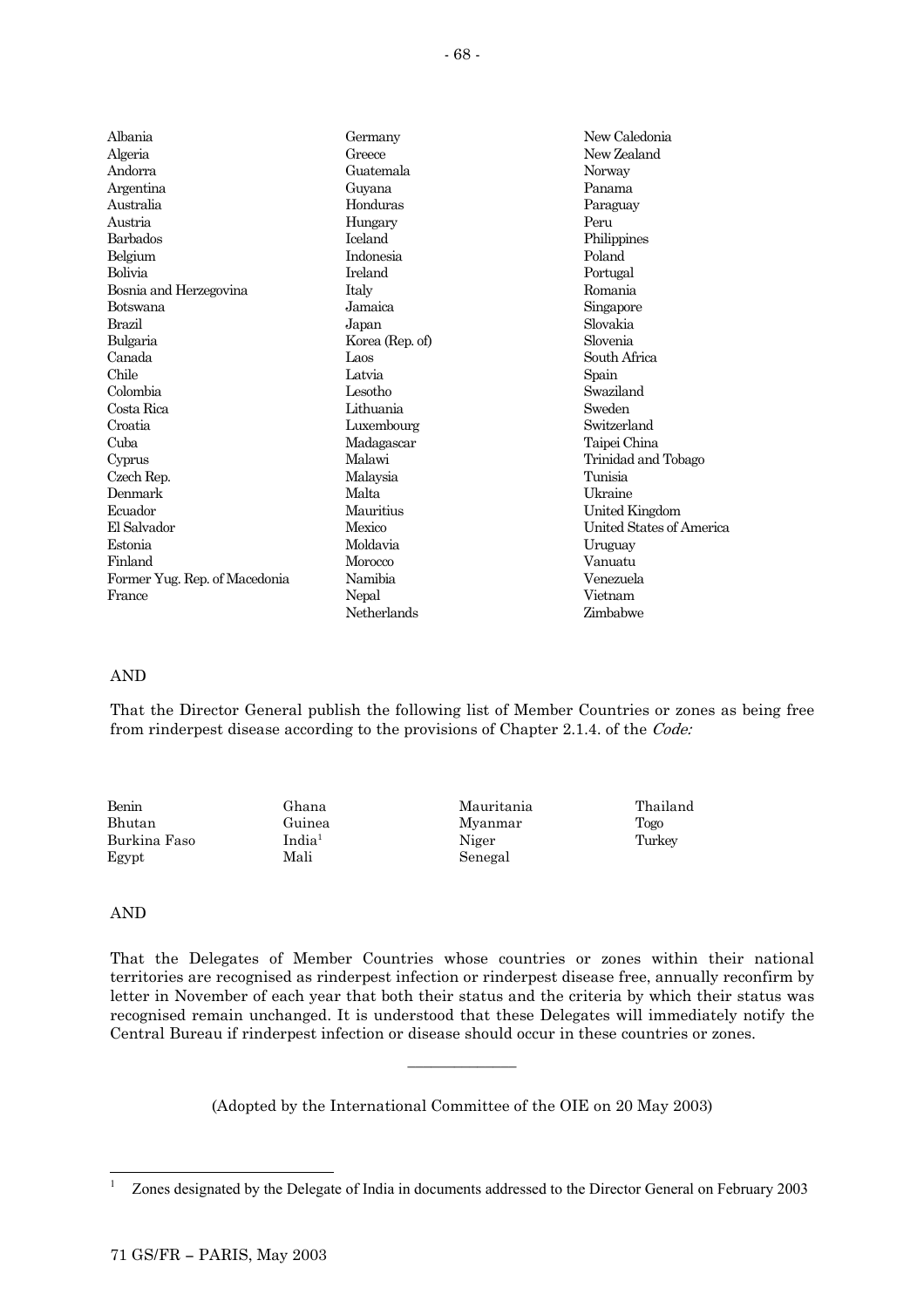Albania
Algeria
Andorra
Argentina
Australia
Austria
Barbados
Belgium
Bolivia
Bosnia and Herzegovina
Botswana
Brazil
Bulgaria
Canada
Chile
Colombia
Costa Rica
Croatia
Cuba
Cyprus
Czech Rep.
Denmark
Ecuador
El Salvador
Estonia
Finland
Former Yug. Rep. of Macedonia
France
Germany
Greece
Guatemala
Guyana
Honduras
Hungary
Iceland
Indonesia
Ireland
Italy
Jamaica
Japan
Korea (Rep. of)
Laos
Latvia
Lesotho
Lithuania
Luxembourg
Madagascar
Malawi
Malaysia
Malta
Mauritius
Mexico
Moldavia
Morocco
Namibia
Nepal
Netherlands
New Caledonia
New Zealand
Norway
Panama
Paraguay
Peru
Philippines
Poland
Portugal
Romania
Singapore
Slovakia
Slovenia
South Africa
Spain
Swaziland
Sweden
Switzerland
Taipei China
Trinidad and Tobago
Tunisia
Ukraine
United Kingdom
United States of America
Uruguay
Vanuatu
Venezuela
Vietnam
Zimbabwe

AND

That the Director General publish the following list of Member Countries or zones as being free from rinderpest disease according to the provisions of Chapter 2.1.4. of the *Code:*

Benin
Bhutan
Burkina Faso
Egypt
Ghana
Guinea
India[1]
Mali
Mauritania
Myanmar
Niger
Senegal
Thailand
Togo
Turkey

AND

That the Delegates of Member Countries whose countries or zones within their national territories are recognised as rinderpest infection or rinderpest disease free, annually reconfirm by letter in November of each year that both their status and the criteria by which their status was recognised remain unchanged. It is understood that these Delegates will immediately notify the Central Bureau if rinderpest infection or disease should occur in these countries or zones.

---

(Adopted by the International Committee of the OIE on 20 May 2003)

[1] Zones designated by the Delegate of India in documents addressed to the Director General on February 2003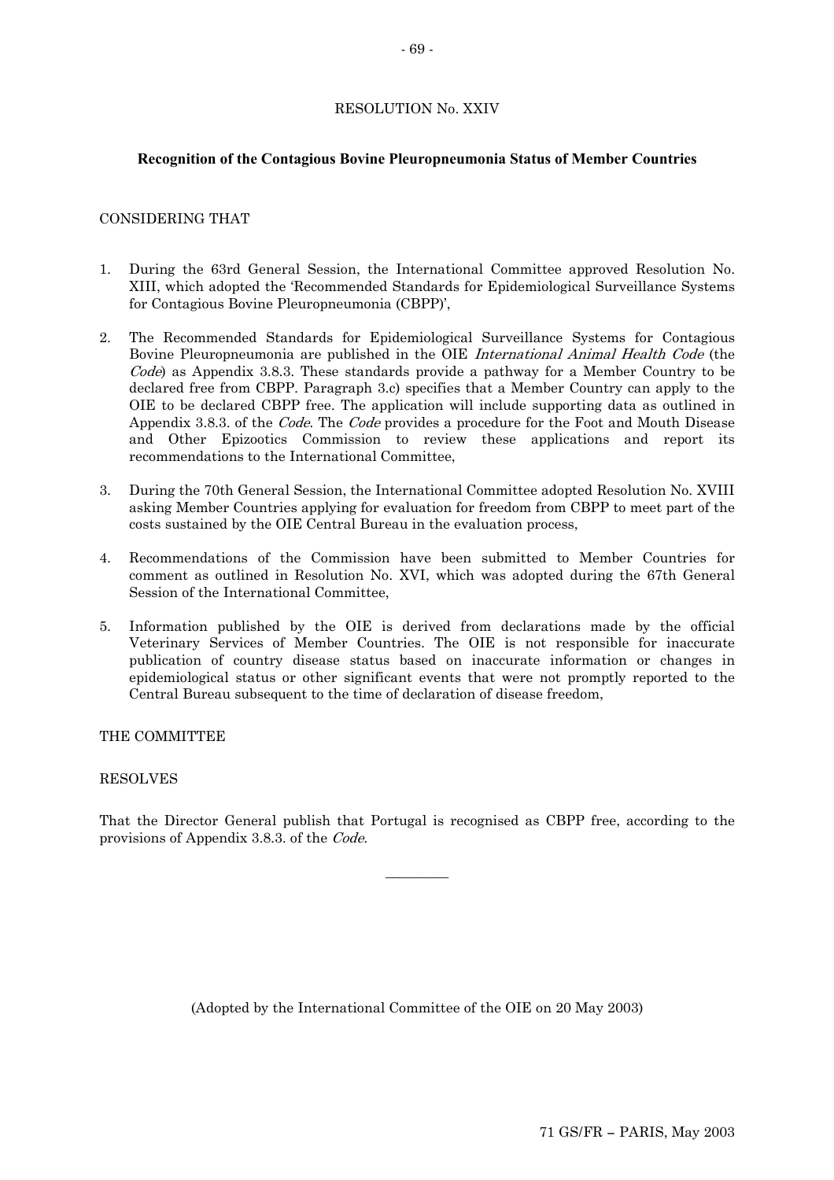RESOLUTION No. XXIV

## Recognition of the Contagious Bovine Pleuropneumonia Status of Member Countries

CONSIDERING THAT

1. During the 63rd General Session, the International Committee approved Resolution No. XIII, which adopted the 'Recommended Standards for Epidemiological Surveillance Systems for Contagious Bovine Pleuropneumonia (CBPP)',

2. The Recommended Standards for Epidemiological Surveillance Systems for Contagious Bovine Pleuropneumonia are published in the OIE *International Animal Health Code* (the *Code*) as Appendix 3.8.3. These standards provide a pathway for a Member Country to be declared free from CBPP. Paragraph 3.c) specifies that a Member Country can apply to the OIE to be declared CBPP free. The application will include supporting data as outlined in Appendix 3.8.3. of the *Code*. The *Code* provides a procedure for the Foot and Mouth Disease and Other Epizootics Commission to review these applications and report its recommendations to the International Committee,

3. During the 70th General Session, the International Committee adopted Resolution No. XVIII asking Member Countries applying for evaluation for freedom from CBPP to meet part of the costs sustained by the OIE Central Bureau in the evaluation process,

4. Recommendations of the Commission have been submitted to Member Countries for comment as outlined in Resolution No. XVI, which was adopted during the 67th General Session of the International Committee,

5. Information published by the OIE is derived from declarations made by the official Veterinary Services of Member Countries. The OIE is not responsible for inaccurate publication of country disease status based on inaccurate information or changes in epidemiological status or other significant events that were not promptly reported to the Central Bureau subsequent to the time of declaration of disease freedom,

THE COMMITTEE

RESOLVES

That the Director General publish that Portugal is recognised as CBPP free, according to the provisions of Appendix 3.8.3. of the *Code.*

---

(Adopted by the International Committee of the OIE on 20 May 2003)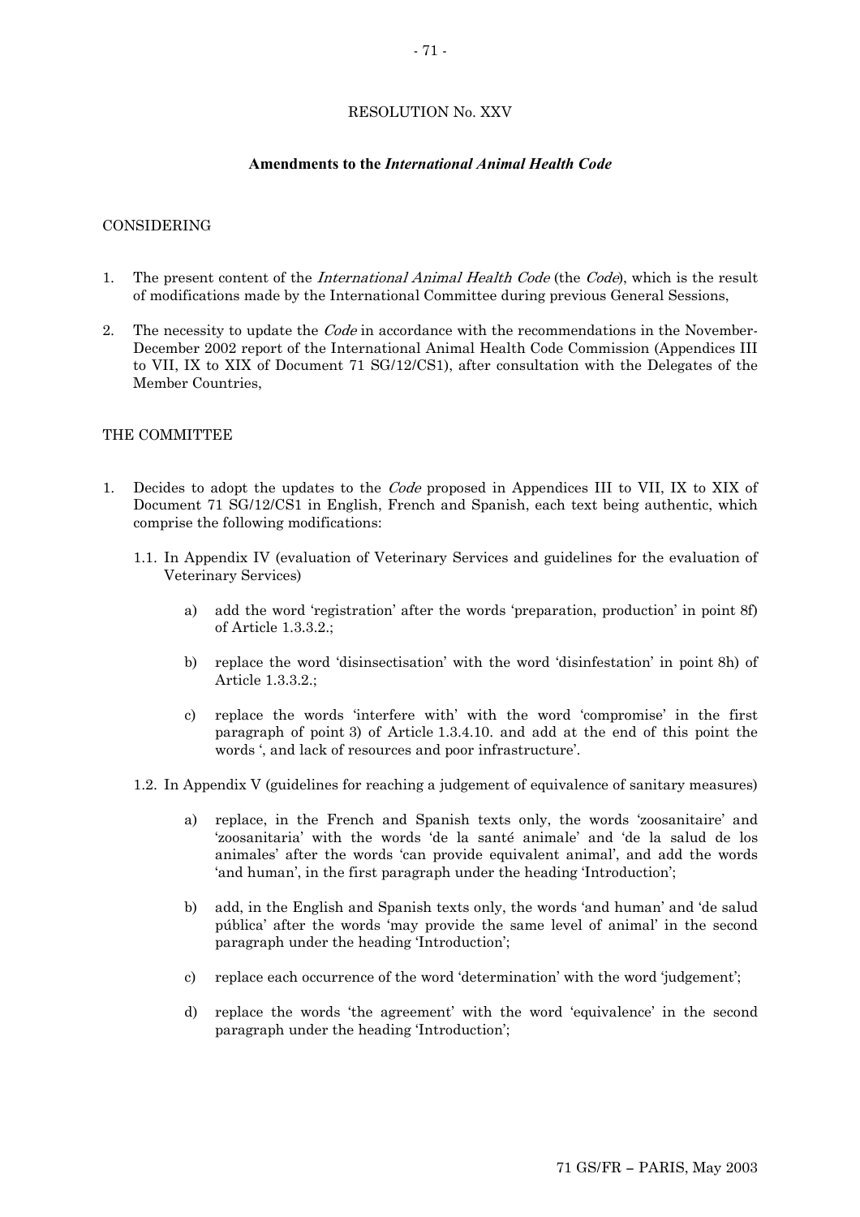RESOLUTION No. XXV

**Amendments to the *International Animal Health Code***

CONSIDERING

1. The present content of the *International Animal Health Code* (the *Code*), which is the result of modifications made by the International Committee during previous General Sessions,

2. The necessity to update the *Code* in accordance with the recommendations in the November-December 2002 report of the International Animal Health Code Commission (Appendices III to VII, IX to XIX of Document 71 SG/12/CS1), after consultation with the Delegates of the Member Countries,

THE COMMITTEE

1. Decides to adopt the updates to the *Code* proposed in Appendices III to VII, IX to XIX of Document 71 SG/12/CS1 in English, French and Spanish, each text being authentic, which comprise the following modifications:

   1.1. In Appendix IV (evaluation of Veterinary Services and guidelines for the evaluation of Veterinary Services)

      a) add the word 'registration' after the words 'preparation, production' in point 8f) of Article 1.3.3.2.;

      b) replace the word 'disinsectisation' with the word 'disinfestation' in point 8h) of Article 1.3.3.2.;

      c) replace the words 'interfere with' with the word 'compromise' in the first paragraph of point 3) of Article 1.3.4.10. and add at the end of this point the words ', and lack of resources and poor infrastructure'.

   1.2. In Appendix V (guidelines for reaching a judgement of equivalence of sanitary measures)

      a) replace, in the French and Spanish texts only, the words 'zoosanitaire' and 'zoosanitaria' with the words 'de la santé animale' and 'de la salud de los animales' after the words 'can provide equivalent animal', and add the words 'and human', in the first paragraph under the heading 'Introduction';

      b) add, in the English and Spanish texts only, the words 'and human' and 'de salud pública' after the words 'may provide the same level of animal' in the second paragraph under the heading 'Introduction';

      c) replace each occurrence of the word 'determination' with the word 'judgement';

      d) replace the words 'the agreement' with the word 'equivalence' in the second paragraph under the heading 'Introduction';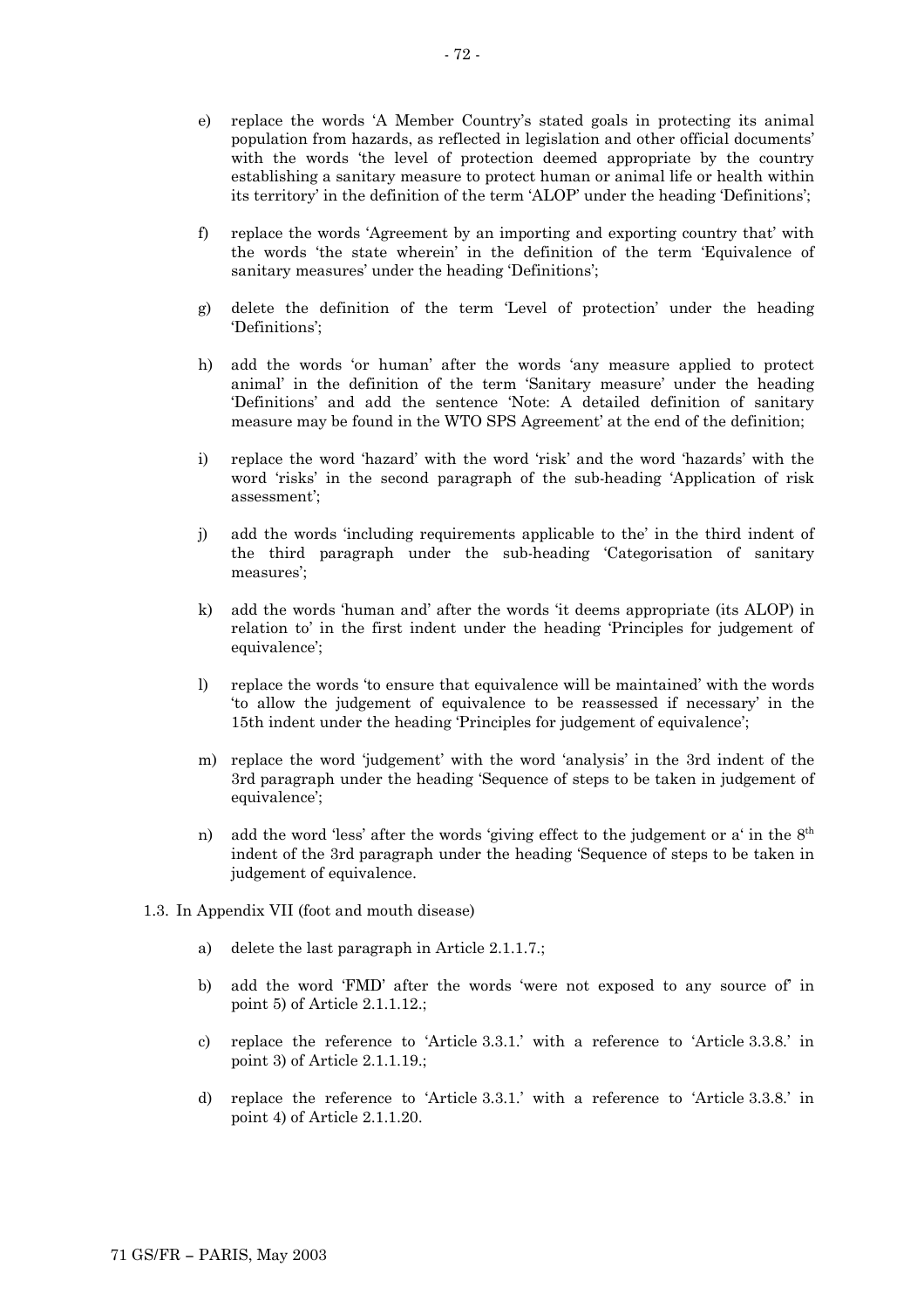e) replace the words 'A Member Country's stated goals in protecting its animal population from hazards, as reflected in legislation and other official documents' with the words 'the level of protection deemed appropriate by the country establishing a sanitary measure to protect human or animal life or health within its territory' in the definition of the term 'ALOP' under the heading 'Definitions';

f) replace the words 'Agreement by an importing and exporting country that' with the words 'the state wherein' in the definition of the term 'Equivalence of sanitary measures' under the heading 'Definitions';

g) delete the definition of the term 'Level of protection' under the heading 'Definitions';

h) add the words 'or human' after the words 'any measure applied to protect animal' in the definition of the term 'Sanitary measure' under the heading 'Definitions' and add the sentence 'Note: A detailed definition of sanitary measure may be found in the WTO SPS Agreement' at the end of the definition;

i) replace the word 'hazard' with the word 'risk' and the word 'hazards' with the word 'risks' in the second paragraph of the sub-heading 'Application of risk assessment';

j) add the words 'including requirements applicable to the' in the third indent of the third paragraph under the sub-heading 'Categorisation of sanitary measures';

k) add the words 'human and' after the words 'it deems appropriate (its ALOP) in relation to' in the first indent under the heading 'Principles for judgement of equivalence';

l) replace the words 'to ensure that equivalence will be maintained' with the words 'to allow the judgement of equivalence to be reassessed if necessary' in the 15th indent under the heading 'Principles for judgement of equivalence';

m) replace the word 'judgement' with the word 'analysis' in the 3rd indent of the 3rd paragraph under the heading 'Sequence of steps to be taken in judgement of equivalence';

n) add the word 'less' after the words 'giving effect to the judgement or a' in the 8th indent of the 3rd paragraph under the heading 'Sequence of steps to be taken in judgement of equivalence.

1.3. In Appendix VII (foot and mouth disease)

a) delete the last paragraph in Article 2.1.1.7.;

b) add the word 'FMD' after the words 'were not exposed to any source of' in point 5) of Article 2.1.1.12.;

c) replace the reference to 'Article 3.3.1.' with a reference to 'Article 3.3.8.' in point 3) of Article 2.1.1.19.;

d) replace the reference to 'Article 3.3.1.' with a reference to 'Article 3.3.8.' in point 4) of Article 2.1.1.20.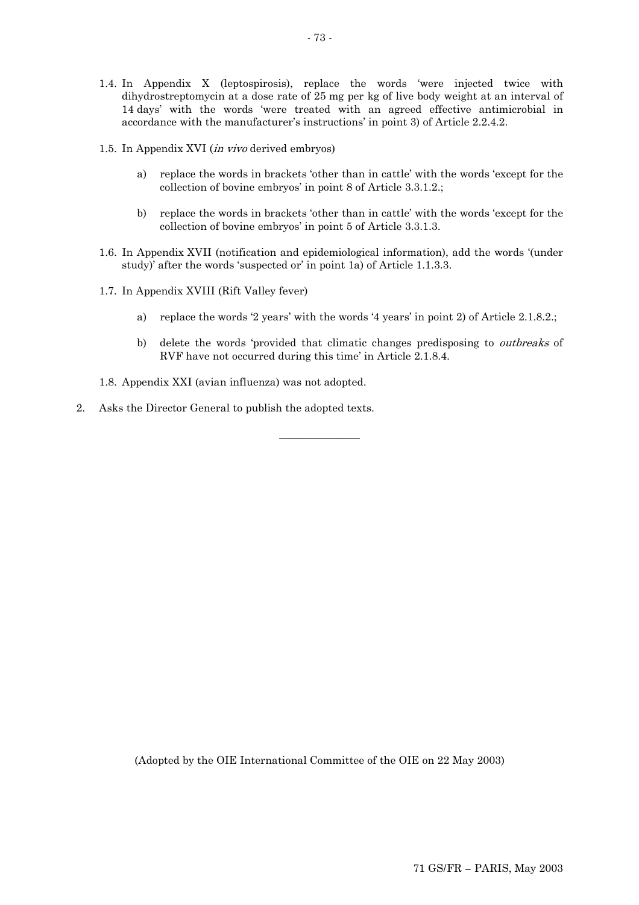1.4. In Appendix X (leptospirosis), replace the words 'were injected twice with dihydrostreptomycin at a dose rate of 25 mg per kg of live body weight at an interval of 14 days' with the words 'were treated with an agreed effective antimicrobial in accordance with the manufacturer's instructions' in point 3) of Article 2.2.4.2.

1.5. In Appendix XVI (*in vivo* derived embryos)

   a) replace the words in brackets 'other than in cattle' with the words 'except for the collection of bovine embryos' in point 8 of Article 3.3.1.2.;

   b) replace the words in brackets 'other than in cattle' with the words 'except for the collection of bovine embryos' in point 5 of Article 3.3.1.3.

1.6. In Appendix XVII (notification and epidemiological information), add the words '(under study)' after the words 'suspected or' in point 1a) of Article 1.1.3.3.

1.7. In Appendix XVIII (Rift Valley fever)

   a) replace the words '2 years' with the words '4 years' in point 2) of Article 2.1.8.2.;

   b) delete the words 'provided that climatic changes predisposing to *outbreaks* of RVF have not occurred during this time' in Article 2.1.8.4.

1.8. Appendix XXI (avian influenza) was not adopted.

2. Asks the Director General to publish the adopted texts.

_______________

(Adopted by the OIE International Committee of the OIE on 22 May 2003)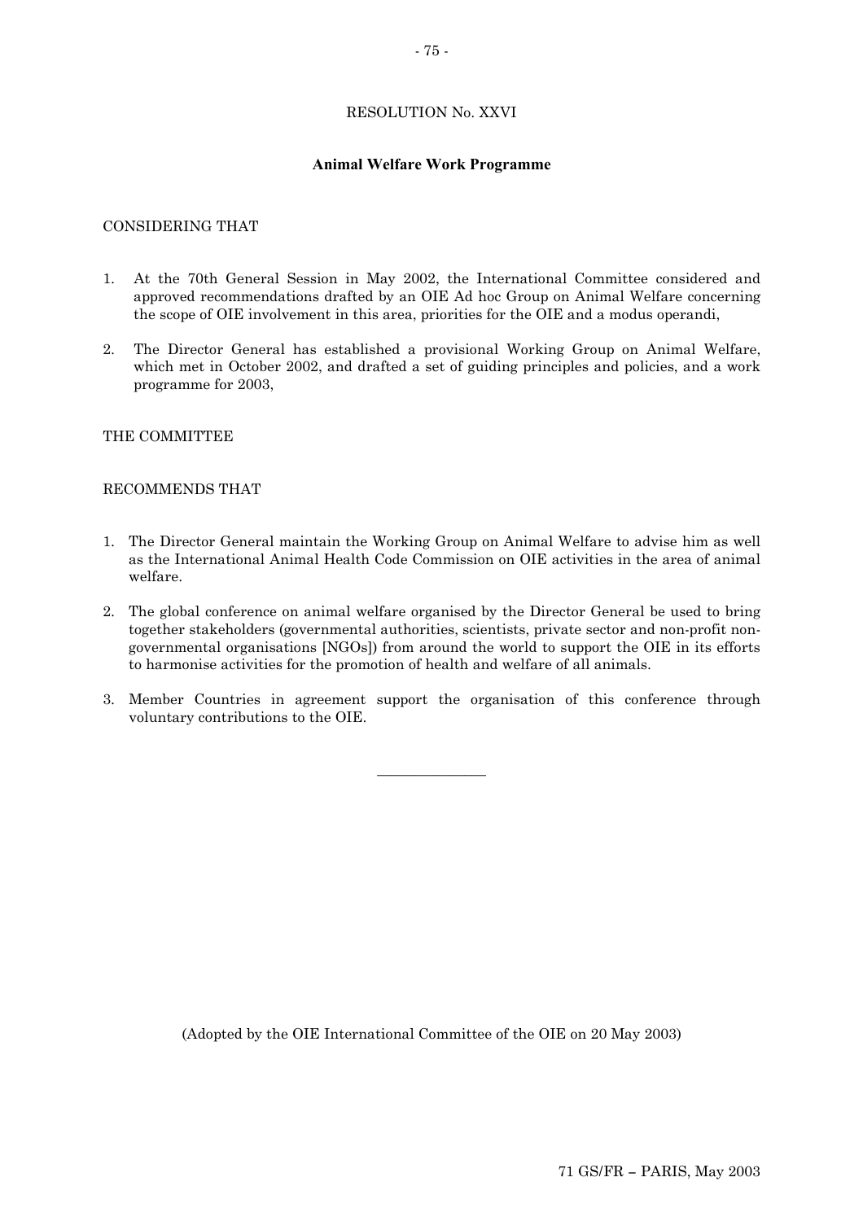RESOLUTION No. XXVI

**Animal Welfare Work Programme**

CONSIDERING THAT

1. At the 70th General Session in May 2002, the International Committee considered and approved recommendations drafted by an OIE Ad hoc Group on Animal Welfare concerning the scope of OIE involvement in this area, priorities for the OIE and a modus operandi,

2. The Director General has established a provisional Working Group on Animal Welfare, which met in October 2002, and drafted a set of guiding principles and policies, and a work programme for 2003,

THE COMMITTEE

RECOMMENDS THAT

1. The Director General maintain the Working Group on Animal Welfare to advise him as well as the International Animal Health Code Commission on OIE activities in the area of animal welfare.

2. The global conference on animal welfare organised by the Director General be used to bring together stakeholders (governmental authorities, scientists, private sector and non-profit non-governmental organisations [NGOs]) from around the world to support the OIE in its efforts to harmonise activities for the promotion of health and welfare of all animals.

3. Member Countries in agreement support the organisation of this conference through voluntary contributions to the OIE.

---

(Adopted by the OIE International Committee of the OIE on 20 May 2003)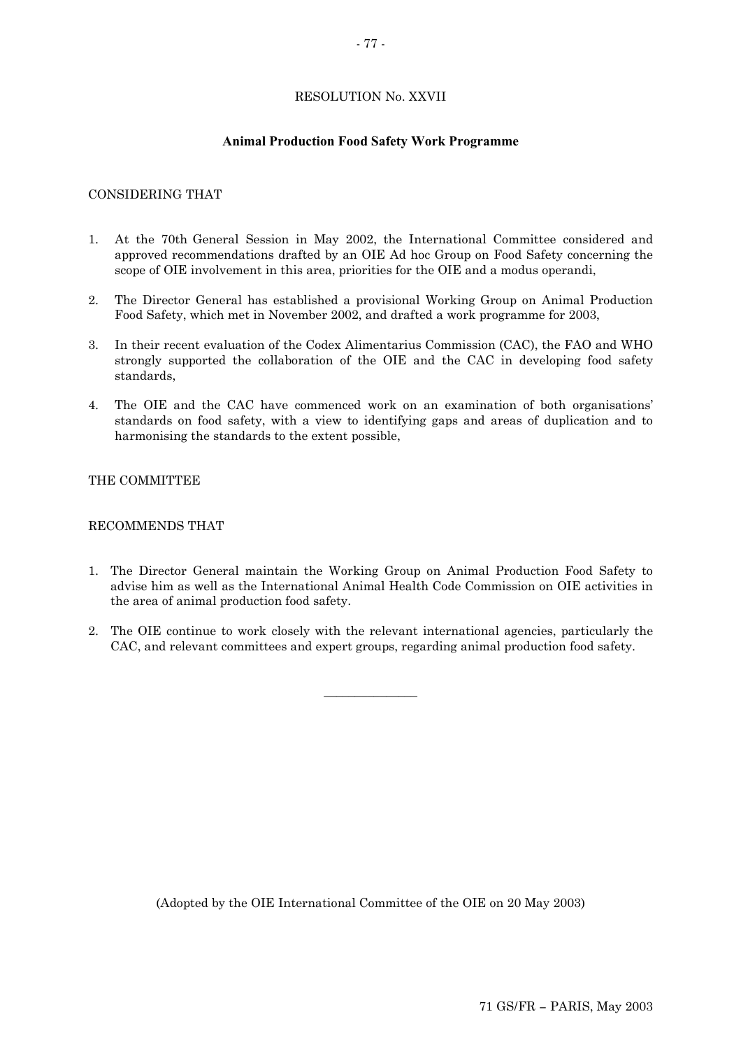RESOLUTION No. XXVII

**Animal Production Food Safety Work Programme**

CONSIDERING THAT

1. At the 70th General Session in May 2002, the International Committee considered and approved recommendations drafted by an OIE Ad hoc Group on Food Safety concerning the scope of OIE involvement in this area, priorities for the OIE and a modus operandi,

2. The Director General has established a provisional Working Group on Animal Production Food Safety, which met in November 2002, and drafted a work programme for 2003,

3. In their recent evaluation of the Codex Alimentarius Commission (CAC), the FAO and WHO strongly supported the collaboration of the OIE and the CAC in developing food safety standards,

4. The OIE and the CAC have commenced work on an examination of both organisations' standards on food safety, with a view to identifying gaps and areas of duplication and to harmonising the standards to the extent possible,

THE COMMITTEE

RECOMMENDS THAT

1. The Director General maintain the Working Group on Animal Production Food Safety to advise him as well as the International Animal Health Code Commission on OIE activities in the area of animal production food safety.

2. The OIE continue to work closely with the relevant international agencies, particularly the CAC, and relevant committees and expert groups, regarding animal production food safety.

---

(Adopted by the OIE International Committee of the OIE on 20 May 2003)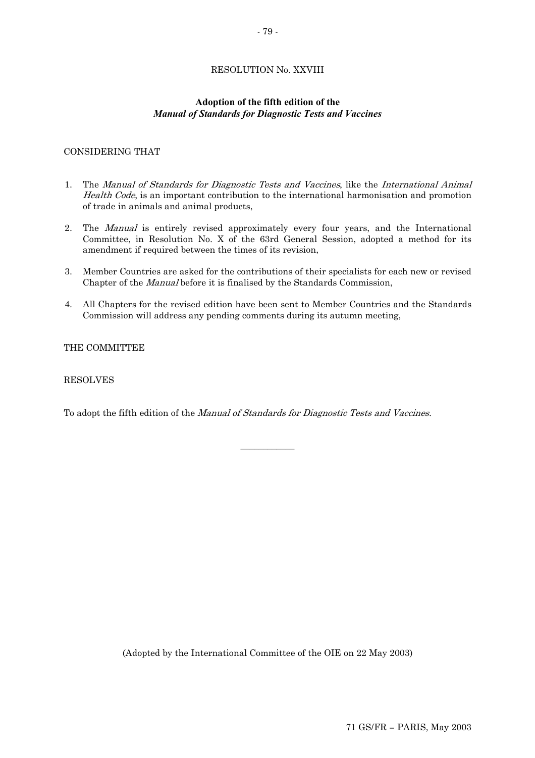RESOLUTION No. XXVIII

**Adoption of the fifth edition of the**
***Manual of Standards for Diagnostic Tests and Vaccines***

CONSIDERING THAT

1. The *Manual of Standards for Diagnostic Tests and Vaccines*, like the *International Animal Health Code*, is an important contribution to the international harmonisation and promotion of trade in animals and animal products,

2. The *Manual* is entirely revised approximately every four years, and the International Committee, in Resolution No. X of the 63rd General Session, adopted a method for its amendment if required between the times of its revision,

3. Member Countries are asked for the contributions of their specialists for each new or revised Chapter of the *Manual* before it is finalised by the Standards Commission,

4. All Chapters for the revised edition have been sent to Member Countries and the Standards Commission will address any pending comments during its autumn meeting,

THE COMMITTEE

RESOLVES

To adopt the fifth edition of the *Manual of Standards for Diagnostic Tests and Vaccines*.

---

(Adopted by the International Committee of the OIE on 22 May 2003)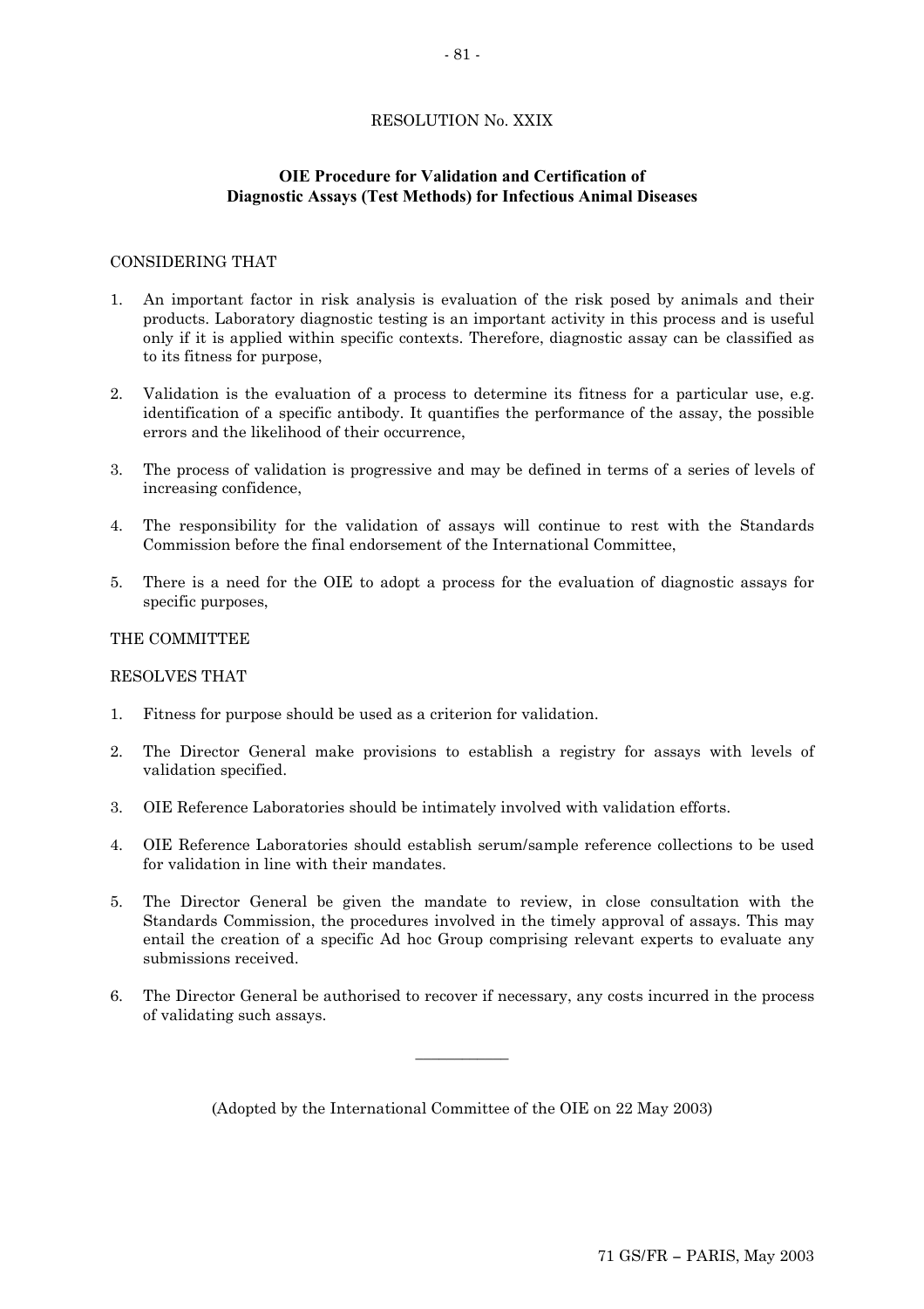RESOLUTION No. XXIX

**OIE Procedure for Validation and Certification of Diagnostic Assays (Test Methods) for Infectious Animal Diseases**

CONSIDERING THAT

1. An important factor in risk analysis is evaluation of the risk posed by animals and their products. Laboratory diagnostic testing is an important activity in this process and is useful only if it is applied within specific contexts. Therefore, diagnostic assay can be classified as to its fitness for purpose,
2. Validation is the evaluation of a process to determine its fitness for a particular use, e.g. identification of a specific antibody. It quantifies the performance of the assay, the possible errors and the likelihood of their occurrence,
3. The process of validation is progressive and may be defined in terms of a series of levels of increasing confidence,
4. The responsibility for the validation of assays will continue to rest with the Standards Commission before the final endorsement of the International Committee,
5. There is a need for the OIE to adopt a process for the evaluation of diagnostic assays for specific purposes,

THE COMMITTEE

RESOLVES THAT

1. Fitness for purpose should be used as a criterion for validation.
2. The Director General make provisions to establish a registry for assays with levels of validation specified.
3. OIE Reference Laboratories should be intimately involved with validation efforts.
4. OIE Reference Laboratories should establish serum/sample reference collections to be used for validation in line with their mandates.
5. The Director General be given the mandate to review, in close consultation with the Standards Commission, the procedures involved in the timely approval of assays. This may entail the creation of a specific Ad hoc Group comprising relevant experts to evaluate any submissions received.
6. The Director General be authorised to recover if necessary, any costs incurred in the process of validating such assays.

---

(Adopted by the International Committee of the OIE on 22 May 2003)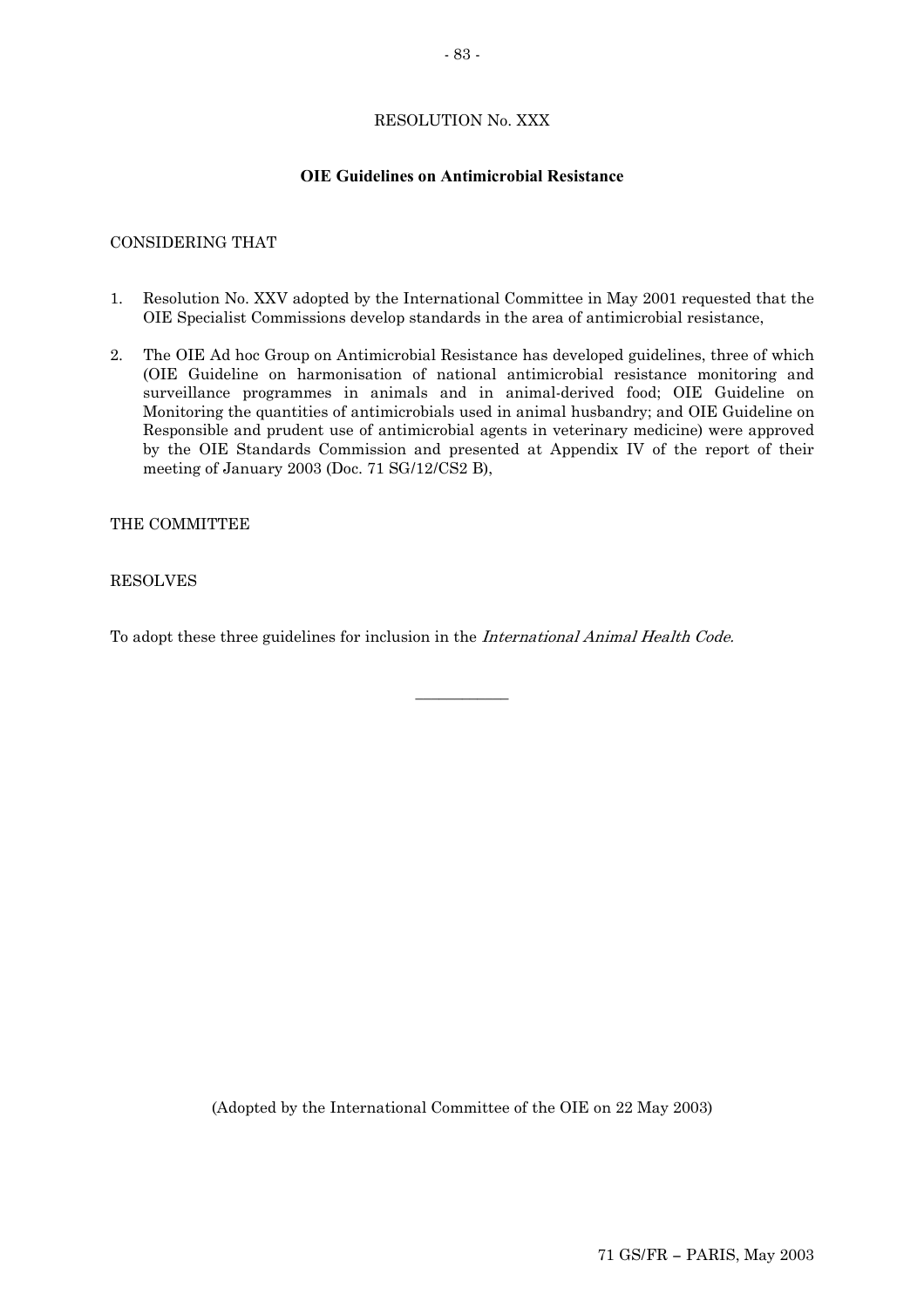RESOLUTION No. XXX

**OIE Guidelines on Antimicrobial Resistance**

CONSIDERING THAT

1. Resolution No. XXV adopted by the International Committee in May 2001 requested that the OIE Specialist Commissions develop standards in the area of antimicrobial resistance,

2. The OIE Ad hoc Group on Antimicrobial Resistance has developed guidelines, three of which (OIE Guideline on harmonisation of national antimicrobial resistance monitoring and surveillance programmes in animals and in animal-derived food; OIE Guideline on Monitoring the quantities of antimicrobials used in animal husbandry; and OIE Guideline on Responsible and prudent use of antimicrobial agents in veterinary medicine) were approved by the OIE Standards Commission and presented at Appendix IV of the report of their meeting of January 2003 (Doc. 71 SG/12/CS2 B),

THE COMMITTEE

RESOLVES

To adopt these three guidelines for inclusion in the *International Animal Health Code.*

---

(Adopted by the International Committee of the OIE on 22 May 2003)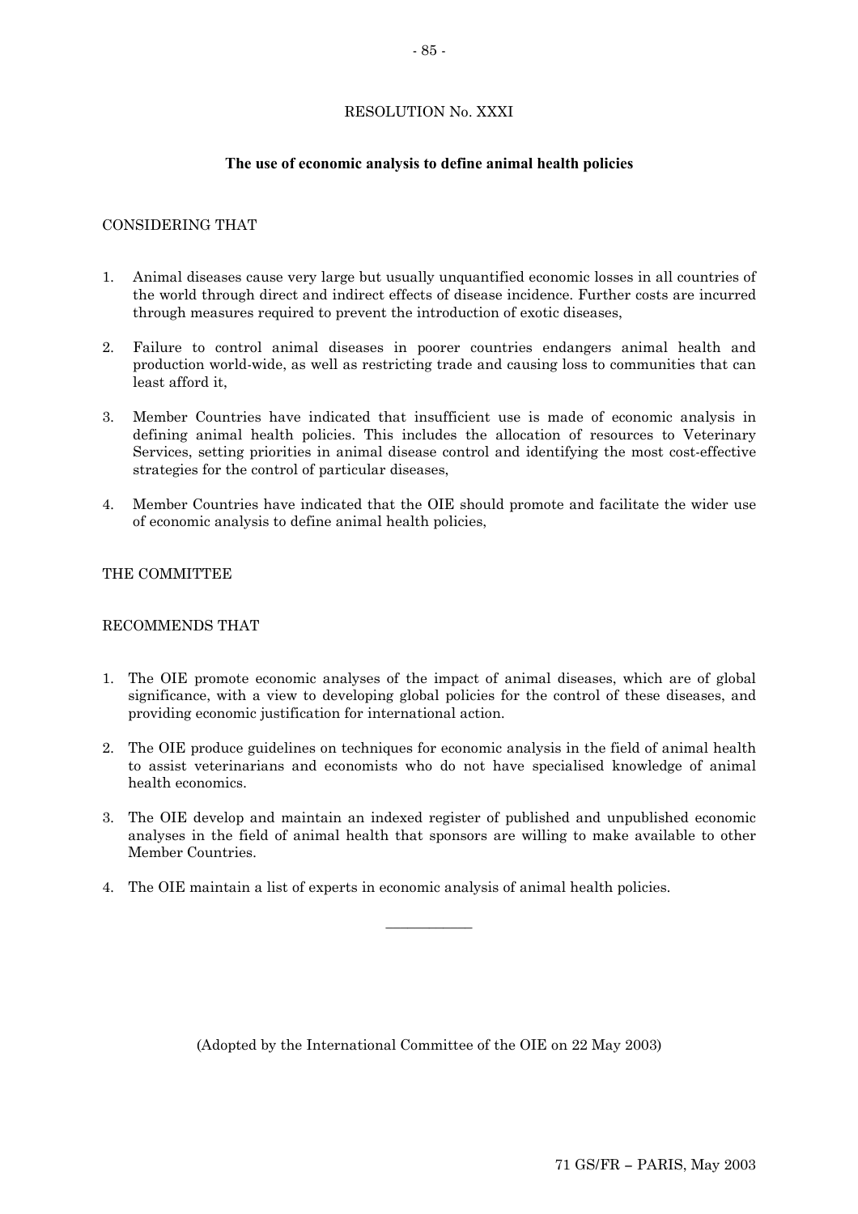# RESOLUTION No. XXXI

## The use of economic analysis to define animal health policies

CONSIDERING THAT

1. Animal diseases cause very large but usually unquantified economic losses in all countries of the world through direct and indirect effects of disease incidence. Further costs are incurred through measures required to prevent the introduction of exotic diseases,

2. Failure to control animal diseases in poorer countries endangers animal health and production world-wide, as well as restricting trade and causing loss to communities that can least afford it,

3. Member Countries have indicated that insufficient use is made of economic analysis in defining animal health policies. This includes the allocation of resources to Veterinary Services, setting priorities in animal disease control and identifying the most cost-effective strategies for the control of particular diseases,

4. Member Countries have indicated that the OIE should promote and facilitate the wider use of economic analysis to define animal health policies,

THE COMMITTEE

RECOMMENDS THAT

1. The OIE promote economic analyses of the impact of animal diseases, which are of global significance, with a view to developing global policies for the control of these diseases, and providing economic justification for international action.

2. The OIE produce guidelines on techniques for economic analysis in the field of animal health to assist veterinarians and economists who do not have specialised knowledge of animal health economics.

3. The OIE develop and maintain an indexed register of published and unpublished economic analyses in the field of animal health that sponsors are willing to make available to other Member Countries.

4. The OIE maintain a list of experts in economic analysis of animal health policies.

---

(Adopted by the International Committee of the OIE on 22 May 2003)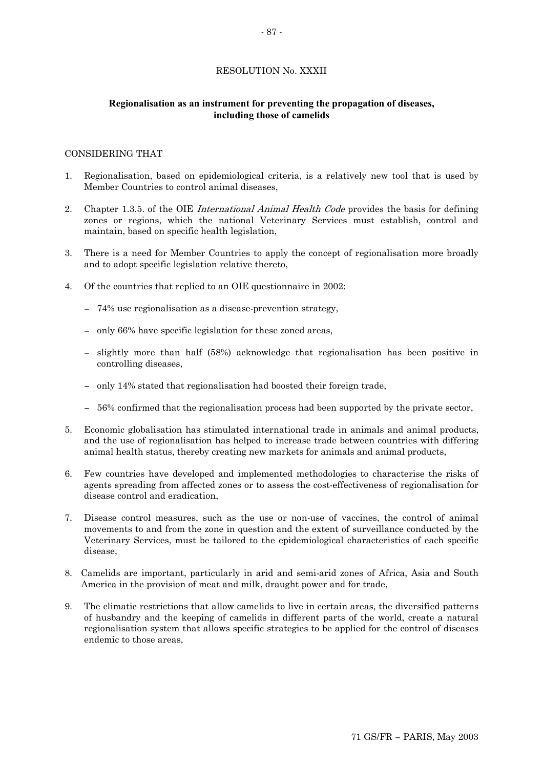RESOLUTION No. XXXII

**Regionalisation as an instrument for preventing the propagation of diseases, including those of camelids**

CONSIDERING THAT

1. Regionalisation, based on epidemiological criteria, is a relatively new tool that is used by Member Countries to control animal diseases,

2. Chapter 1.3.5. of the OIE *International Animal Health Code* provides the basis for defining zones or regions, which the national Veterinary Services must establish, control and maintain, based on specific health legislation,

3. There is a need for Member Countries to apply the concept of regionalisation more broadly and to adopt specific legislation relative thereto,

4. Of the countries that replied to an OIE questionnaire in 2002:

   – 74% use regionalisation as a disease-prevention strategy,

   – only 66% have specific legislation for these zoned areas,

   – slightly more than half (58%) acknowledge that regionalisation has been positive in controlling diseases,

   – only 14% stated that regionalisation had boosted their foreign trade,

   – 56% confirmed that the regionalisation process had been supported by the private sector,

5. Economic globalisation has stimulated international trade in animals and animal products, and the use of regionalisation has helped to increase trade between countries with differing animal health status, thereby creating new markets for animals and animal products,

6. Few countries have developed and implemented methodologies to characterise the risks of agents spreading from affected zones or to assess the cost-effectiveness of regionalisation for disease control and eradication,

7. Disease control measures, such as the use or non-use of vaccines, the control of animal movements to and from the zone in question and the extent of surveillance conducted by the Veterinary Services, must be tailored to the epidemiological characteristics of each specific disease,

8. Camelids are important, particularly in arid and semi-arid zones of Africa, Asia and South America in the provision of meat and milk, draught power and for trade,

9. The climatic restrictions that allow camelids to live in certain areas, the diversified patterns of husbandry and the keeping of camelids in different parts of the world, create a natural regionalisation system that allows specific strategies to be applied for the control of diseases endemic to those areas,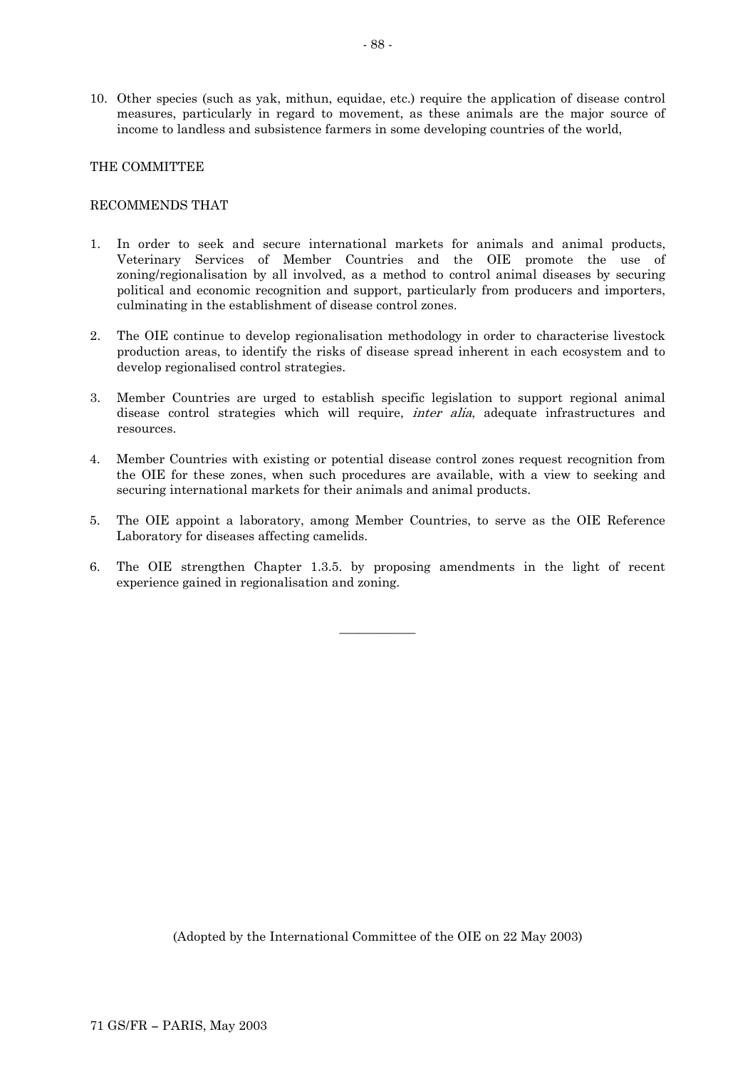10. Other species (such as yak, mithun, equidae, etc.) require the application of disease control measures, particularly in regard to movement, as these animals are the major source of income to landless and subsistence farmers in some developing countries of the world,

THE COMMITTEE

RECOMMENDS THAT

1. In order to seek and secure international markets for animals and animal products, Veterinary Services of Member Countries and the OIE promote the use of zoning/regionalisation by all involved, as a method to control animal diseases by securing political and economic recognition and support, particularly from producers and importers, culminating in the establishment of disease control zones.

2. The OIE continue to develop regionalisation methodology in order to characterise livestock production areas, to identify the risks of disease spread inherent in each ecosystem and to develop regionalised control strategies.

3. Member Countries are urged to establish specific legislation to support regional animal disease control strategies which will require, *inter alia*, adequate infrastructures and resources.

4. Member Countries with existing or potential disease control zones request recognition from the OIE for these zones, when such procedures are available, with a view to seeking and securing international markets for their animals and animal products.

5. The OIE appoint a laboratory, among Member Countries, to serve as the OIE Reference Laboratory for diseases affecting camelids.

6. The OIE strengthen Chapter 1.3.5. by proposing amendments in the light of recent experience gained in regionalisation and zoning.

---

(Adopted by the International Committee of the OIE on 22 May 2003)

71 GS/FR – PARIS, May 2003